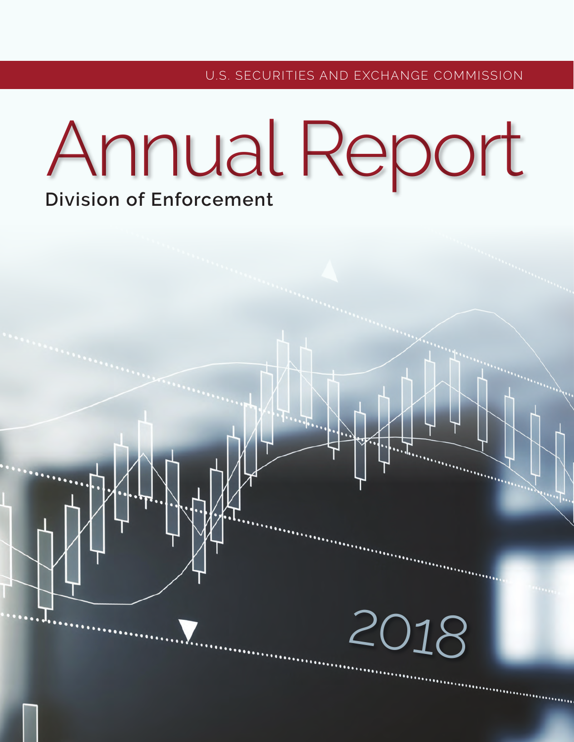U.S. SECURITIES AND EXCHANGE COMMISSION

# Annual Report

## Division of Enforcement

2018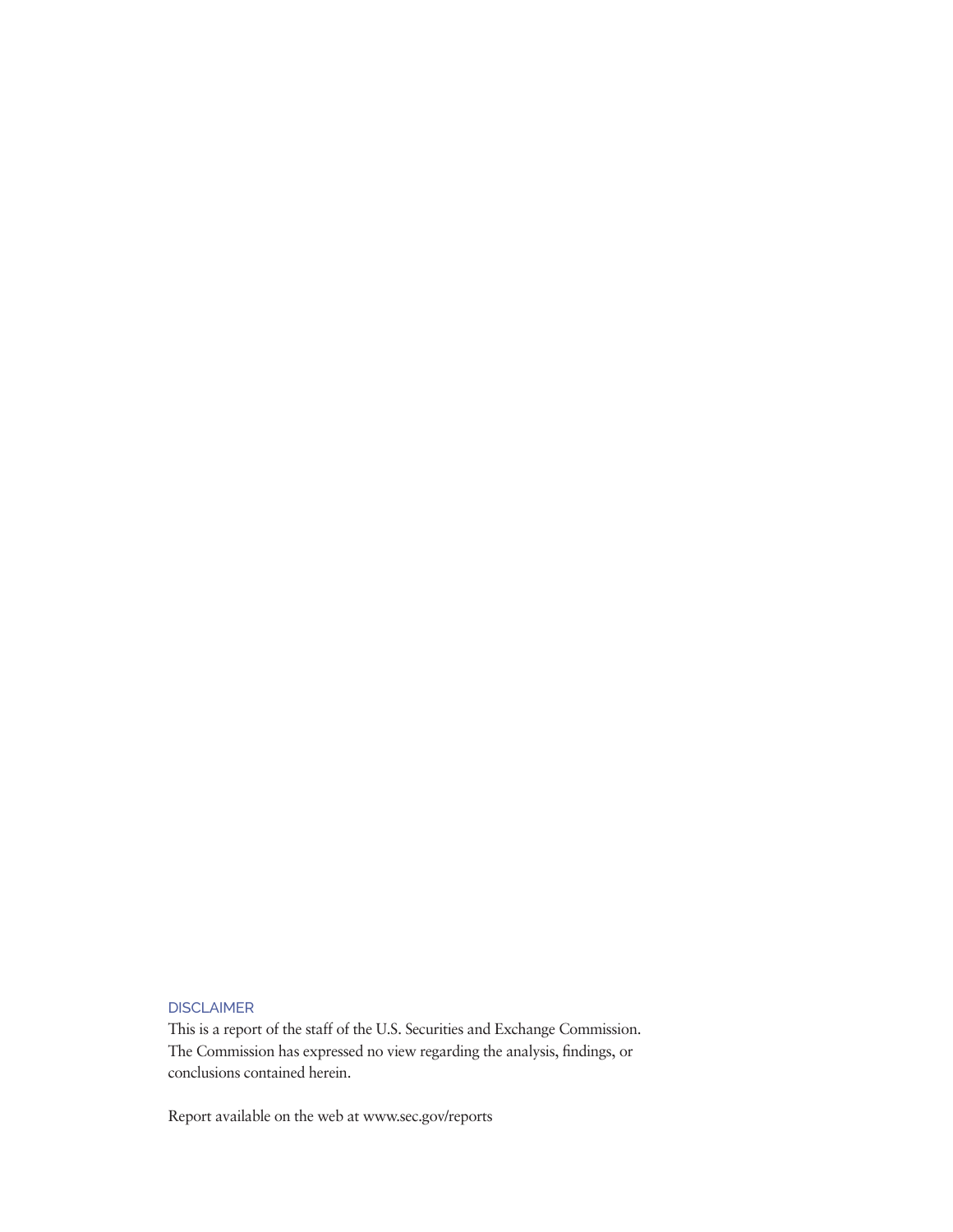DISCLAIMER

This is a report of the staff of the U.S. Securities and Exchange Commission. The Commission has expressed no view regarding the analysis, findings, or conclusions contained herein.

Report available on the web at www.sec.gov/reports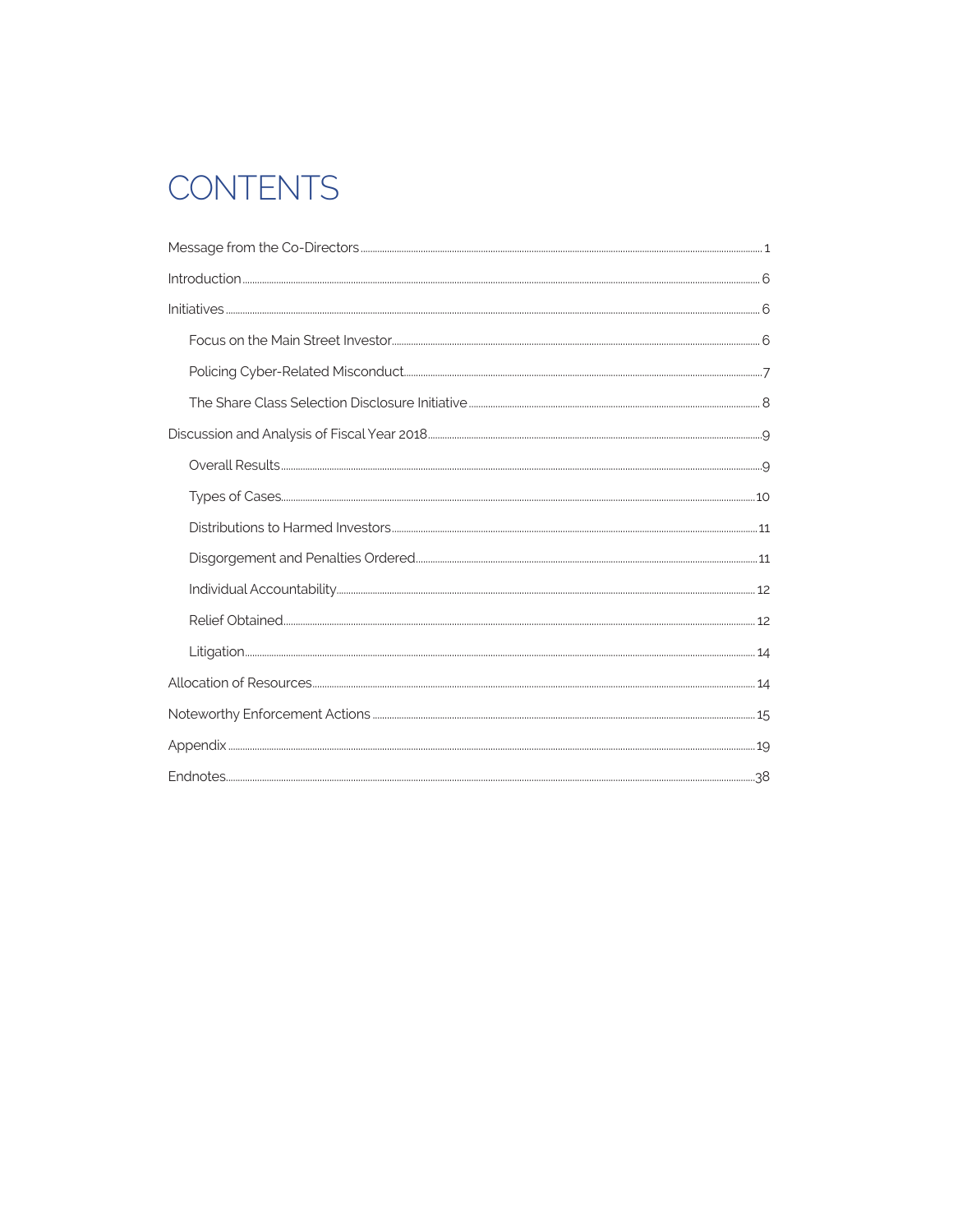# CONTENTS

Message from the Co-Directors ..... 1

Introduction ..... 6

Initiatives ..... 6

- Focus on the Main Street Investor ..... 6
- Policing Cyber-Related Misconduct ..... 7
- The Share Class Selection Disclosure Initiative ..... 8

Discussion and Analysis of Fiscal Year 2018 ..... 9

- Overall Results ..... 9
- Types of Cases ..... 10
- Distributions to Harmed Investors ..... 11
- Disgorgement and Penalties Ordered ..... 11
- Individual Accountability ..... 12
- Relief Obtained ..... 12
- Litigation ..... 14

Allocation of Resources ..... 14

Noteworthy Enforcement Actions ..... 15

Appendix ..... 19

Endnotes ..... 38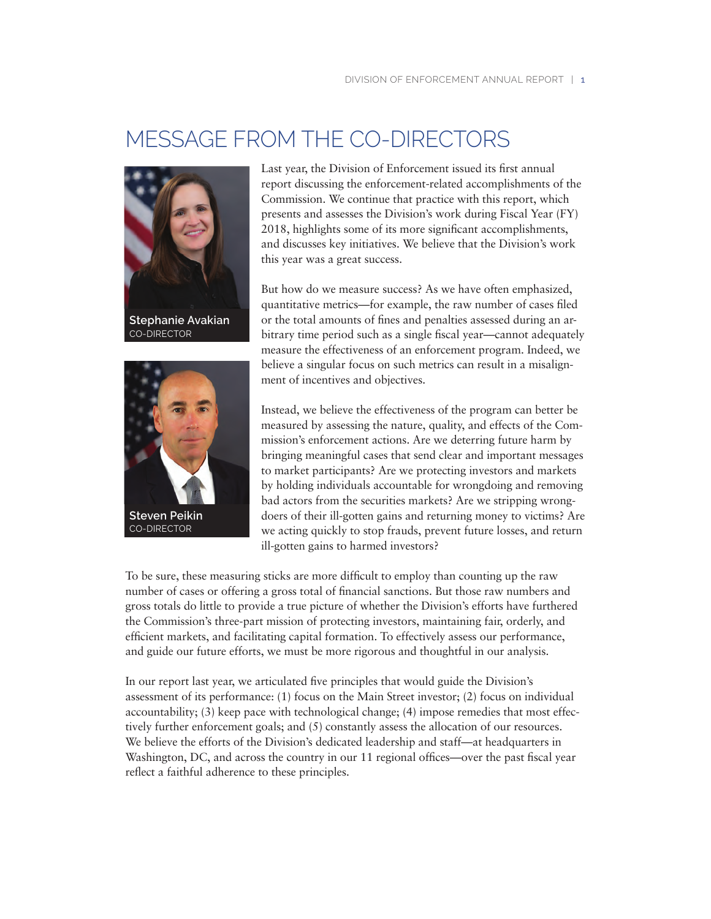# MESSAGE FROM THE CO-DIRECTORS

**Stephanie Avakian**
CO-DIRECTOR

**Steven Peikin**
CO-DIRECTOR

Last year, the Division of Enforcement issued its first annual report discussing the enforcement-related accomplishments of the Commission. We continue that practice with this report, which presents and assesses the Division's work during Fiscal Year (FY) 2018, highlights some of its more significant accomplishments, and discusses key initiatives. We believe that the Division's work this year was a great success.

But how do we measure success? As we have often emphasized, quantitative metrics—for example, the raw number of cases filed or the total amounts of fines and penalties assessed during an arbitrary time period such as a single fiscal year—cannot adequately measure the effectiveness of an enforcement program. Indeed, we believe a singular focus on such metrics can result in a misalignment of incentives and objectives.

Instead, we believe the effectiveness of the program can better be measured by assessing the nature, quality, and effects of the Commission's enforcement actions. Are we deterring future harm by bringing meaningful cases that send clear and important messages to market participants? Are we protecting investors and markets by holding individuals accountable for wrongdoing and removing bad actors from the securities markets? Are we stripping wrongdoers of their ill-gotten gains and returning money to victims? Are we acting quickly to stop frauds, prevent future losses, and return ill-gotten gains to harmed investors?

To be sure, these measuring sticks are more difficult to employ than counting up the raw number of cases or offering a gross total of financial sanctions. But those raw numbers and gross totals do little to provide a true picture of whether the Division's efforts have furthered the Commission's three-part mission of protecting investors, maintaining fair, orderly, and efficient markets, and facilitating capital formation. To effectively assess our performance, and guide our future efforts, we must be more rigorous and thoughtful in our analysis.

In our report last year, we articulated five principles that would guide the Division's assessment of its performance: (1) focus on the Main Street investor; (2) focus on individual accountability; (3) keep pace with technological change; (4) impose remedies that most effectively further enforcement goals; and (5) constantly assess the allocation of our resources. We believe the efforts of the Division's dedicated leadership and staff—at headquarters in Washington, DC, and across the country in our 11 regional offices—over the past fiscal year reflect a faithful adherence to these principles.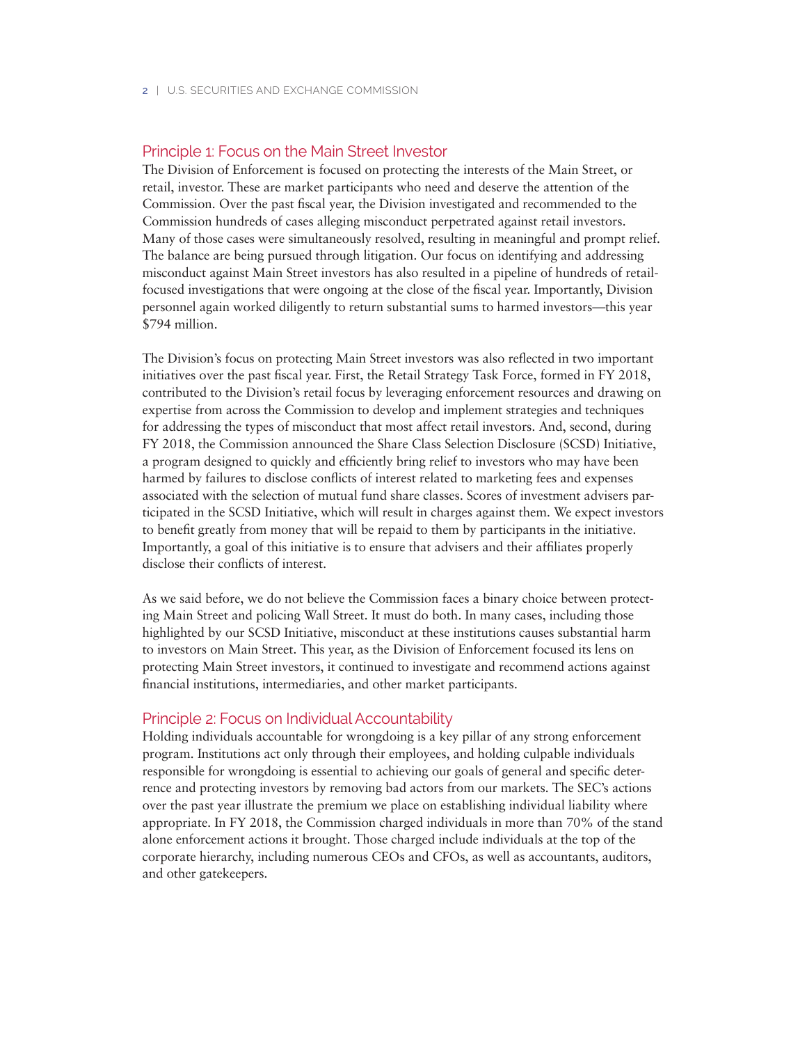## Principle 1: Focus on the Main Street Investor

The Division of Enforcement is focused on protecting the interests of the Main Street, or retail, investor. These are market participants who need and deserve the attention of the Commission. Over the past fiscal year, the Division investigated and recommended to the Commission hundreds of cases alleging misconduct perpetrated against retail investors. Many of those cases were simultaneously resolved, resulting in meaningful and prompt relief. The balance are being pursued through litigation. Our focus on identifying and addressing misconduct against Main Street investors has also resulted in a pipeline of hundreds of retail-focused investigations that were ongoing at the close of the fiscal year. Importantly, Division personnel again worked diligently to return substantial sums to harmed investors—this year $794 million.

The Division's focus on protecting Main Street investors was also reflected in two important initiatives over the past fiscal year. First, the Retail Strategy Task Force, formed in FY 2018, contributed to the Division's retail focus by leveraging enforcement resources and drawing on expertise from across the Commission to develop and implement strategies and techniques for addressing the types of misconduct that most affect retail investors. And, second, during FY 2018, the Commission announced the Share Class Selection Disclosure (SCSD) Initiative, a program designed to quickly and efficiently bring relief to investors who may have been harmed by failures to disclose conflicts of interest related to marketing fees and expenses associated with the selection of mutual fund share classes. Scores of investment advisers participated in the SCSD Initiative, which will result in charges against them. We expect investors to benefit greatly from money that will be repaid to them by participants in the initiative. Importantly, a goal of this initiative is to ensure that advisers and their affiliates properly disclose their conflicts of interest.

As we said before, we do not believe the Commission faces a binary choice between protecting Main Street and policing Wall Street. It must do both. In many cases, including those highlighted by our SCSD Initiative, misconduct at these institutions causes substantial harm to investors on Main Street. This year, as the Division of Enforcement focused its lens on protecting Main Street investors, it continued to investigate and recommend actions against financial institutions, intermediaries, and other market participants.

## Principle 2: Focus on Individual Accountability

Holding individuals accountable for wrongdoing is a key pillar of any strong enforcement program. Institutions act only through their employees, and holding culpable individuals responsible for wrongdoing is essential to achieving our goals of general and specific deterrence and protecting investors by removing bad actors from our markets. The SEC's actions over the past year illustrate the premium we place on establishing individual liability where appropriate. In FY 2018, the Commission charged individuals in more than 70% of the stand alone enforcement actions it brought. Those charged include individuals at the top of the corporate hierarchy, including numerous CEOs and CFOs, as well as accountants, auditors, and other gatekeepers.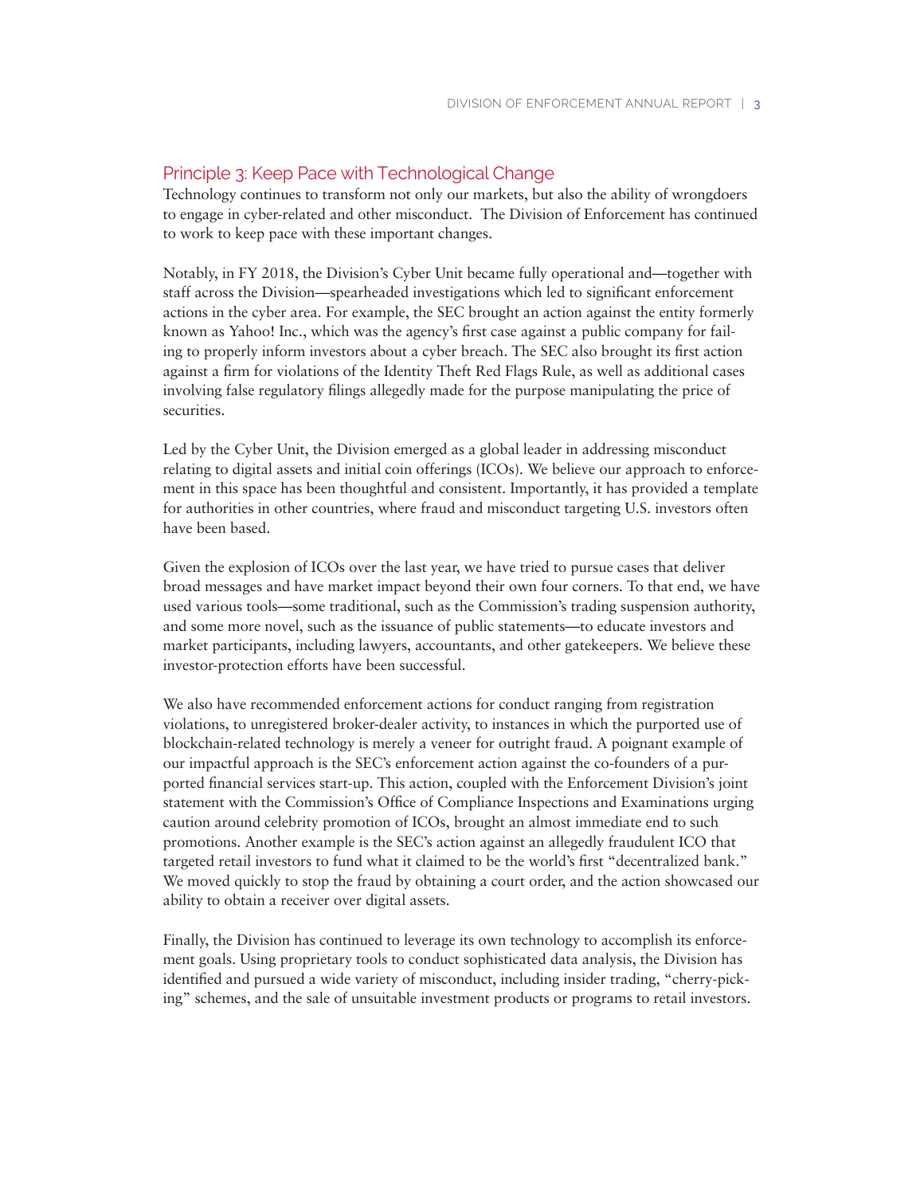## Principle 3: Keep Pace with Technological Change

Technology continues to transform not only our markets, but also the ability of wrongdoers to engage in cyber-related and other misconduct. The Division of Enforcement has continued to work to keep pace with these important changes.

Notably, in FY 2018, the Division's Cyber Unit became fully operational and—together with staff across the Division—spearheaded investigations which led to significant enforcement actions in the cyber area. For example, the SEC brought an action against the entity formerly known as Yahoo! Inc., which was the agency's first case against a public company for failing to properly inform investors about a cyber breach. The SEC also brought its first action against a firm for violations of the Identity Theft Red Flags Rule, as well as additional cases involving false regulatory filings allegedly made for the purpose manipulating the price of securities.

Led by the Cyber Unit, the Division emerged as a global leader in addressing misconduct relating to digital assets and initial coin offerings (ICOs). We believe our approach to enforcement in this space has been thoughtful and consistent. Importantly, it has provided a template for authorities in other countries, where fraud and misconduct targeting U.S. investors often have been based.

Given the explosion of ICOs over the last year, we have tried to pursue cases that deliver broad messages and have market impact beyond their own four corners. To that end, we have used various tools—some traditional, such as the Commission's trading suspension authority, and some more novel, such as the issuance of public statements—to educate investors and market participants, including lawyers, accountants, and other gatekeepers. We believe these investor-protection efforts have been successful.

We also have recommended enforcement actions for conduct ranging from registration violations, to unregistered broker-dealer activity, to instances in which the purported use of blockchain-related technology is merely a veneer for outright fraud. A poignant example of our impactful approach is the SEC's enforcement action against the co-founders of a purported financial services start-up. This action, coupled with the Enforcement Division's joint statement with the Commission's Office of Compliance Inspections and Examinations urging caution around celebrity promotion of ICOs, brought an almost immediate end to such promotions. Another example is the SEC's action against an allegedly fraudulent ICO that targeted retail investors to fund what it claimed to be the world's first "decentralized bank." We moved quickly to stop the fraud by obtaining a court order, and the action showcased our ability to obtain a receiver over digital assets.

Finally, the Division has continued to leverage its own technology to accomplish its enforcement goals. Using proprietary tools to conduct sophisticated data analysis, the Division has identified and pursued a wide variety of misconduct, including insider trading, "cherry-picking" schemes, and the sale of unsuitable investment products or programs to retail investors.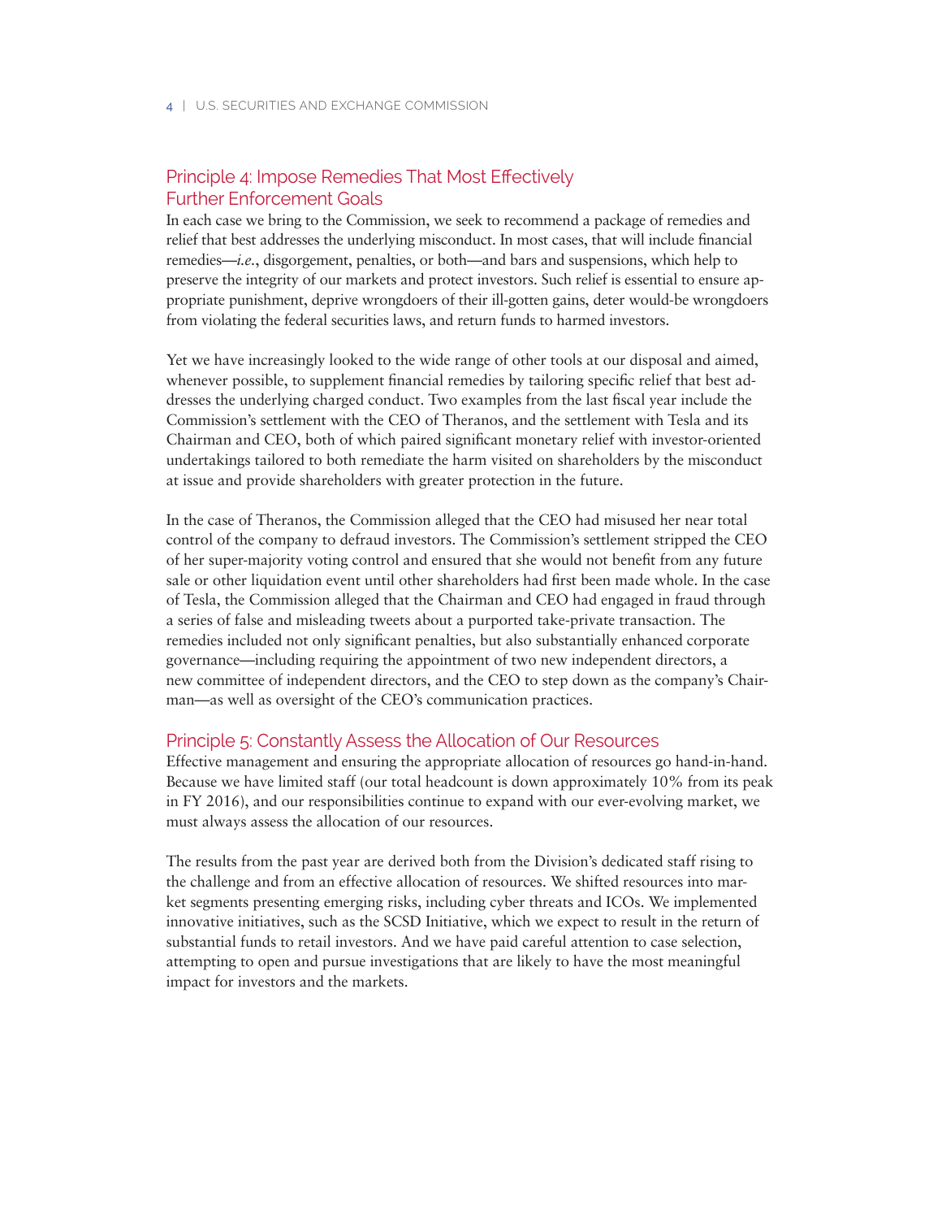## Principle 4: Impose Remedies That Most Effectively Further Enforcement Goals

In each case we bring to the Commission, we seek to recommend a package of remedies and relief that best addresses the underlying misconduct. In most cases, that will include financial remedies—*i.e.*, disgorgement, penalties, or both—and bars and suspensions, which help to preserve the integrity of our markets and protect investors. Such relief is essential to ensure appropriate punishment, deprive wrongdoers of their ill-gotten gains, deter would-be wrongdoers from violating the federal securities laws, and return funds to harmed investors.

Yet we have increasingly looked to the wide range of other tools at our disposal and aimed, whenever possible, to supplement financial remedies by tailoring specific relief that best addresses the underlying charged conduct. Two examples from the last fiscal year include the Commission's settlement with the CEO of Theranos, and the settlement with Tesla and its Chairman and CEO, both of which paired significant monetary relief with investor-oriented undertakings tailored to both remediate the harm visited on shareholders by the misconduct at issue and provide shareholders with greater protection in the future.

In the case of Theranos, the Commission alleged that the CEO had misused her near total control of the company to defraud investors. The Commission's settlement stripped the CEO of her super-majority voting control and ensured that she would not benefit from any future sale or other liquidation event until other shareholders had first been made whole. In the case of Tesla, the Commission alleged that the Chairman and CEO had engaged in fraud through a series of false and misleading tweets about a purported take-private transaction. The remedies included not only significant penalties, but also substantially enhanced corporate governance—including requiring the appointment of two new independent directors, a new committee of independent directors, and the CEO to step down as the company's Chairman—as well as oversight of the CEO's communication practices.

## Principle 5: Constantly Assess the Allocation of Our Resources

Effective management and ensuring the appropriate allocation of resources go hand-in-hand. Because we have limited staff (our total headcount is down approximately 10% from its peak in FY 2016), and our responsibilities continue to expand with our ever-evolving market, we must always assess the allocation of our resources.

The results from the past year are derived both from the Division's dedicated staff rising to the challenge and from an effective allocation of resources. We shifted resources into market segments presenting emerging risks, including cyber threats and ICOs. We implemented innovative initiatives, such as the SCSD Initiative, which we expect to result in the return of substantial funds to retail investors. And we have paid careful attention to case selection, attempting to open and pursue investigations that are likely to have the most meaningful impact for investors and the markets.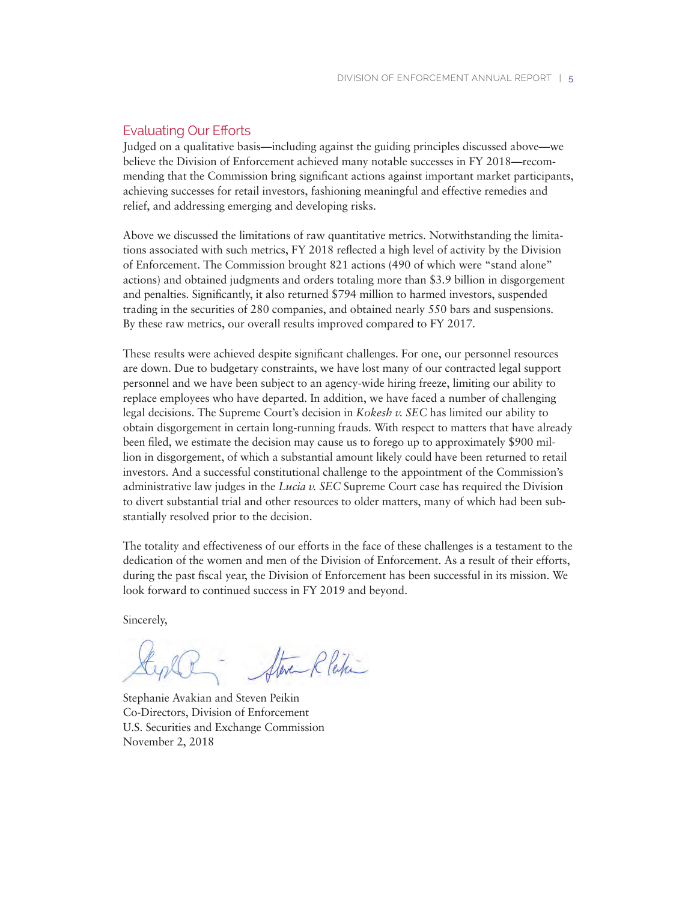## Evaluating Our Efforts

Judged on a qualitative basis—including against the guiding principles discussed above—we believe the Division of Enforcement achieved many notable successes in FY 2018—recommending that the Commission bring significant actions against important market participants, achieving successes for retail investors, fashioning meaningful and effective remedies and relief, and addressing emerging and developing risks.

Above we discussed the limitations of raw quantitative metrics. Notwithstanding the limitations associated with such metrics, FY 2018 reflected a high level of activity by the Division of Enforcement. The Commission brought 821 actions (490 of which were "stand alone" actions) and obtained judgments and orders totaling more than $3.9 billion in disgorgement and penalties. Significantly, it also returned $794 million to harmed investors, suspended trading in the securities of 280 companies, and obtained nearly 550 bars and suspensions. By these raw metrics, our overall results improved compared to FY 2017.

These results were achieved despite significant challenges. For one, our personnel resources are down. Due to budgetary constraints, we have lost many of our contracted legal support personnel and we have been subject to an agency-wide hiring freeze, limiting our ability to replace employees who have departed. In addition, we have faced a number of challenging legal decisions. The Supreme Court's decision in *Kokesh v. SEC* has limited our ability to obtain disgorgement in certain long-running frauds. With respect to matters that have already been filed, we estimate the decision may cause us to forego up to approximately $900 million in disgorgement, of which a substantial amount likely could have been returned to retail investors. And a successful constitutional challenge to the appointment of the Commission's administrative law judges in the *Lucia v. SEC* Supreme Court case has required the Division to divert substantial trial and other resources to older matters, many of which had been substantially resolved prior to the decision.

The totality and effectiveness of our efforts in the face of these challenges is a testament to the dedication of the women and men of the Division of Enforcement. As a result of their efforts, during the past fiscal year, the Division of Enforcement has been successful in its mission. We look forward to continued success in FY 2019 and beyond.

Sincerely,

Stephanie Avakian and Steven Peikin
Co-Directors, Division of Enforcement
U.S. Securities and Exchange Commission
November 2, 2018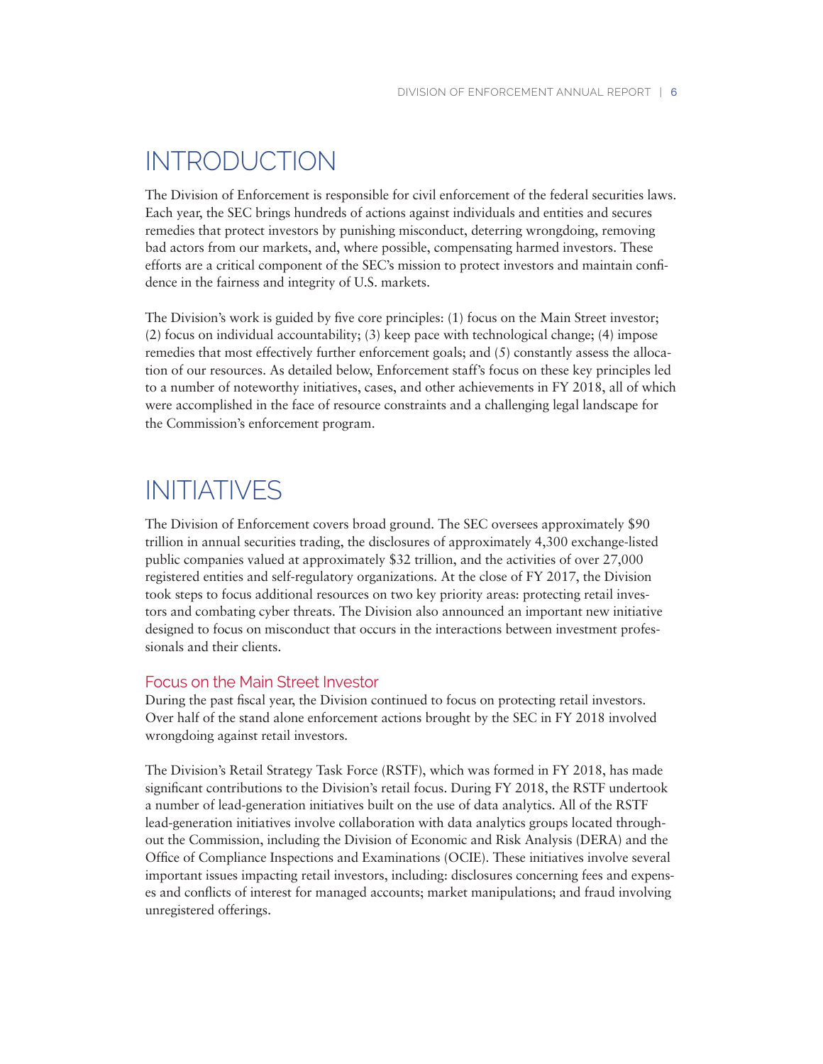# INTRODUCTION

The Division of Enforcement is responsible for civil enforcement of the federal securities laws. Each year, the SEC brings hundreds of actions against individuals and entities and secures remedies that protect investors by punishing misconduct, deterring wrongdoing, removing bad actors from our markets, and, where possible, compensating harmed investors. These efforts are a critical component of the SEC's mission to protect investors and maintain confidence in the fairness and integrity of U.S. markets.

The Division's work is guided by five core principles: (1) focus on the Main Street investor; (2) focus on individual accountability; (3) keep pace with technological change; (4) impose remedies that most effectively further enforcement goals; and (5) constantly assess the allocation of our resources. As detailed below, Enforcement staff's focus on these key principles led to a number of noteworthy initiatives, cases, and other achievements in FY 2018, all of which were accomplished in the face of resource constraints and a challenging legal landscape for the Commission's enforcement program.

# INITIATIVES

The Division of Enforcement covers broad ground. The SEC oversees approximately $90 trillion in annual securities trading, the disclosures of approximately 4,300 exchange-listed public companies valued at approximately $32 trillion, and the activities of over 27,000 registered entities and self-regulatory organizations. At the close of FY 2017, the Division took steps to focus additional resources on two key priority areas: protecting retail investors and combating cyber threats. The Division also announced an important new initiative designed to focus on misconduct that occurs in the interactions between investment professionals and their clients.

## Focus on the Main Street Investor

During the past fiscal year, the Division continued to focus on protecting retail investors. Over half of the stand alone enforcement actions brought by the SEC in FY 2018 involved wrongdoing against retail investors.

The Division's Retail Strategy Task Force (RSTF), which was formed in FY 2018, has made significant contributions to the Division's retail focus. During FY 2018, the RSTF undertook a number of lead-generation initiatives built on the use of data analytics. All of the RSTF lead-generation initiatives involve collaboration with data analytics groups located throughout the Commission, including the Division of Economic and Risk Analysis (DERA) and the Office of Compliance Inspections and Examinations (OCIE). These initiatives involve several important issues impacting retail investors, including: disclosures concerning fees and expenses and conflicts of interest for managed accounts; market manipulations; and fraud involving unregistered offerings.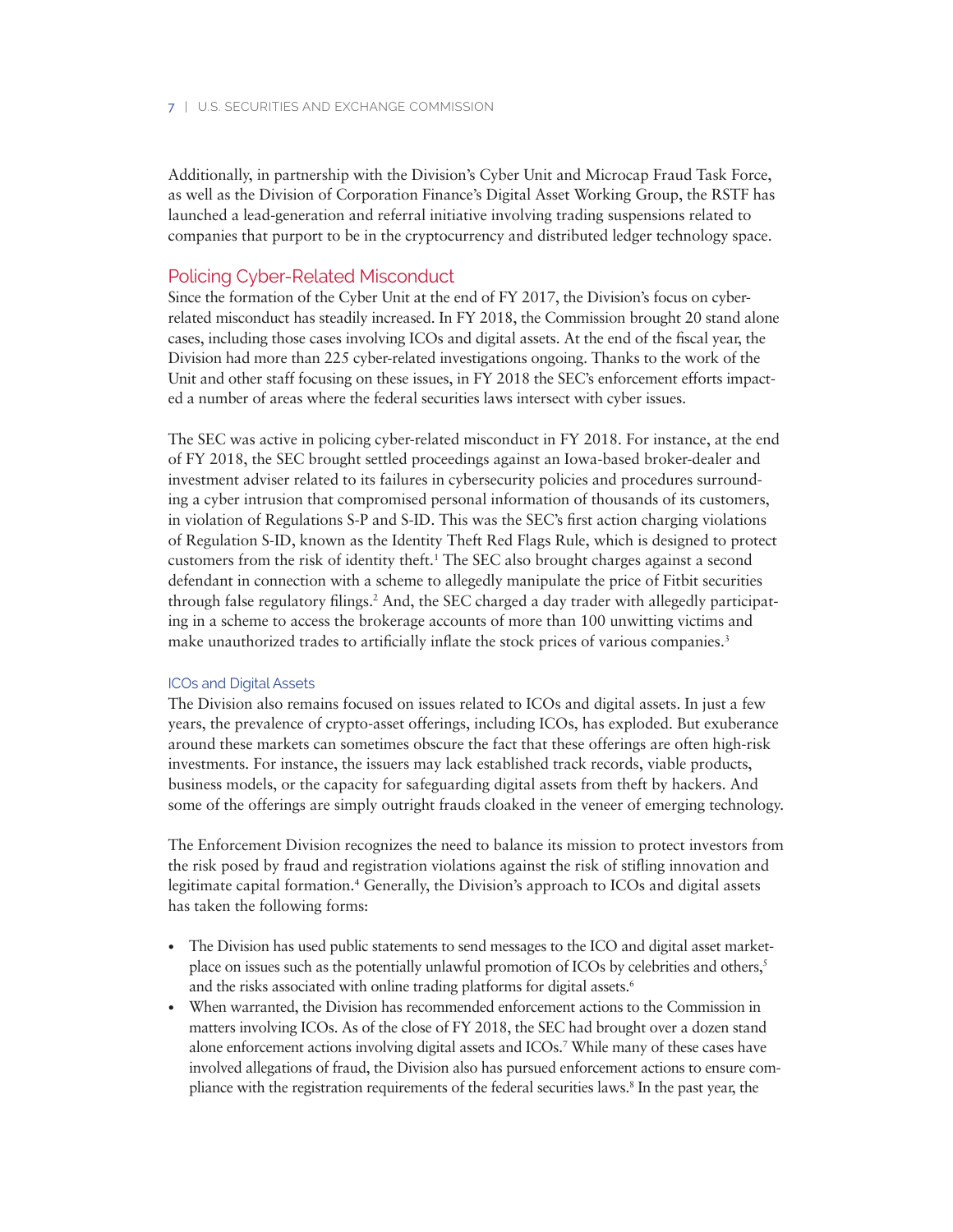Additionally, in partnership with the Division's Cyber Unit and Microcap Fraud Task Force, as well as the Division of Corporation Finance's Digital Asset Working Group, the RSTF has launched a lead-generation and referral initiative involving trading suspensions related to companies that purport to be in the cryptocurrency and distributed ledger technology space.

## Policing Cyber-Related Misconduct

Since the formation of the Cyber Unit at the end of FY 2017, the Division's focus on cyber-related misconduct has steadily increased. In FY 2018, the Commission brought 20 stand alone cases, including those cases involving ICOs and digital assets. At the end of the fiscal year, the Division had more than 225 cyber-related investigations ongoing. Thanks to the work of the Unit and other staff focusing on these issues, in FY 2018 the SEC's enforcement efforts impacted a number of areas where the federal securities laws intersect with cyber issues.

The SEC was active in policing cyber-related misconduct in FY 2018. For instance, at the end of FY 2018, the SEC brought settled proceedings against an Iowa-based broker-dealer and investment adviser related to its failures in cybersecurity policies and procedures surrounding a cyber intrusion that compromised personal information of thousands of its customers, in violation of Regulations S-P and S-ID. This was the SEC's first action charging violations of Regulation S-ID, known as the Identity Theft Red Flags Rule, which is designed to protect customers from the risk of identity theft.[1] The SEC also brought charges against a second defendant in connection with a scheme to allegedly manipulate the price of Fitbit securities through false regulatory filings.[2] And, the SEC charged a day trader with allegedly participating in a scheme to access the brokerage accounts of more than 100 unwitting victims and make unauthorized trades to artificially inflate the stock prices of various companies.[3]

### ICOs and Digital Assets

The Division also remains focused on issues related to ICOs and digital assets. In just a few years, the prevalence of crypto-asset offerings, including ICOs, has exploded. But exuberance around these markets can sometimes obscure the fact that these offerings are often high-risk investments. For instance, the issuers may lack established track records, viable products, business models, or the capacity for safeguarding digital assets from theft by hackers. And some of the offerings are simply outright frauds cloaked in the veneer of emerging technology.

The Enforcement Division recognizes the need to balance its mission to protect investors from the risk posed by fraud and registration violations against the risk of stifling innovation and legitimate capital formation.[4] Generally, the Division's approach to ICOs and digital assets has taken the following forms:

- The Division has used public statements to send messages to the ICO and digital asset marketplace on issues such as the potentially unlawful promotion of ICOs by celebrities and others,[5] and the risks associated with online trading platforms for digital assets.[6]
- When warranted, the Division has recommended enforcement actions to the Commission in matters involving ICOs. As of the close of FY 2018, the SEC had brought over a dozen stand alone enforcement actions involving digital assets and ICOs.[7] While many of these cases have involved allegations of fraud, the Division also has pursued enforcement actions to ensure compliance with the registration requirements of the federal securities laws.[8] In the past year, the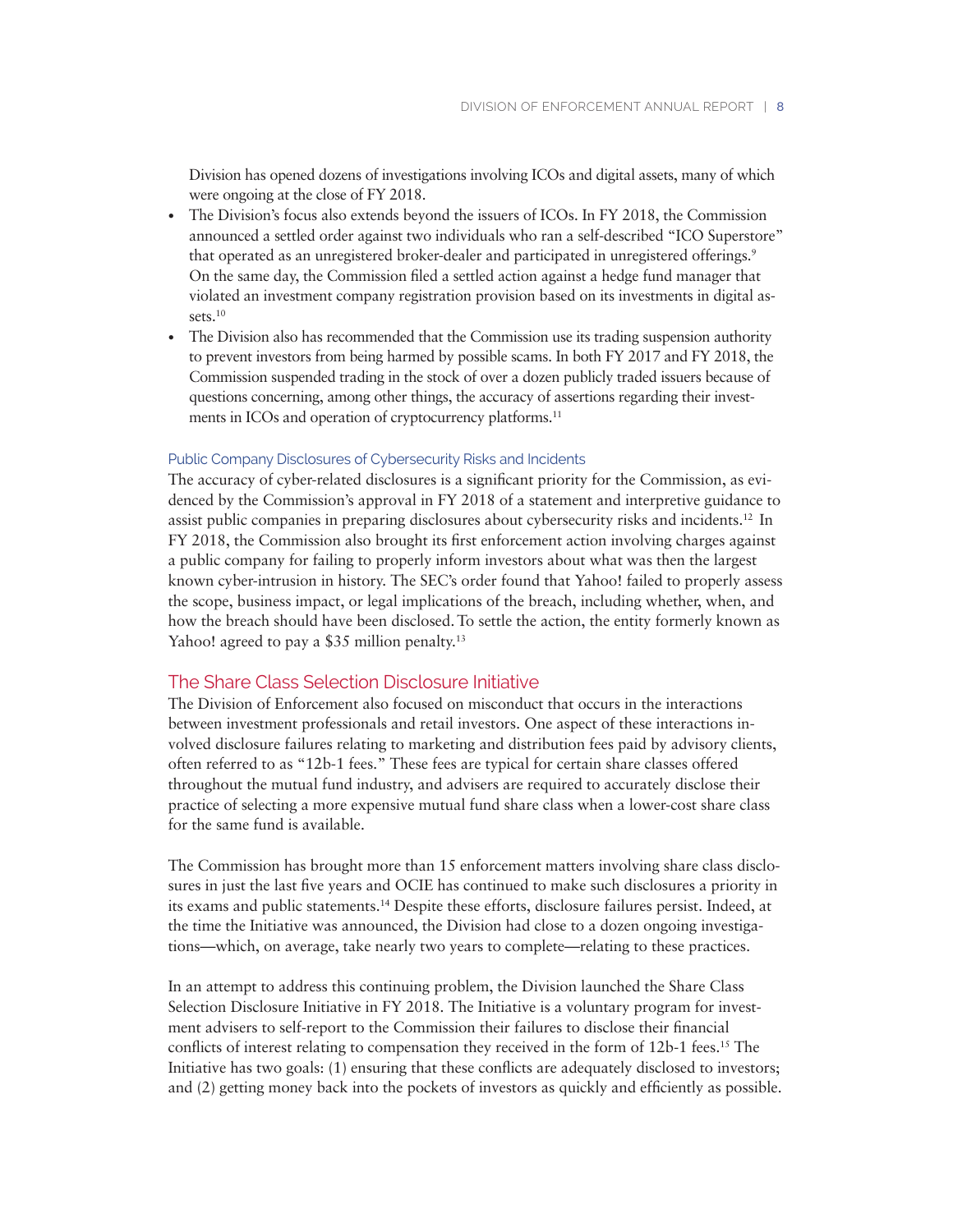Division has opened dozens of investigations involving ICOs and digital assets, many of which were ongoing at the close of FY 2018.

- The Division's focus also extends beyond the issuers of ICOs. In FY 2018, the Commission announced a settled order against two individuals who ran a self-described "ICO Superstore" that operated as an unregistered broker-dealer and participated in unregistered offerings.[9] On the same day, the Commission filed a settled action against a hedge fund manager that violated an investment company registration provision based on its investments in digital assets.[10]
- The Division also has recommended that the Commission use its trading suspension authority to prevent investors from being harmed by possible scams. In both FY 2017 and FY 2018, the Commission suspended trading in the stock of over a dozen publicly traded issuers because of questions concerning, among other things, the accuracy of assertions regarding their investments in ICOs and operation of cryptocurrency platforms.[11]

### Public Company Disclosures of Cybersecurity Risks and Incidents

The accuracy of cyber-related disclosures is a significant priority for the Commission, as evidenced by the Commission's approval in FY 2018 of a statement and interpretive guidance to assist public companies in preparing disclosures about cybersecurity risks and incidents.[12] In FY 2018, the Commission also brought its first enforcement action involving charges against a public company for failing to properly inform investors about what was then the largest known cyber-intrusion in history. The SEC's order found that Yahoo! failed to properly assess the scope, business impact, or legal implications of the breach, including whether, when, and how the breach should have been disclosed. To settle the action, the entity formerly known as Yahoo! agreed to pay a $35 million penalty.[13]

## The Share Class Selection Disclosure Initiative

The Division of Enforcement also focused on misconduct that occurs in the interactions between investment professionals and retail investors. One aspect of these interactions involved disclosure failures relating to marketing and distribution fees paid by advisory clients, often referred to as "12b-1 fees." These fees are typical for certain share classes offered throughout the mutual fund industry, and advisers are required to accurately disclose their practice of selecting a more expensive mutual fund share class when a lower-cost share class for the same fund is available.

The Commission has brought more than 15 enforcement matters involving share class disclosures in just the last five years and OCIE has continued to make such disclosures a priority in its exams and public statements.[14] Despite these efforts, disclosure failures persist. Indeed, at the time the Initiative was announced, the Division had close to a dozen ongoing investigations—which, on average, take nearly two years to complete—relating to these practices.

In an attempt to address this continuing problem, the Division launched the Share Class Selection Disclosure Initiative in FY 2018. The Initiative is a voluntary program for investment advisers to self-report to the Commission their failures to disclose their financial conflicts of interest relating to compensation they received in the form of 12b-1 fees.[15] The Initiative has two goals: (1) ensuring that these conflicts are adequately disclosed to investors; and (2) getting money back into the pockets of investors as quickly and efficiently as possible.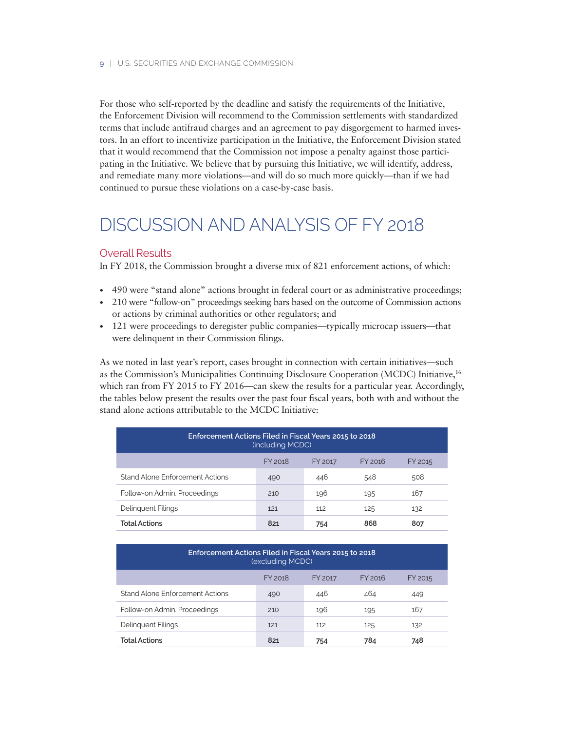For those who self-reported by the deadline and satisfy the requirements of the Initiative, the Enforcement Division will recommend to the Commission settlements with standardized terms that include antifraud charges and an agreement to pay disgorgement to harmed investors. In an effort to incentivize participation in the Initiative, the Enforcement Division stated that it would recommend that the Commission not impose a penalty against those participating in the Initiative. We believe that by pursuing this Initiative, we will identify, address, and remediate many more violations—and will do so much more quickly—than if we had continued to pursue these violations on a case-by-case basis.

# DISCUSSION AND ANALYSIS OF FY 2018

## Overall Results

In FY 2018, the Commission brought a diverse mix of 821 enforcement actions, of which:

- 490 were "stand alone" actions brought in federal court or as administrative proceedings;
- 210 were "follow-on" proceedings seeking bars based on the outcome of Commission actions or actions by criminal authorities or other regulators; and
- 121 were proceedings to deregister public companies—typically microcap issuers—that were delinquent in their Commission filings.

As we noted in last year's report, cases brought in connection with certain initiatives—such as the Commission's Municipalities Continuing Disclosure Cooperation (MCDC) Initiative,[16] which ran from FY 2015 to FY 2016—can skew the results for a particular year. Accordingly, the tables below present the results over the past four fiscal years, both with and without the stand alone actions attributable to the MCDC Initiative:

**Enforcement Actions Filed in Fiscal Years 2015 to 2018 (including MCDC)**

| | FY 2018 | FY 2017 | FY 2016 | FY 2015 |
|---|---|---|---|---|
| Stand Alone Enforcement Actions | 490 | 446 | 548 | 508 |
| Follow-on Admin. Proceedings | 210 | 196 | 195 | 167 |
| Delinquent Filings | 121 | 112 | 125 | 132 |
| **Total Actions** | **821** | **754** | **868** | **807** |

**Enforcement Actions Filed in Fiscal Years 2015 to 2018 (excluding MCDC)**

| | FY 2018 | FY 2017 | FY 2016 | FY 2015 |
|---|---|---|---|---|
| Stand Alone Enforcement Actions | 490 | 446 | 464 | 449 |
| Follow-on Admin. Proceedings | 210 | 196 | 195 | 167 |
| Delinquent Filings | 121 | 112 | 125 | 132 |
| **Total Actions** | **821** | **754** | **784** | **748** |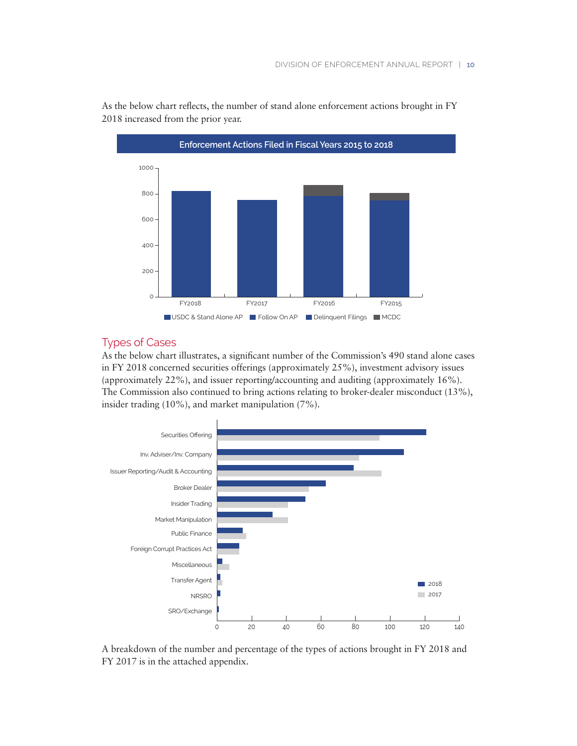As the below chart reflects, the number of stand alone enforcement actions brought in FY 2018 increased from the prior year.

**Enforcement Actions Filed in Fiscal Years 2015 to 2018**

## Types of Cases

As the below chart illustrates, a significant number of the Commission's 490 stand alone cases in FY 2018 concerned securities offerings (approximately 25%), investment advisory issues (approximately 22%), and issuer reporting/accounting and auditing (approximately 16%). The Commission also continued to bring actions relating to broker-dealer misconduct (13%), insider trading (10%), and market manipulation (7%).

A breakdown of the number and percentage of the types of actions brought in FY 2018 and FY 2017 is in the attached appendix.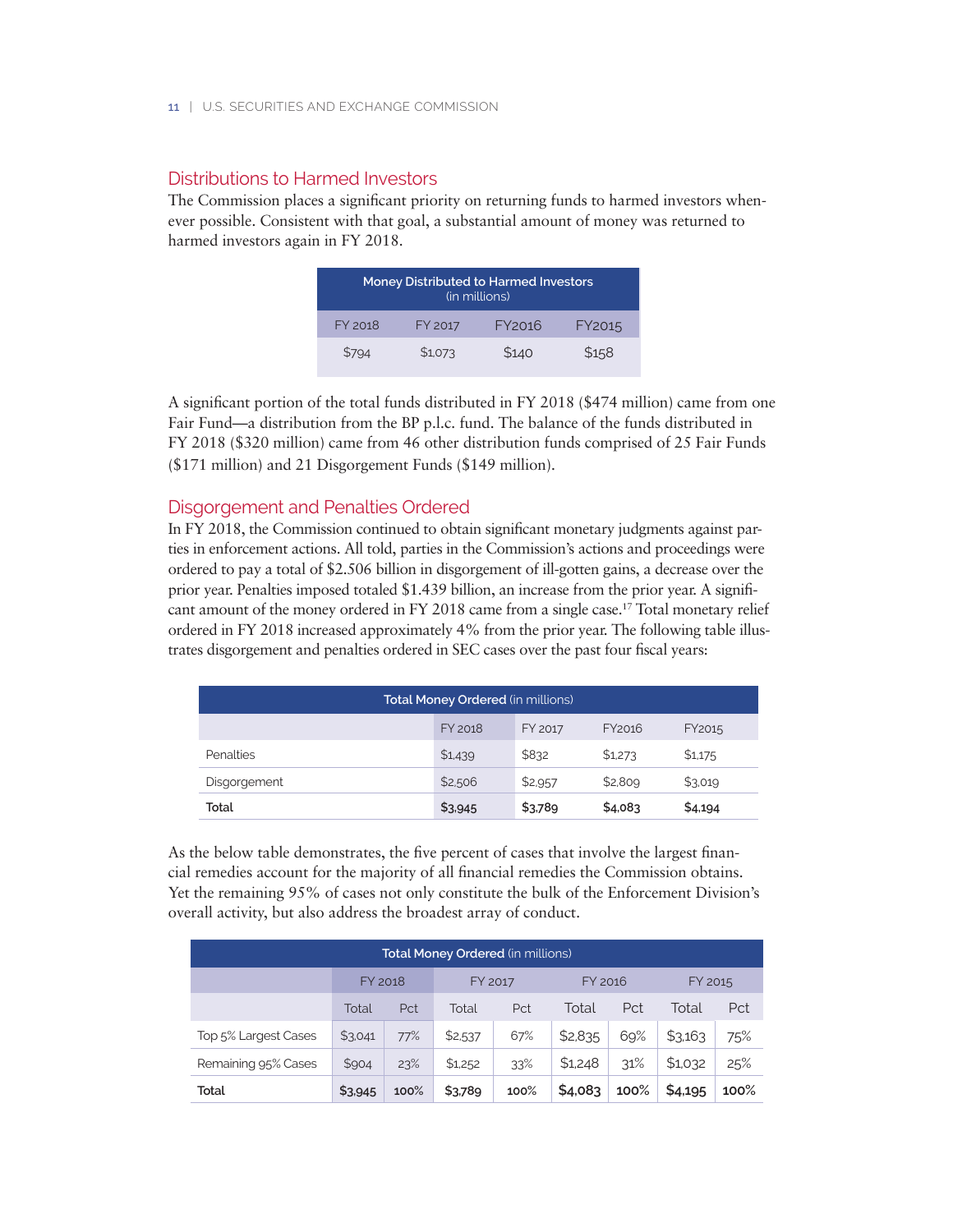## Distributions to Harmed Investors

The Commission places a significant priority on returning funds to harmed investors whenever possible. Consistent with that goal, a substantial amount of money was returned to harmed investors again in FY 2018.

| Money Distributed to Harmed Investors (in millions) | | | |
|---|---|---|---|
| FY 2018 | FY 2017 | FY2016 | FY2015 |
| $794 | $1,073 | $140 | $158 |

A significant portion of the total funds distributed in FY 2018 ($474 million) came from one Fair Fund—a distribution from the BP p.l.c. fund. The balance of the funds distributed in FY 2018 ($320 million) came from 46 other distribution funds comprised of 25 Fair Funds ($171 million) and 21 Disgorgement Funds ($149 million).

## Disgorgement and Penalties Ordered

In FY 2018, the Commission continued to obtain significant monetary judgments against parties in enforcement actions. All told, parties in the Commission's actions and proceedings were ordered to pay a total of $2.506 billion in disgorgement of ill-gotten gains, a decrease over the prior year. Penalties imposed totaled $1.439 billion, an increase from the prior year. A significant amount of the money ordered in FY 2018 came from a single case.[17] Total monetary relief ordered in FY 2018 increased approximately 4% from the prior year. The following table illustrates disgorgement and penalties ordered in SEC cases over the past four fiscal years:

| Total Money Ordered (in millions) | | | | |
|---|---|---|---|---|
| | FY 2018 | FY 2017 | FY2016 | FY2015 |
| Penalties | $1,439 | $832 | $1,273 | $1,175 |
| Disgorgement | $2,506 | $2,957 | $2,809 | $3,019 |
| **Total** | **$3,945** | **$3,789** | **$4,083** | **$4,194** |

As the below table demonstrates, the five percent of cases that involve the largest financial remedies account for the majority of all financial remedies the Commission obtains. Yet the remaining 95% of cases not only constitute the bulk of the Enforcement Division's overall activity, but also address the broadest array of conduct.

| Total Money Ordered (in millions) | | | | | | | | |
|---|---|---|---|---|---|---|---|---|
| | FY 2018 | | FY 2017 | | FY 2016 | | FY 2015 | |
| | Total | Pct | Total | Pct | Total | Pct | Total | Pct |
| Top 5% Largest Cases | $3,041 | 77% | $2,537 | 67% | $2,835 | 69% | $3,163 | 75% |
| Remaining 95% Cases | $904 | 23% | $1,252 | 33% | $1,248 | 31% | $1,032 | 25% |
| **Total** | **$3,945** | **100%** | **$3,789** | **100%** | **$4,083** | **100%** | **$4,195** | **100%** |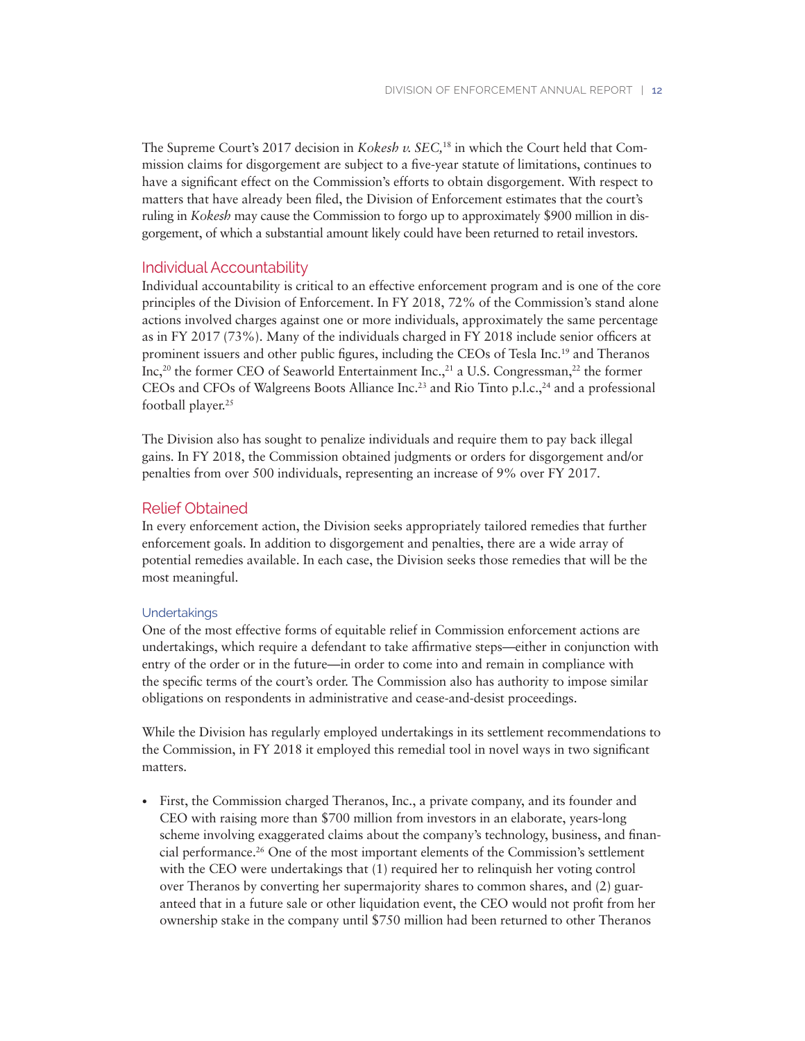The Supreme Court's 2017 decision in *Kokesh v. SEC,*[18] in which the Court held that Commission claims for disgorgement are subject to a five-year statute of limitations, continues to have a significant effect on the Commission's efforts to obtain disgorgement. With respect to matters that have already been filed, the Division of Enforcement estimates that the court's ruling in *Kokesh* may cause the Commission to forgo up to approximately $900 million in disgorgement, of which a substantial amount likely could have been returned to retail investors.

## Individual Accountability

Individual accountability is critical to an effective enforcement program and is one of the core principles of the Division of Enforcement. In FY 2018, 72% of the Commission's stand alone actions involved charges against one or more individuals, approximately the same percentage as in FY 2017 (73%). Many of the individuals charged in FY 2018 include senior officers at prominent issuers and other public figures, including the CEOs of Tesla Inc.[19] and Theranos Inc,[20] the former CEO of Seaworld Entertainment Inc.,[21] a U.S. Congressman,[22] the former CEOs and CFOs of Walgreens Boots Alliance Inc.[23] and Rio Tinto p.l.c.,[24] and a professional football player.[25]

The Division also has sought to penalize individuals and require them to pay back illegal gains. In FY 2018, the Commission obtained judgments or orders for disgorgement and/or penalties from over 500 individuals, representing an increase of 9% over FY 2017.

## Relief Obtained

In every enforcement action, the Division seeks appropriately tailored remedies that further enforcement goals. In addition to disgorgement and penalties, there are a wide array of potential remedies available. In each case, the Division seeks those remedies that will be the most meaningful.

### Undertakings

One of the most effective forms of equitable relief in Commission enforcement actions are undertakings, which require a defendant to take affirmative steps—either in conjunction with entry of the order or in the future—in order to come into and remain in compliance with the specific terms of the court's order. The Commission also has authority to impose similar obligations on respondents in administrative and cease-and-desist proceedings.

While the Division has regularly employed undertakings in its settlement recommendations to the Commission, in FY 2018 it employed this remedial tool in novel ways in two significant matters.

- First, the Commission charged Theranos, Inc., a private company, and its founder and CEO with raising more than $700 million from investors in an elaborate, years-long scheme involving exaggerated claims about the company's technology, business, and financial performance.[26] One of the most important elements of the Commission's settlement with the CEO were undertakings that (1) required her to relinquish her voting control over Theranos by converting her supermajority shares to common shares, and (2) guaranteed that in a future sale or other liquidation event, the CEO would not profit from her ownership stake in the company until $750 million had been returned to other Theranos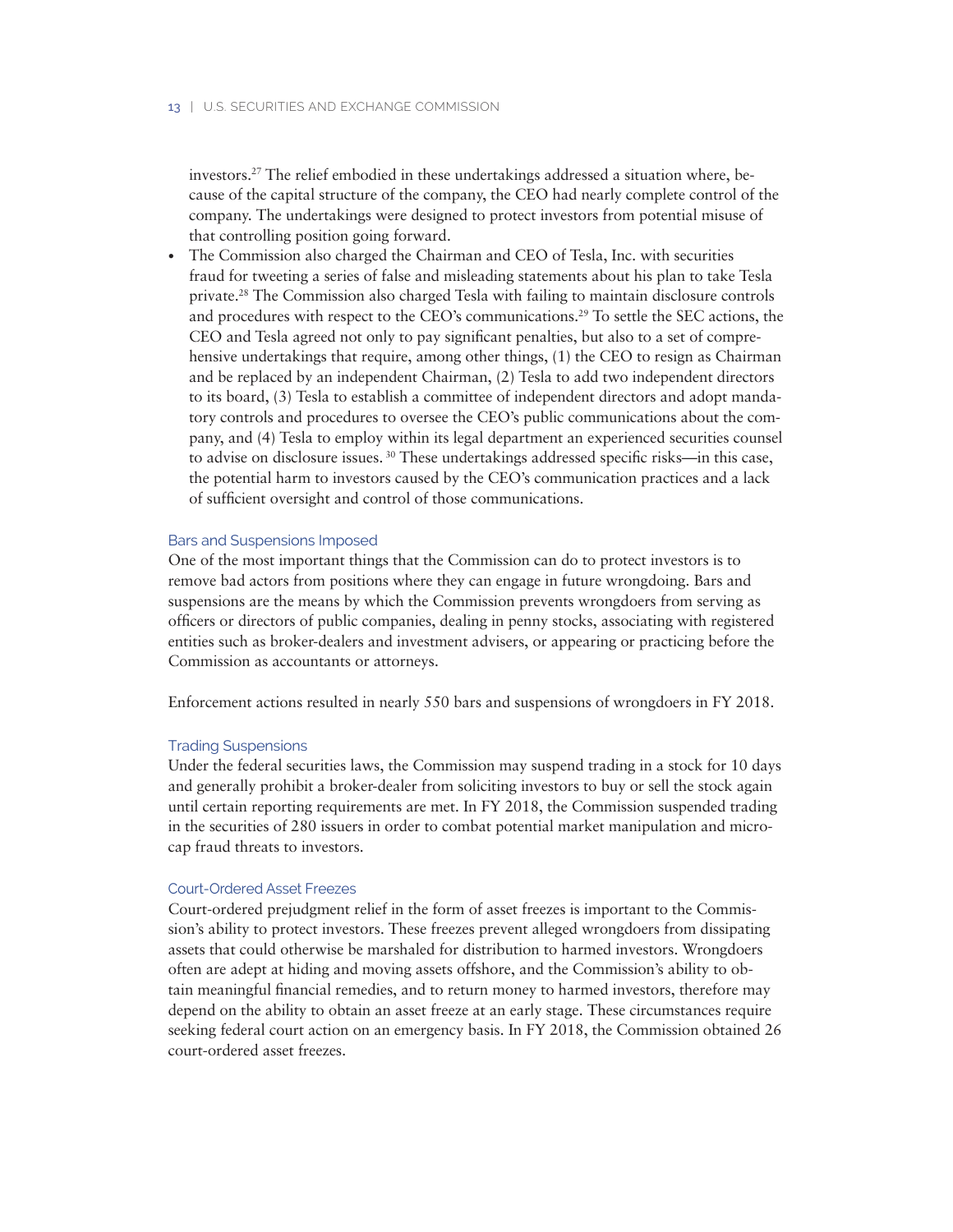investors.[27] The relief embodied in these undertakings addressed a situation where, because of the capital structure of the company, the CEO had nearly complete control of the company. The undertakings were designed to protect investors from potential misuse of that controlling position going forward.

- The Commission also charged the Chairman and CEO of Tesla, Inc. with securities fraud for tweeting a series of false and misleading statements about his plan to take Tesla private.[28] The Commission also charged Tesla with failing to maintain disclosure controls and procedures with respect to the CEO's communications.[29] To settle the SEC actions, the CEO and Tesla agreed not only to pay significant penalties, but also to a set of comprehensive undertakings that require, among other things, (1) the CEO to resign as Chairman and be replaced by an independent Chairman, (2) Tesla to add two independent directors to its board, (3) Tesla to establish a committee of independent directors and adopt mandatory controls and procedures to oversee the CEO's public communications about the company, and (4) Tesla to employ within its legal department an experienced securities counsel to advise on disclosure issues.[30] These undertakings addressed specific risks—in this case, the potential harm to investors caused by the CEO's communication practices and a lack of sufficient oversight and control of those communications.

### Bars and Suspensions Imposed

One of the most important things that the Commission can do to protect investors is to remove bad actors from positions where they can engage in future wrongdoing. Bars and suspensions are the means by which the Commission prevents wrongdoers from serving as officers or directors of public companies, dealing in penny stocks, associating with registered entities such as broker-dealers and investment advisers, or appearing or practicing before the Commission as accountants or attorneys.

Enforcement actions resulted in nearly 550 bars and suspensions of wrongdoers in FY 2018.

### Trading Suspensions

Under the federal securities laws, the Commission may suspend trading in a stock for 10 days and generally prohibit a broker-dealer from soliciting investors to buy or sell the stock again until certain reporting requirements are met. In FY 2018, the Commission suspended trading in the securities of 280 issuers in order to combat potential market manipulation and microcap fraud threats to investors.

### Court-Ordered Asset Freezes

Court-ordered prejudgment relief in the form of asset freezes is important to the Commission's ability to protect investors. These freezes prevent alleged wrongdoers from dissipating assets that could otherwise be marshaled for distribution to harmed investors. Wrongdoers often are adept at hiding and moving assets offshore, and the Commission's ability to obtain meaningful financial remedies, and to return money to harmed investors, therefore may depend on the ability to obtain an asset freeze at an early stage. These circumstances require seeking federal court action on an emergency basis. In FY 2018, the Commission obtained 26 court-ordered asset freezes.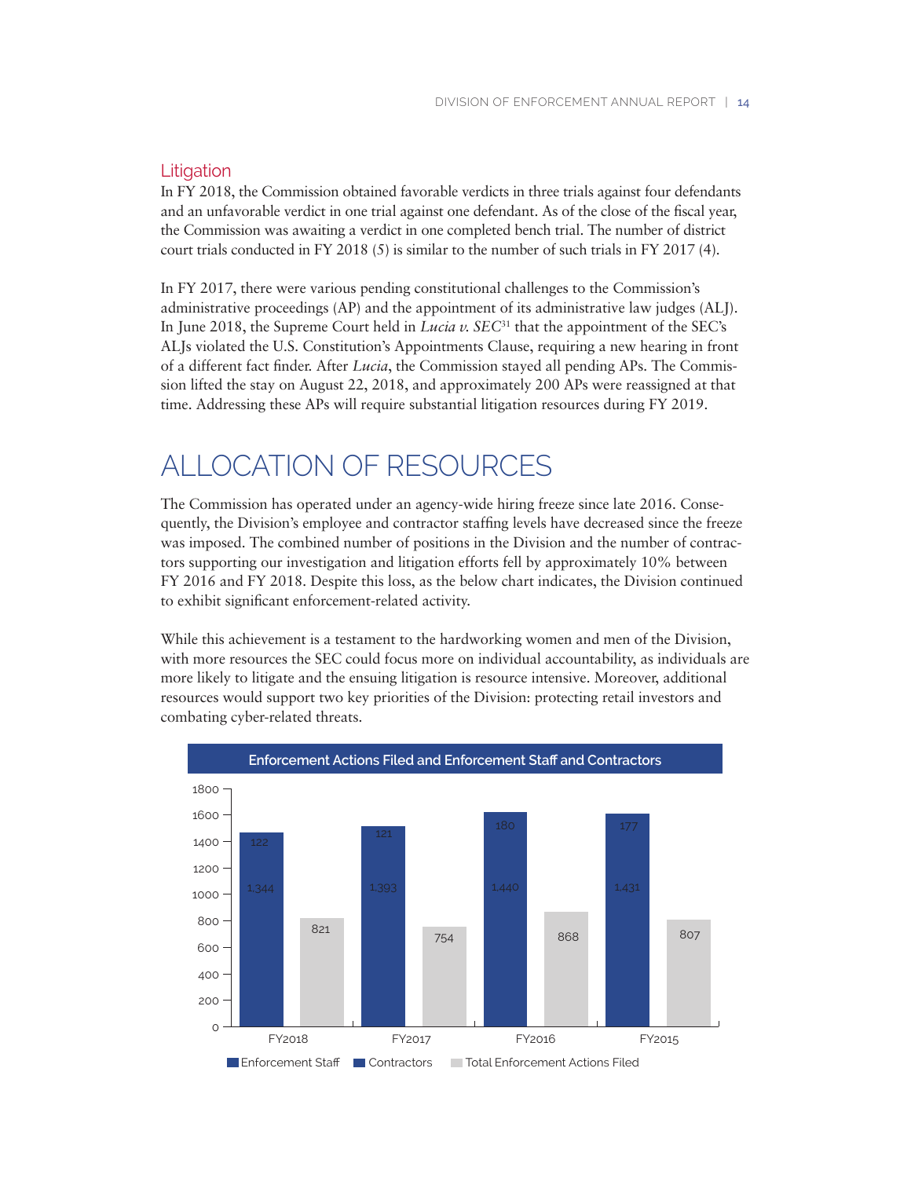## Litigation

In FY 2018, the Commission obtained favorable verdicts in three trials against four defendants and an unfavorable verdict in one trial against one defendant. As of the close of the fiscal year, the Commission was awaiting a verdict in one completed bench trial. The number of district court trials conducted in FY 2018 (5) is similar to the number of such trials in FY 2017 (4).

In FY 2017, there were various pending constitutional challenges to the Commission's administrative proceedings (AP) and the appointment of its administrative law judges (ALJ). In June 2018, the Supreme Court held in *Lucia v. SEC*[31] that the appointment of the SEC's ALJs violated the U.S. Constitution's Appointments Clause, requiring a new hearing in front of a different fact finder. After *Lucia*, the Commission stayed all pending APs. The Commission lifted the stay on August 22, 2018, and approximately 200 APs were reassigned at that time. Addressing these APs will require substantial litigation resources during FY 2019.

# ALLOCATION OF RESOURCES

The Commission has operated under an agency-wide hiring freeze since late 2016. Consequently, the Division's employee and contractor staffing levels have decreased since the freeze was imposed. The combined number of positions in the Division and the number of contractors supporting our investigation and litigation efforts fell by approximately 10% between FY 2016 and FY 2018. Despite this loss, as the below chart indicates, the Division continued to exhibit significant enforcement-related activity.

While this achievement is a testament to the hardworking women and men of the Division, with more resources the SEC could focus more on individual accountability, as individuals are more likely to litigate and the ensuing litigation is resource intensive. Moreover, additional resources would support two key priorities of the Division: protecting retail investors and combating cyber-related threats.

**Enforcement Actions Filed and Enforcement Staff and Contractors**

| | FY2018 | FY2017 | FY2016 | FY2015 |
|---|---|---|---|---|
| Enforcement Staff | 1,344 | 1,393 | 1,440 | 1,431 |
| Contractors | 122 | 121 | 180 | 177 |
| Total Enforcement Actions Filed | 821 | 754 | 868 | 807 |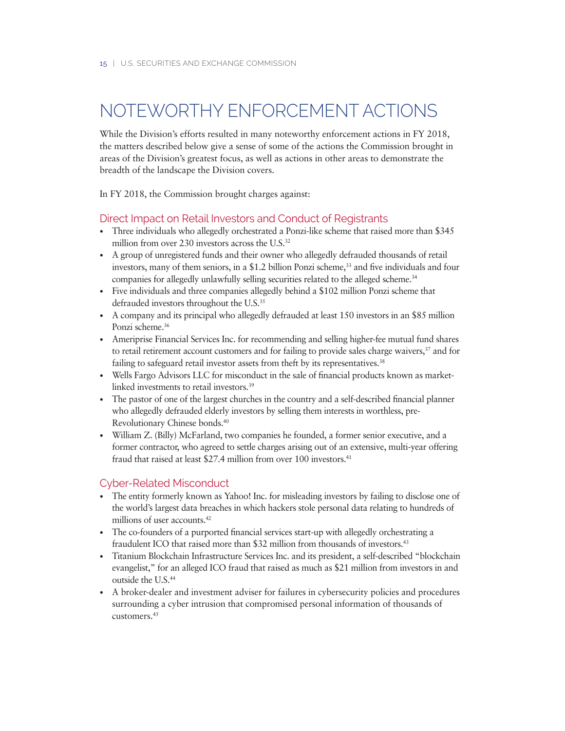# NOTEWORTHY ENFORCEMENT ACTIONS

While the Division's efforts resulted in many noteworthy enforcement actions in FY 2018, the matters described below give a sense of some of the actions the Commission brought in areas of the Division's greatest focus, as well as actions in other areas to demonstrate the breadth of the landscape the Division covers.

In FY 2018, the Commission brought charges against:

## Direct Impact on Retail Investors and Conduct of Registrants

- Three individuals who allegedly orchestrated a Ponzi-like scheme that raised more than $345 million from over 230 investors across the U.S.[32]
- A group of unregistered funds and their owner who allegedly defrauded thousands of retail investors, many of them seniors, in a $1.2 billion Ponzi scheme,[33] and five individuals and four companies for allegedly unlawfully selling securities related to the alleged scheme.[34]
- Five individuals and three companies allegedly behind a $102 million Ponzi scheme that defrauded investors throughout the U.S.[35]
- A company and its principal who allegedly defrauded at least 150 investors in an $85 million Ponzi scheme.[36]
- Ameriprise Financial Services Inc. for recommending and selling higher-fee mutual fund shares to retail retirement account customers and for failing to provide sales charge waivers,[37] and for failing to safeguard retail investor assets from theft by its representatives.[38]
- Wells Fargo Advisors LLC for misconduct in the sale of financial products known as market-linked investments to retail investors.[39]
- The pastor of one of the largest churches in the country and a self-described financial planner who allegedly defrauded elderly investors by selling them interests in worthless, pre-Revolutionary Chinese bonds.[40]
- William Z. (Billy) McFarland, two companies he founded, a former senior executive, and a former contractor, who agreed to settle charges arising out of an extensive, multi-year offering fraud that raised at least $27.4 million from over 100 investors.[41]

## Cyber-Related Misconduct

- The entity formerly known as Yahoo! Inc. for misleading investors by failing to disclose one of the world's largest data breaches in which hackers stole personal data relating to hundreds of millions of user accounts.[42]
- The co-founders of a purported financial services start-up with allegedly orchestrating a fraudulent ICO that raised more than $32 million from thousands of investors.[43]
- Titanium Blockchain Infrastructure Services Inc. and its president, a self-described "blockchain evangelist," for an alleged ICO fraud that raised as much as $21 million from investors in and outside the U.S.[44]
- A broker-dealer and investment adviser for failures in cybersecurity policies and procedures surrounding a cyber intrusion that compromised personal information of thousands of customers.[45]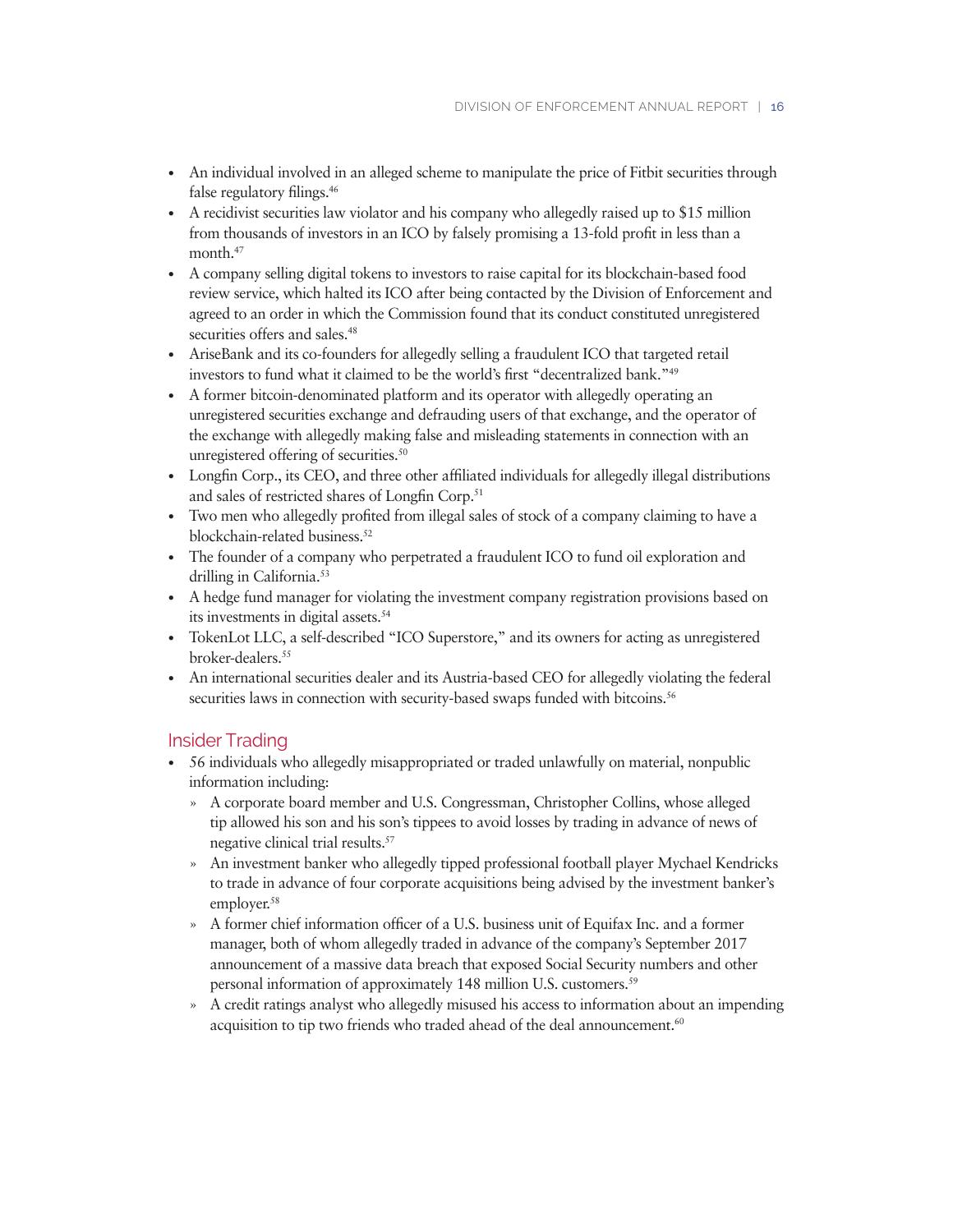- An individual involved in an alleged scheme to manipulate the price of Fitbit securities through false regulatory filings.[46]
- A recidivist securities law violator and his company who allegedly raised up to $15 million from thousands of investors in an ICO by falsely promising a 13-fold profit in less than a month.[47]
- A company selling digital tokens to investors to raise capital for its blockchain-based food review service, which halted its ICO after being contacted by the Division of Enforcement and agreed to an order in which the Commission found that its conduct constituted unregistered securities offers and sales.[48]
- AriseBank and its co-founders for allegedly selling a fraudulent ICO that targeted retail investors to fund what it claimed to be the world's first "decentralized bank."[49]
- A former bitcoin-denominated platform and its operator with allegedly operating an unregistered securities exchange and defrauding users of that exchange, and the operator of the exchange with allegedly making false and misleading statements in connection with an unregistered offering of securities.[50]
- Longfin Corp., its CEO, and three other affiliated individuals for allegedly illegal distributions and sales of restricted shares of Longfin Corp.[51]
- Two men who allegedly profited from illegal sales of stock of a company claiming to have a blockchain-related business.[52]
- The founder of a company who perpetrated a fraudulent ICO to fund oil exploration and drilling in California.[53]
- A hedge fund manager for violating the investment company registration provisions based on its investments in digital assets.[54]
- TokenLot LLC, a self-described "ICO Superstore," and its owners for acting as unregistered broker-dealers.[55]
- An international securities dealer and its Austria-based CEO for allegedly violating the federal securities laws in connection with security-based swaps funded with bitcoins.[56]

## Insider Trading

- 56 individuals who allegedly misappropriated or traded unlawfully on material, nonpublic information including:
  - A corporate board member and U.S. Congressman, Christopher Collins, whose alleged tip allowed his son and his son's tippees to avoid losses by trading in advance of news of negative clinical trial results.[57]
  - An investment banker who allegedly tipped professional football player Mychael Kendricks to trade in advance of four corporate acquisitions being advised by the investment banker's employer.[58]
  - A former chief information officer of a U.S. business unit of Equifax Inc. and a former manager, both of whom allegedly traded in advance of the company's September 2017 announcement of a massive data breach that exposed Social Security numbers and other personal information of approximately 148 million U.S. customers.[59]
  - A credit ratings analyst who allegedly misused his access to information about an impending acquisition to tip two friends who traded ahead of the deal announcement.[60]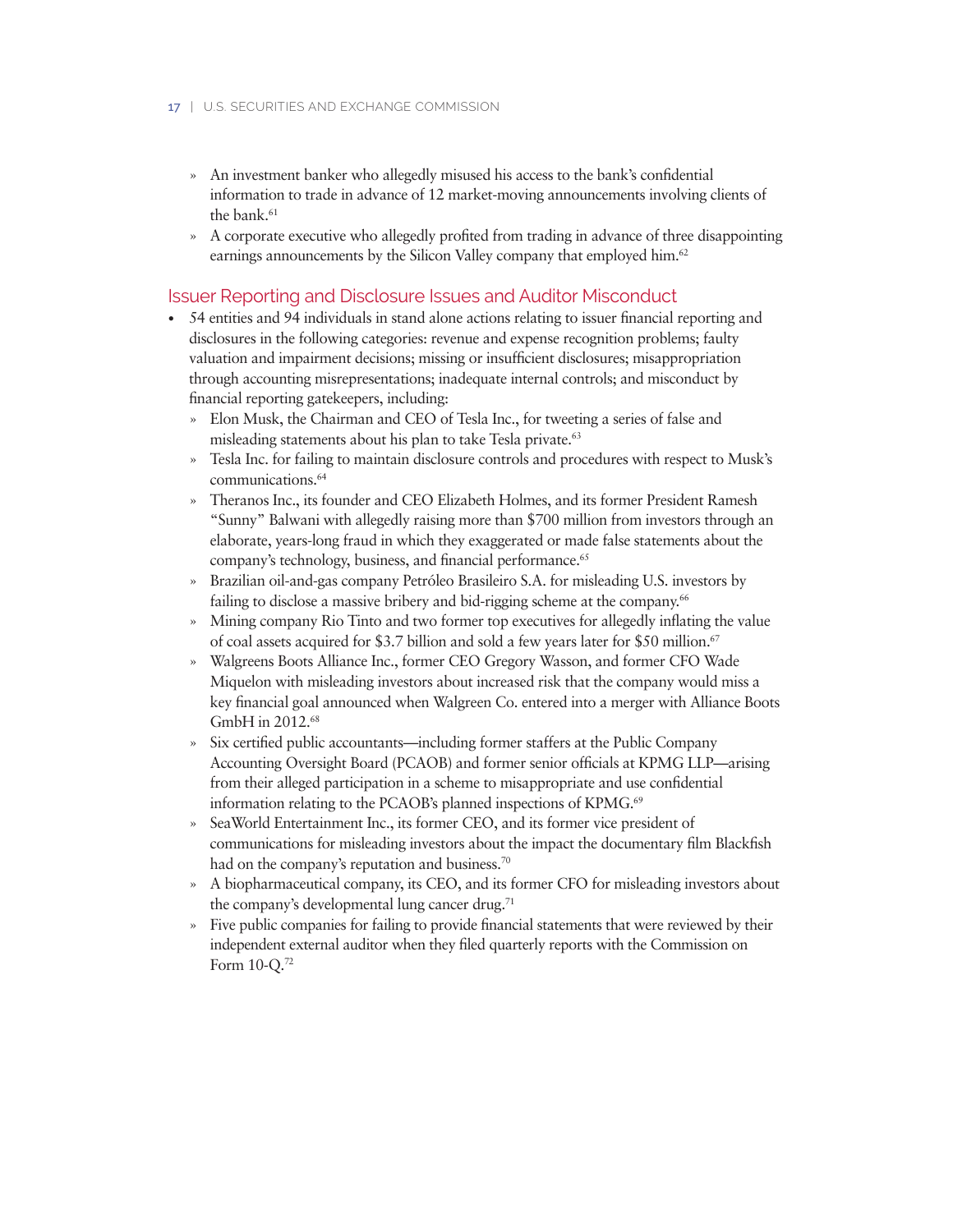- An investment banker who allegedly misused his access to the bank's confidential information to trade in advance of 12 market-moving announcements involving clients of the bank.[61]
  - A corporate executive who allegedly profited from trading in advance of three disappointing earnings announcements by the Silicon Valley company that employed him.[62]

## Issuer Reporting and Disclosure Issues and Auditor Misconduct

- 54 entities and 94 individuals in stand alone actions relating to issuer financial reporting and disclosures in the following categories: revenue and expense recognition problems; faulty valuation and impairment decisions; missing or insufficient disclosures; misappropriation through accounting misrepresentations; inadequate internal controls; and misconduct by financial reporting gatekeepers, including:
  - Elon Musk, the Chairman and CEO of Tesla Inc., for tweeting a series of false and misleading statements about his plan to take Tesla private.[63]
  - Tesla Inc. for failing to maintain disclosure controls and procedures with respect to Musk's communications.[64]
  - Theranos Inc., its founder and CEO Elizabeth Holmes, and its former President Ramesh "Sunny" Balwani with allegedly raising more than $700 million from investors through an elaborate, years-long fraud in which they exaggerated or made false statements about the company's technology, business, and financial performance.[65]
  - Brazilian oil-and-gas company Petróleo Brasileiro S.A. for misleading U.S. investors by failing to disclose a massive bribery and bid-rigging scheme at the company.[66]
  - Mining company Rio Tinto and two former top executives for allegedly inflating the value of coal assets acquired for $3.7 billion and sold a few years later for $50 million.[67]
  - Walgreens Boots Alliance Inc., former CEO Gregory Wasson, and former CFO Wade Miquelon with misleading investors about increased risk that the company would miss a key financial goal announced when Walgreen Co. entered into a merger with Alliance Boots GmbH in 2012.[68]
  - Six certified public accountants—including former staffers at the Public Company Accounting Oversight Board (PCAOB) and former senior officials at KPMG LLP—arising from their alleged participation in a scheme to misappropriate and use confidential information relating to the PCAOB's planned inspections of KPMG.[69]
  - SeaWorld Entertainment Inc., its former CEO, and its former vice president of communications for misleading investors about the impact the documentary film Blackfish had on the company's reputation and business.[70]
  - A biopharmaceutical company, its CEO, and its former CFO for misleading investors about the company's developmental lung cancer drug.[71]
  - Five public companies for failing to provide financial statements that were reviewed by their independent external auditor when they filed quarterly reports with the Commission on Form 10-Q.[72]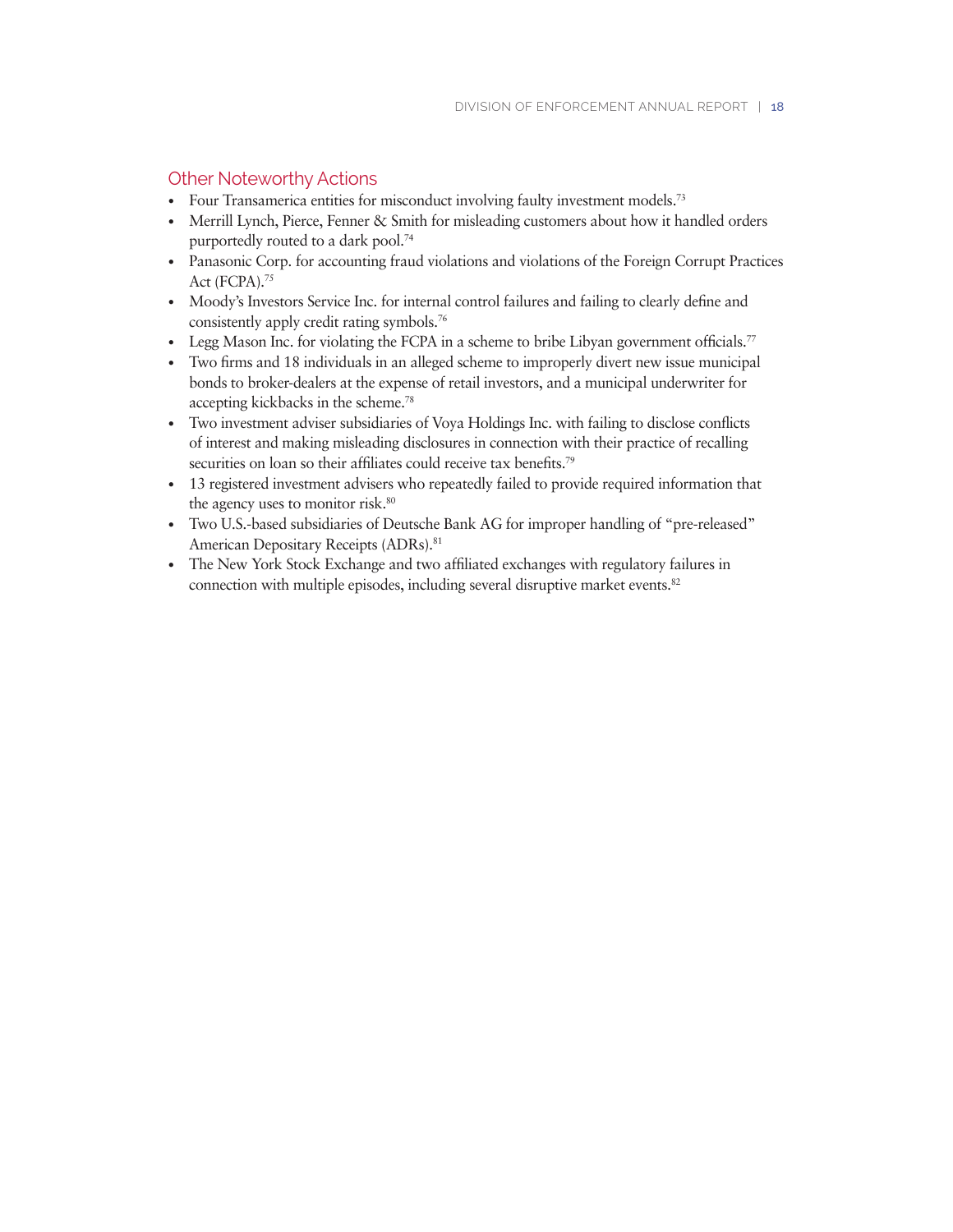## Other Noteworthy Actions

- Four Transamerica entities for misconduct involving faulty investment models.[73]
- Merrill Lynch, Pierce, Fenner & Smith for misleading customers about how it handled orders purportedly routed to a dark pool.[74]
- Panasonic Corp. for accounting fraud violations and violations of the Foreign Corrupt Practices Act (FCPA).[75]
- Moody's Investors Service Inc. for internal control failures and failing to clearly define and consistently apply credit rating symbols.[76]
- Legg Mason Inc. for violating the FCPA in a scheme to bribe Libyan government officials.[77]
- Two firms and 18 individuals in an alleged scheme to improperly divert new issue municipal bonds to broker-dealers at the expense of retail investors, and a municipal underwriter for accepting kickbacks in the scheme.[78]
- Two investment adviser subsidiaries of Voya Holdings Inc. with failing to disclose conflicts of interest and making misleading disclosures in connection with their practice of recalling securities on loan so their affiliates could receive tax benefits.[79]
- 13 registered investment advisers who repeatedly failed to provide required information that the agency uses to monitor risk.[80]
- Two U.S.-based subsidiaries of Deutsche Bank AG for improper handling of "pre-released" American Depositary Receipts (ADRs).[81]
- The New York Stock Exchange and two affiliated exchanges with regulatory failures in connection with multiple episodes, including several disruptive market events.[82]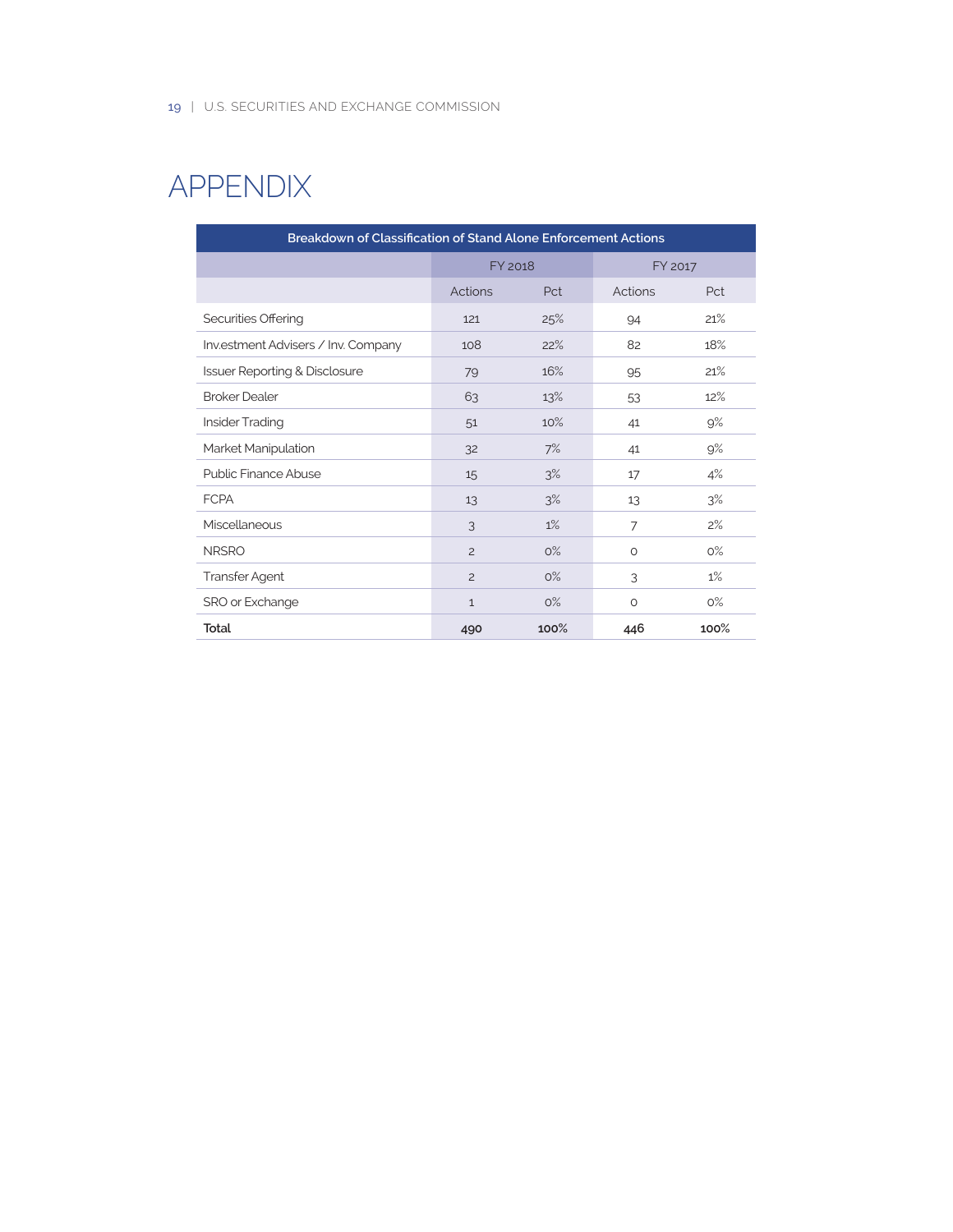# APPENDIX

| Breakdown of Classification of Stand Alone Enforcement Actions | | | | |
|---|---|---|---|---|
| | FY 2018 | | FY 2017 | |
| | Actions | Pct | Actions | Pct |
| Securities Offering | 121 | 25% | 94 | 21% |
| Inv.estment Advisers / Inv. Company | 108 | 22% | 82 | 18% |
| Issuer Reporting & Disclosure | 79 | 16% | 95 | 21% |
| Broker Dealer | 63 | 13% | 53 | 12% |
| Insider Trading | 51 | 10% | 41 | 9% |
| Market Manipulation | 32 | 7% | 41 | 9% |
| Public Finance Abuse | 15 | 3% | 17 | 4% |
| FCPA | 13 | 3% | 13 | 3% |
| Miscellaneous | 3 | 1% | 7 | 2% |
| NRSRO | 2 | 0% | 0 | 0% |
| Transfer Agent | 2 | 0% | 3 | 1% |
| SRO or Exchange | 1 | 0% | 0 | 0% |
| **Total** | **490** | **100%** | **446** | **100%** |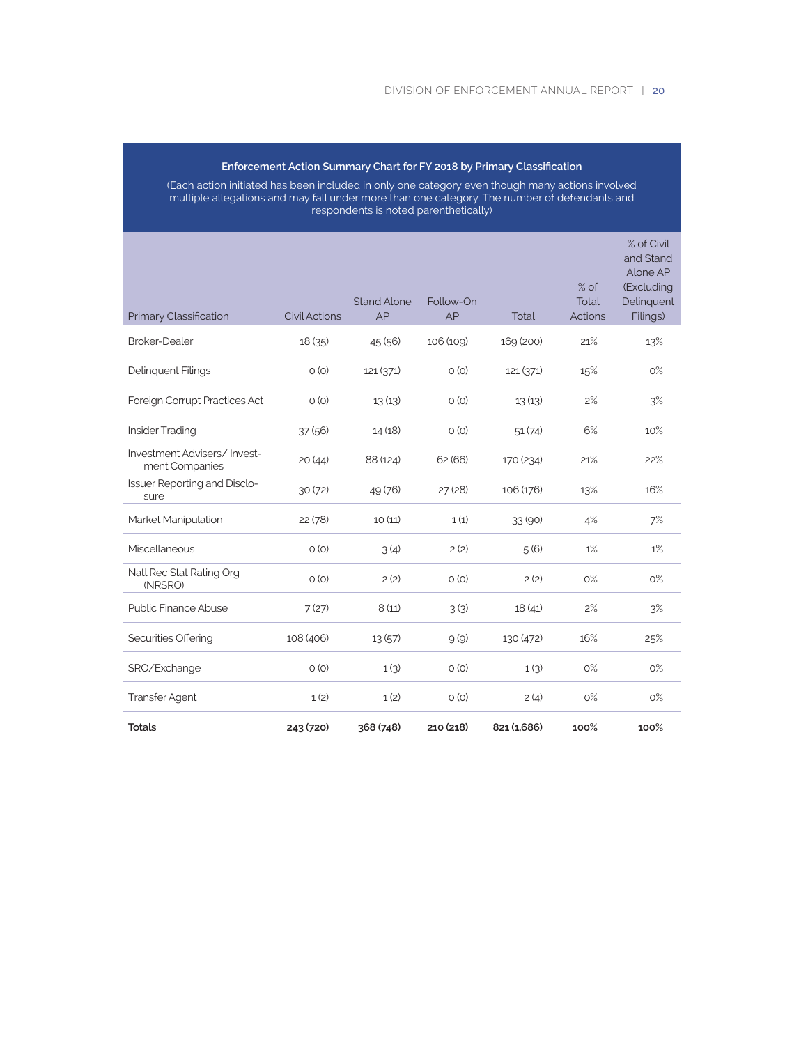**Enforcement Action Summary Chart for FY 2018 by Primary Classification**

(Each action initiated has been included in only one category even though many actions involved multiple allegations and may fall under more than one category. The number of defendants and respondents is noted parenthetically)

| Primary Classification | Civil Actions | Stand Alone AP | Follow-On AP | Total | % of Total Actions | % of Civil and Stand Alone AP (Excluding Delinquent Filings) |
|---|---|---|---|---|---|---|
| Broker-Dealer | 18 (35) | 45 (56) | 106 (109) | 169 (200) | 21% | 13% |
| Delinquent Filings | 0 (0) | 121 (371) | 0 (0) | 121 (371) | 15% | 0% |
| Foreign Corrupt Practices Act | 0 (0) | 13 (13) | 0 (0) | 13 (13) | 2% | 3% |
| Insider Trading | 37 (56) | 14 (18) | 0 (0) | 51 (74) | 6% | 10% |
| Investment Advisers/ Investment Companies | 20 (44) | 88 (124) | 62 (66) | 170 (234) | 21% | 22% |
| Issuer Reporting and Disclosure | 30 (72) | 49 (76) | 27 (28) | 106 (176) | 13% | 16% |
| Market Manipulation | 22 (78) | 10 (11) | 1 (1) | 33 (90) | 4% | 7% |
| Miscellaneous | 0 (0) | 3 (4) | 2 (2) | 5 (6) | 1% | 1% |
| Natl Rec Stat Rating Org (NRSRO) | 0 (0) | 2 (2) | 0 (0) | 2 (2) | 0% | 0% |
| Public Finance Abuse | 7 (27) | 8 (11) | 3 (3) | 18 (41) | 2% | 3% |
| Securities Offering | 108 (406) | 13 (57) | 9 (9) | 130 (472) | 16% | 25% |
| SRO/Exchange | 0 (0) | 1 (3) | 0 (0) | 1 (3) | 0% | 0% |
| Transfer Agent | 1 (2) | 1 (2) | 0 (0) | 2 (4) | 0% | 0% |
| **Totals** | **243 (720)** | **368 (748)** | **210 (218)** | **821 (1,686)** | **100%** | **100%** |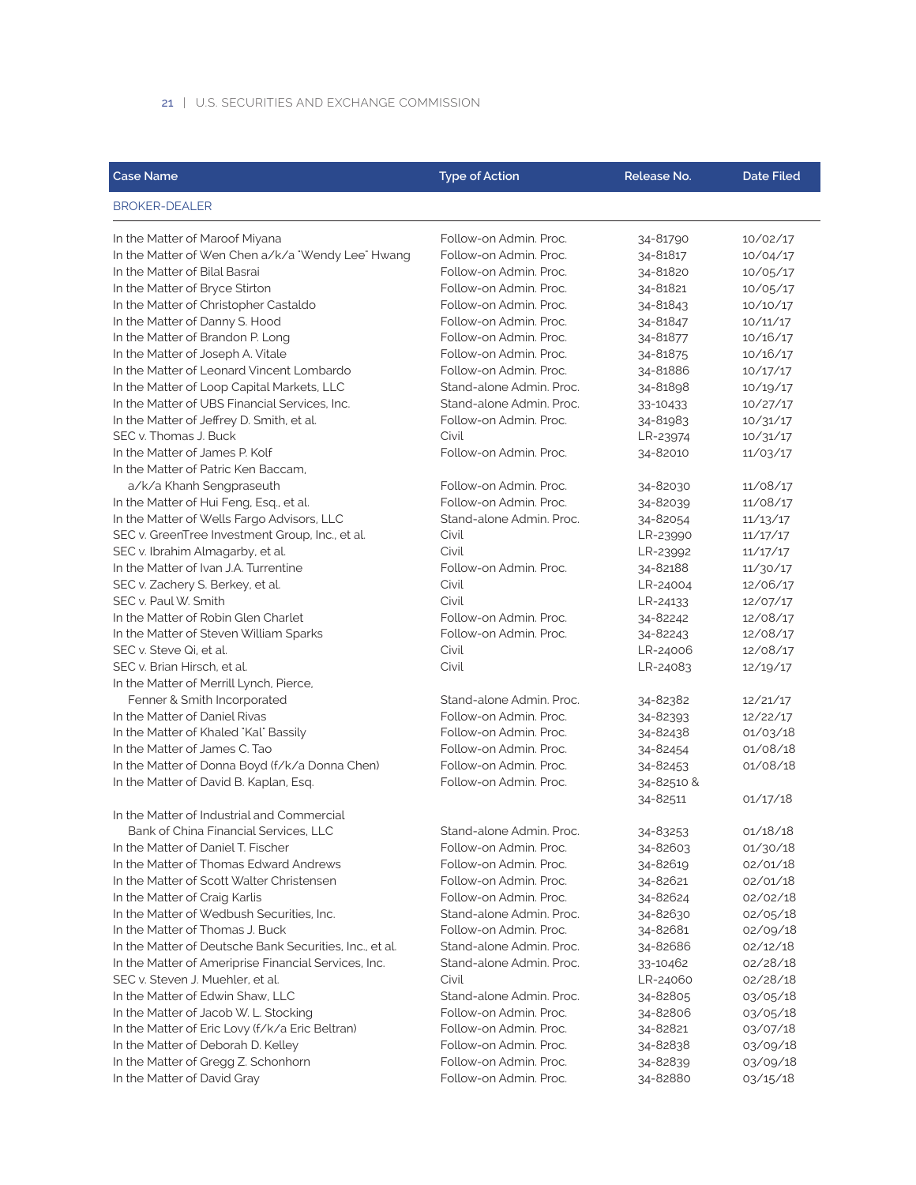| Case Name | Type of Action | Release No. | Date Filed |
|---|---|---|---|
| BROKER-DEALER | | | |
| In the Matter of Maroof Miyana | Follow-on Admin. Proc. | 34-81790 | 10/02/17 |
| In the Matter of Wen Chen a/k/a "Wendy Lee" Hwang | Follow-on Admin. Proc. | 34-81817 | 10/04/17 |
| In the Matter of Bilal Basrai | Follow-on Admin. Proc. | 34-81820 | 10/05/17 |
| In the Matter of Bryce Stirton | Follow-on Admin. Proc. | 34-81821 | 10/05/17 |
| In the Matter of Christopher Castaldo | Follow-on Admin. Proc. | 34-81843 | 10/10/17 |
| In the Matter of Danny S. Hood | Follow-on Admin. Proc. | 34-81847 | 10/11/17 |
| In the Matter of Brandon P. Long | Follow-on Admin. Proc. | 34-81877 | 10/16/17 |
| In the Matter of Joseph A. Vitale | Follow-on Admin. Proc. | 34-81875 | 10/16/17 |
| In the Matter of Leonard Vincent Lombardo | Follow-on Admin. Proc. | 34-81886 | 10/17/17 |
| In the Matter of Loop Capital Markets, LLC | Stand-alone Admin. Proc. | 34-81898 | 10/19/17 |
| In the Matter of UBS Financial Services, Inc. | Stand-alone Admin. Proc. | 33-10433 | 10/27/17 |
| In the Matter of Jeffrey D. Smith, et al. | Follow-on Admin. Proc. | 34-81983 | 10/31/17 |
| SEC v. Thomas J. Buck | Civil | LR-23974 | 10/31/17 |
| In the Matter of James P. Kolf | Follow-on Admin. Proc. | 34-82010 | 11/03/17 |
| In the Matter of Patric Ken Baccam, a/k/a Khanh Sengpraseuth | Follow-on Admin. Proc. | 34-82030 | 11/08/17 |
| In the Matter of Hui Feng, Esq., et al. | Follow-on Admin. Proc. | 34-82039 | 11/08/17 |
| In the Matter of Wells Fargo Advisors, LLC | Stand-alone Admin. Proc. | 34-82054 | 11/13/17 |
| SEC v. GreenTree Investment Group, Inc., et al. | Civil | LR-23990 | 11/17/17 |
| SEC v. Ibrahim Almagarby, et al. | Civil | LR-23992 | 11/17/17 |
| In the Matter of Ivan J.A. Turrentine | Follow-on Admin. Proc. | 34-82188 | 11/30/17 |
| SEC v. Zachery S. Berkey, et al. | Civil | LR-24004 | 12/06/17 |
| SEC v. Paul W. Smith | Civil | LR-24133 | 12/07/17 |
| In the Matter of Robin Glen Charlet | Follow-on Admin. Proc. | 34-82242 | 12/08/17 |
| In the Matter of Steven William Sparks | Follow-on Admin. Proc. | 34-82243 | 12/08/17 |
| SEC v. Steve Qi, et al. | Civil | LR-24006 | 12/08/17 |
| SEC v. Brian Hirsch, et al. | Civil | LR-24083 | 12/19/17 |
| In the Matter of Merrill Lynch, Pierce, Fenner & Smith Incorporated | Stand-alone Admin. Proc. | 34-82382 | 12/21/17 |
| In the Matter of Daniel Rivas | Follow-on Admin. Proc. | 34-82393 | 12/22/17 |
| In the Matter of Khaled "Kal" Bassily | Follow-on Admin. Proc. | 34-82438 | 01/03/18 |
| In the Matter of James C. Tao | Follow-on Admin. Proc. | 34-82454 | 01/08/18 |
| In the Matter of Donna Boyd (f/k/a Donna Chen) | Follow-on Admin. Proc. | 34-82453 | 01/08/18 |
| In the Matter of David B. Kaplan, Esq. | Follow-on Admin. Proc. | 34-82510 & 34-82511 | 01/17/18 |
| In the Matter of Industrial and Commercial Bank of China Financial Services, LLC | Stand-alone Admin. Proc. | 34-83253 | 01/18/18 |
| In the Matter of Daniel T. Fischer | Follow-on Admin. Proc. | 34-82603 | 01/30/18 |
| In the Matter of Thomas Edward Andrews | Follow-on Admin. Proc. | 34-82619 | 02/01/18 |
| In the Matter of Scott Walter Christensen | Follow-on Admin. Proc. | 34-82621 | 02/01/18 |
| In the Matter of Craig Karlis | Follow-on Admin. Proc. | 34-82624 | 02/02/18 |
| In the Matter of Wedbush Securities, Inc. | Stand-alone Admin. Proc. | 34-82630 | 02/05/18 |
| In the Matter of Thomas J. Buck | Follow-on Admin. Proc. | 34-82681 | 02/09/18 |
| In the Matter of Deutsche Bank Securities, Inc., et al. | Stand-alone Admin. Proc. | 34-82686 | 02/12/18 |
| In the Matter of Ameriprise Financial Services, Inc. | Stand-alone Admin. Proc. | 33-10462 | 02/28/18 |
| SEC v. Steven J. Muehler, et al. | Civil | LR-24060 | 02/28/18 |
| In the Matter of Edwin Shaw, LLC | Stand-alone Admin. Proc. | 34-82805 | 03/05/18 |
| In the Matter of Jacob W. L. Stocking | Follow-on Admin. Proc. | 34-82806 | 03/05/18 |
| In the Matter of Eric Lovy (f/k/a Eric Beltran) | Follow-on Admin. Proc. | 34-82821 | 03/07/18 |
| In the Matter of Deborah D. Kelley | Follow-on Admin. Proc. | 34-82838 | 03/09/18 |
| In the Matter of Gregg Z. Schonhorn | Follow-on Admin. Proc. | 34-82839 | 03/09/18 |
| In the Matter of David Gray | Follow-on Admin. Proc. | 34-82880 | 03/15/18 |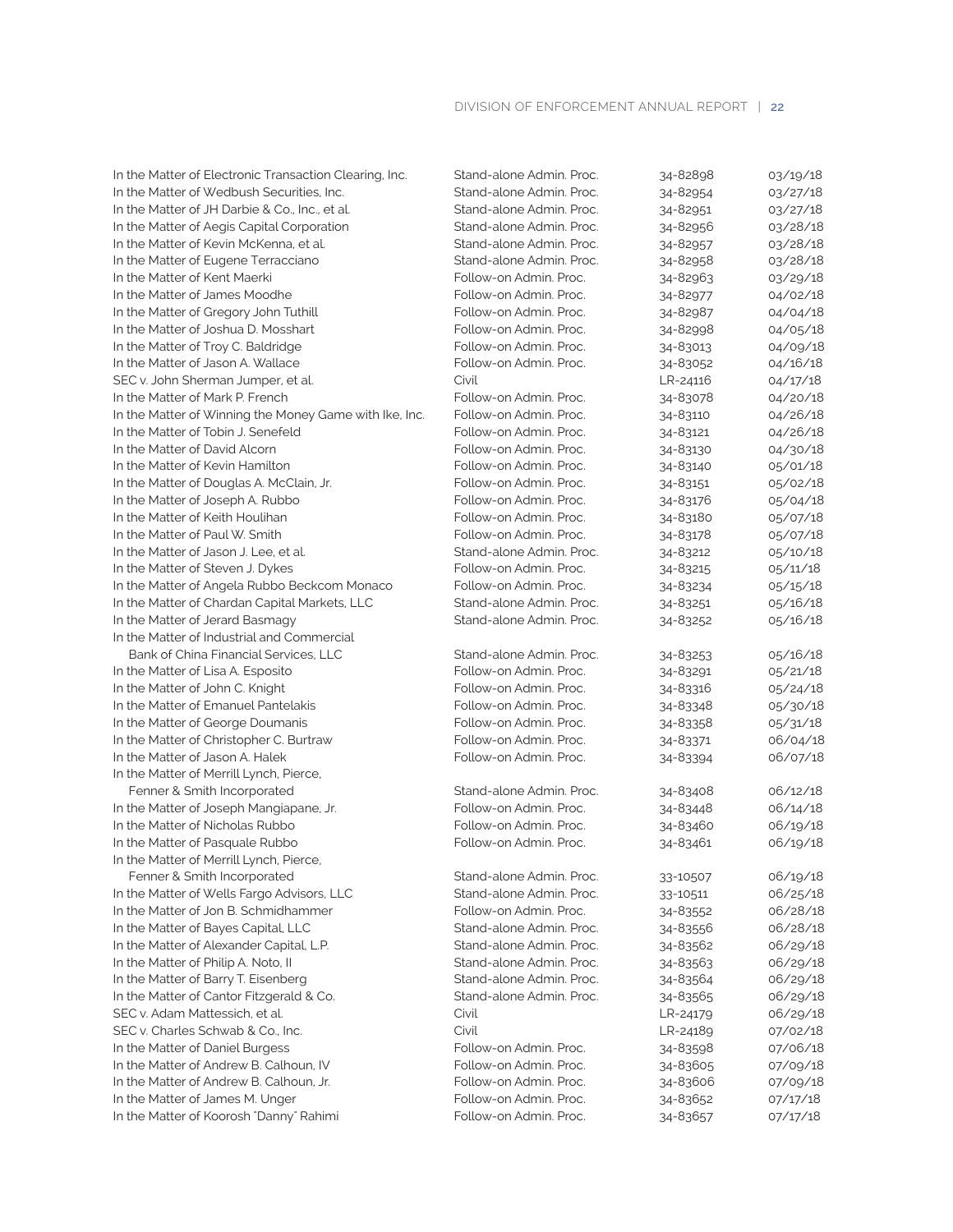| | | | |
|---|---|---|---|
| In the Matter of Electronic Transaction Clearing, Inc. | Stand-alone Admin. Proc. | 34-82898 | 03/19/18 |
| In the Matter of Wedbush Securities, Inc. | Stand-alone Admin. Proc. | 34-82954 | 03/27/18 |
| In the Matter of JH Darbie & Co., Inc., et al. | Stand-alone Admin. Proc. | 34-82951 | 03/27/18 |
| In the Matter of Aegis Capital Corporation | Stand-alone Admin. Proc. | 34-82956 | 03/28/18 |
| In the Matter of Kevin McKenna, et al. | Stand-alone Admin. Proc. | 34-82957 | 03/28/18 |
| In the Matter of Eugene Terracciano | Stand-alone Admin. Proc. | 34-82958 | 03/28/18 |
| In the Matter of Kent Maerki | Follow-on Admin. Proc. | 34-82963 | 03/29/18 |
| In the Matter of James Moodhe | Follow-on Admin. Proc. | 34-82977 | 04/02/18 |
| In the Matter of Gregory John Tuthill | Follow-on Admin. Proc. | 34-82987 | 04/04/18 |
| In the Matter of Joshua D. Mosshart | Follow-on Admin. Proc. | 34-82998 | 04/05/18 |
| In the Matter of Troy C. Baldridge | Follow-on Admin. Proc. | 34-83013 | 04/09/18 |
| In the Matter of Jason A. Wallace | Follow-on Admin. Proc. | 34-83052 | 04/16/18 |
| SEC v. John Sherman Jumper, et al. | Civil | LR-24116 | 04/17/18 |
| In the Matter of Mark P. French | Follow-on Admin. Proc. | 34-83078 | 04/20/18 |
| In the Matter of Winning the Money Game with Ike, Inc. | Follow-on Admin. Proc. | 34-83110 | 04/26/18 |
| In the Matter of Tobin J. Senefeld | Follow-on Admin. Proc. | 34-83121 | 04/26/18 |
| In the Matter of David Alcorn | Follow-on Admin. Proc. | 34-83130 | 04/30/18 |
| In the Matter of Kevin Hamilton | Follow-on Admin. Proc. | 34-83140 | 05/01/18 |
| In the Matter of Douglas A. McClain, Jr. | Follow-on Admin. Proc. | 34-83151 | 05/02/18 |
| In the Matter of Joseph A. Rubbo | Follow-on Admin. Proc. | 34-83176 | 05/04/18 |
| In the Matter of Keith Houlihan | Follow-on Admin. Proc. | 34-83180 | 05/07/18 |
| In the Matter of Paul W. Smith | Follow-on Admin. Proc. | 34-83178 | 05/07/18 |
| In the Matter of Jason J. Lee, et al. | Stand-alone Admin. Proc. | 34-83212 | 05/10/18 |
| In the Matter of Steven J. Dykes | Follow-on Admin. Proc. | 34-83215 | 05/11/18 |
| In the Matter of Angela Rubbo Beckcom Monaco | Follow-on Admin. Proc. | 34-83234 | 05/15/18 |
| In the Matter of Chardan Capital Markets, LLC | Stand-alone Admin. Proc. | 34-83251 | 05/16/18 |
| In the Matter of Jerard Basmagy | Stand-alone Admin. Proc. | 34-83252 | 05/16/18 |
| In the Matter of Industrial and Commercial Bank of China Financial Services, LLC | Stand-alone Admin. Proc. | 34-83253 | 05/16/18 |
| In the Matter of Lisa A. Esposito | Follow-on Admin. Proc. | 34-83291 | 05/21/18 |
| In the Matter of John C. Knight | Follow-on Admin. Proc. | 34-83316 | 05/24/18 |
| In the Matter of Emanuel Pantelakis | Follow-on Admin. Proc. | 34-83348 | 05/30/18 |
| In the Matter of George Doumanis | Follow-on Admin. Proc. | 34-83358 | 05/31/18 |
| In the Matter of Christopher C. Burtraw | Follow-on Admin. Proc. | 34-83371 | 06/04/18 |
| In the Matter of Jason A. Halek | Follow-on Admin. Proc. | 34-83394 | 06/07/18 |
| In the Matter of Merrill Lynch, Pierce, Fenner & Smith Incorporated | Stand-alone Admin. Proc. | 34-83408 | 06/12/18 |
| In the Matter of Joseph Mangiapane, Jr. | Follow-on Admin. Proc. | 34-83448 | 06/14/18 |
| In the Matter of Nicholas Rubbo | Follow-on Admin. Proc. | 34-83460 | 06/19/18 |
| In the Matter of Pasquale Rubbo | Follow-on Admin. Proc. | 34-83461 | 06/19/18 |
| In the Matter of Merrill Lynch, Pierce, Fenner & Smith Incorporated | Stand-alone Admin. Proc. | 33-10507 | 06/19/18 |
| In the Matter of Wells Fargo Advisors, LLC | Stand-alone Admin. Proc. | 33-10511 | 06/25/18 |
| In the Matter of Jon B. Schmidhammer | Follow-on Admin. Proc. | 34-83552 | 06/28/18 |
| In the Matter of Bayes Capital, LLC | Stand-alone Admin. Proc. | 34-83556 | 06/28/18 |
| In the Matter of Alexander Capital, L.P. | Stand-alone Admin. Proc. | 34-83562 | 06/29/18 |
| In the Matter of Philip A. Noto, II | Stand-alone Admin. Proc. | 34-83563 | 06/29/18 |
| In the Matter of Barry T. Eisenberg | Stand-alone Admin. Proc. | 34-83564 | 06/29/18 |
| In the Matter of Cantor Fitzgerald & Co. | Stand-alone Admin. Proc. | 34-83565 | 06/29/18 |
| SEC v. Adam Mattessich, et al. | Civil | LR-24179 | 06/29/18 |
| SEC v. Charles Schwab & Co., Inc. | Civil | LR-24189 | 07/02/18 |
| In the Matter of Daniel Burgess | Follow-on Admin. Proc. | 34-83598 | 07/06/18 |
| In the Matter of Andrew B. Calhoun, IV | Follow-on Admin. Proc. | 34-83605 | 07/09/18 |
| In the Matter of Andrew B. Calhoun, Jr. | Follow-on Admin. Proc. | 34-83606 | 07/09/18 |
| In the Matter of James M. Unger | Follow-on Admin. Proc. | 34-83652 | 07/17/18 |
| In the Matter of Koorosh "Danny" Rahimi | Follow-on Admin. Proc. | 34-83657 | 07/17/18 |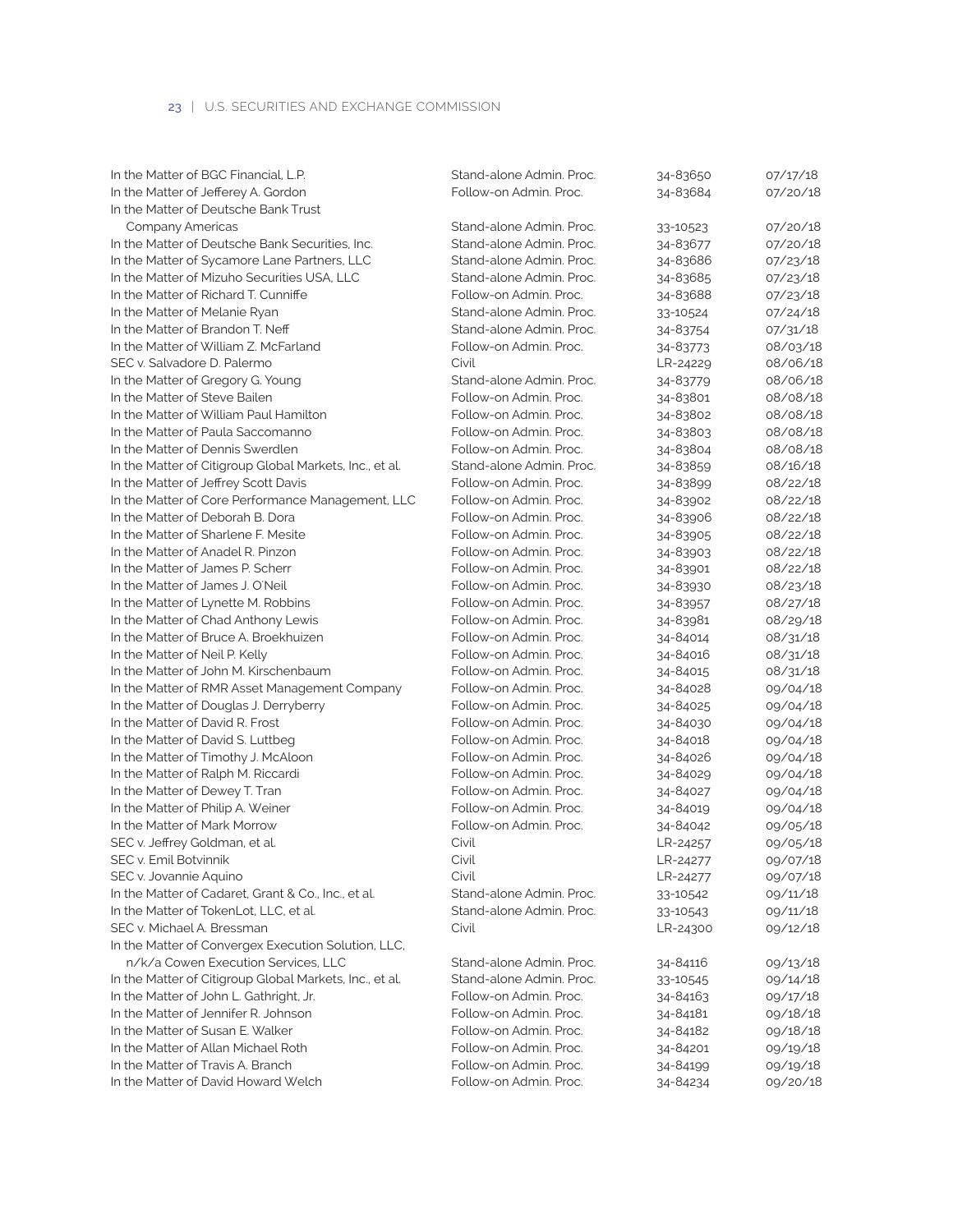| | | | |
|---|---|---|---|
| In the Matter of BGC Financial, L.P. | Stand-alone Admin. Proc. | 34-83650 | 07/17/18 |
| In the Matter of Jefferey A. Gordon | Follow-on Admin. Proc. | 34-83684 | 07/20/18 |
| In the Matter of Deutsche Bank Trust Company Americas | Stand-alone Admin. Proc. | 33-10523 | 07/20/18 |
| In the Matter of Deutsche Bank Securities, Inc. | Stand-alone Admin. Proc. | 34-83677 | 07/20/18 |
| In the Matter of Sycamore Lane Partners, LLC | Stand-alone Admin. Proc. | 34-83686 | 07/23/18 |
| In the Matter of Mizuho Securities USA, LLC | Stand-alone Admin. Proc. | 34-83685 | 07/23/18 |
| In the Matter of Richard T. Cunniffe | Follow-on Admin. Proc. | 34-83688 | 07/23/18 |
| In the Matter of Melanie Ryan | Stand-alone Admin. Proc. | 33-10524 | 07/24/18 |
| In the Matter of Brandon T. Neff | Stand-alone Admin. Proc. | 34-83754 | 07/31/18 |
| In the Matter of William Z. McFarland | Follow-on Admin. Proc. | 34-83773 | 08/03/18 |
| SEC v. Salvadore D. Palermo | Civil | LR-24229 | 08/06/18 |
| In the Matter of Gregory G. Young | Stand-alone Admin. Proc. | 34-83779 | 08/06/18 |
| In the Matter of Steve Bailen | Follow-on Admin. Proc. | 34-83801 | 08/08/18 |
| In the Matter of William Paul Hamilton | Follow-on Admin. Proc. | 34-83802 | 08/08/18 |
| In the Matter of Paula Saccomanno | Follow-on Admin. Proc. | 34-83803 | 08/08/18 |
| In the Matter of Dennis Swerdlen | Follow-on Admin. Proc. | 34-83804 | 08/08/18 |
| In the Matter of Citigroup Global Markets, Inc., et al. | Stand-alone Admin. Proc. | 34-83859 | 08/16/18 |
| In the Matter of Jeffrey Scott Davis | Follow-on Admin. Proc. | 34-83899 | 08/22/18 |
| In the Matter of Core Performance Management, LLC | Follow-on Admin. Proc. | 34-83902 | 08/22/18 |
| In the Matter of Deborah B. Dora | Follow-on Admin. Proc. | 34-83906 | 08/22/18 |
| In the Matter of Sharlene F. Mesite | Follow-on Admin. Proc. | 34-83905 | 08/22/18 |
| In the Matter of Anadel R. Pinzon | Follow-on Admin. Proc. | 34-83903 | 08/22/18 |
| In the Matter of James P. Scherr | Follow-on Admin. Proc. | 34-83901 | 08/22/18 |
| In the Matter of James J. O'Neil | Follow-on Admin. Proc. | 34-83930 | 08/23/18 |
| In the Matter of Lynette M. Robbins | Follow-on Admin. Proc. | 34-83957 | 08/27/18 |
| In the Matter of Chad Anthony Lewis | Follow-on Admin. Proc. | 34-83981 | 08/29/18 |
| In the Matter of Bruce A. Broekhuizen | Follow-on Admin. Proc. | 34-84014 | 08/31/18 |
| In the Matter of Neil P. Kelly | Follow-on Admin. Proc. | 34-84016 | 08/31/18 |
| In the Matter of John M. Kirschenbaum | Follow-on Admin. Proc. | 34-84015 | 08/31/18 |
| In the Matter of RMR Asset Management Company | Follow-on Admin. Proc. | 34-84028 | 09/04/18 |
| In the Matter of Douglas J. Derryberry | Follow-on Admin. Proc. | 34-84025 | 09/04/18 |
| In the Matter of David R. Frost | Follow-on Admin. Proc. | 34-84030 | 09/04/18 |
| In the Matter of David S. Luttbeg | Follow-on Admin. Proc. | 34-84018 | 09/04/18 |
| In the Matter of Timothy J. McAloon | Follow-on Admin. Proc. | 34-84026 | 09/04/18 |
| In the Matter of Ralph M. Riccardi | Follow-on Admin. Proc. | 34-84029 | 09/04/18 |
| In the Matter of Dewey T. Tran | Follow-on Admin. Proc. | 34-84027 | 09/04/18 |
| In the Matter of Philip A. Weiner | Follow-on Admin. Proc. | 34-84019 | 09/04/18 |
| In the Matter of Mark Morrow | Follow-on Admin. Proc. | 34-84042 | 09/05/18 |
| SEC v. Jeffrey Goldman, et al. | Civil | LR-24257 | 09/05/18 |
| SEC v. Emil Botvinnik | Civil | LR-24277 | 09/07/18 |
| SEC v. Jovannie Aquino | Civil | LR-24277 | 09/07/18 |
| In the Matter of Cadaret, Grant & Co., Inc., et al. | Stand-alone Admin. Proc. | 33-10542 | 09/11/18 |
| In the Matter of TokenLot, LLC, et al. | Stand-alone Admin. Proc. | 33-10543 | 09/11/18 |
| SEC v. Michael A. Bressman | Civil | LR-24300 | 09/12/18 |
| In the Matter of Convergex Execution Solution, LLC, n/k/a Cowen Execution Services, LLC | Stand-alone Admin. Proc. | 34-84116 | 09/13/18 |
| In the Matter of Citigroup Global Markets, Inc., et al. | Stand-alone Admin. Proc. | 33-10545 | 09/14/18 |
| In the Matter of John L. Gathright, Jr. | Follow-on Admin. Proc. | 34-84163 | 09/17/18 |
| In the Matter of Jennifer R. Johnson | Follow-on Admin. Proc. | 34-84181 | 09/18/18 |
| In the Matter of Susan E. Walker | Follow-on Admin. Proc. | 34-84182 | 09/18/18 |
| In the Matter of Allan Michael Roth | Follow-on Admin. Proc. | 34-84201 | 09/19/18 |
| In the Matter of Travis A. Branch | Follow-on Admin. Proc. | 34-84199 | 09/19/18 |
| In the Matter of David Howard Welch | Follow-on Admin. Proc. | 34-84234 | 09/20/18 |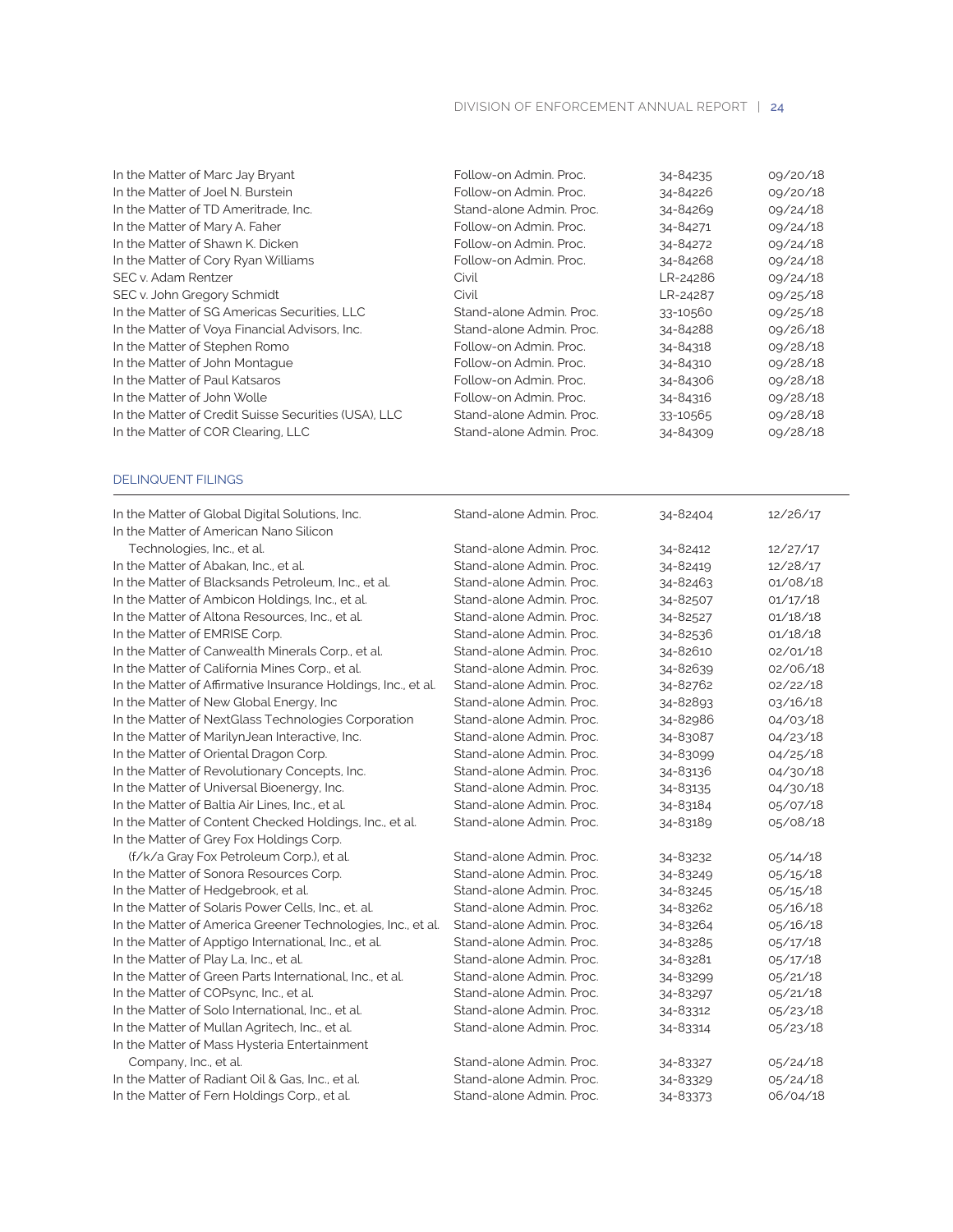| | | | |
|---|---|---|---|
| In the Matter of Marc Jay Bryant | Follow-on Admin. Proc. | 34-84235 | 09/20/18 |
| In the Matter of Joel N. Burstein | Follow-on Admin. Proc. | 34-84226 | 09/20/18 |
| In the Matter of TD Ameritrade, Inc. | Stand-alone Admin. Proc. | 34-84269 | 09/24/18 |
| In the Matter of Mary A. Faher | Follow-on Admin. Proc. | 34-84271 | 09/24/18 |
| In the Matter of Shawn K. Dicken | Follow-on Admin. Proc. | 34-84272 | 09/24/18 |
| In the Matter of Cory Ryan Williams | Follow-on Admin. Proc. | 34-84268 | 09/24/18 |
| SEC v. Adam Rentzer | Civil | LR-24286 | 09/24/18 |
| SEC v. John Gregory Schmidt | Civil | LR-24287 | 09/25/18 |
| In the Matter of SG Americas Securities, LLC | Stand-alone Admin. Proc. | 33-10560 | 09/25/18 |
| In the Matter of Voya Financial Advisors, Inc. | Stand-alone Admin. Proc. | 34-84288 | 09/26/18 |
| In the Matter of Stephen Romo | Follow-on Admin. Proc. | 34-84318 | 09/28/18 |
| In the Matter of John Montague | Follow-on Admin. Proc. | 34-84310 | 09/28/18 |
| In the Matter of Paul Katsaros | Follow-on Admin. Proc. | 34-84306 | 09/28/18 |
| In the Matter of John Wolle | Follow-on Admin. Proc. | 34-84316 | 09/28/18 |
| In the Matter of Credit Suisse Securities (USA), LLC | Stand-alone Admin. Proc. | 33-10565 | 09/28/18 |
| In the Matter of COR Clearing, LLC | Stand-alone Admin. Proc. | 34-84309 | 09/28/18 |

## DELINQUENT FILINGS

| | | | |
|---|---|---|---|
| In the Matter of Global Digital Solutions, Inc. | Stand-alone Admin. Proc. | 34-82404 | 12/26/17 |
| In the Matter of American Nano Silicon Technologies, Inc., et al. | Stand-alone Admin. Proc. | 34-82412 | 12/27/17 |
| In the Matter of Abakan, Inc., et al. | Stand-alone Admin. Proc. | 34-82419 | 12/28/17 |
| In the Matter of Blacksands Petroleum, Inc., et al. | Stand-alone Admin. Proc. | 34-82463 | 01/08/18 |
| In the Matter of Ambicon Holdings, Inc., et al. | Stand-alone Admin. Proc. | 34-82507 | 01/17/18 |
| In the Matter of Altona Resources, Inc., et al. | Stand-alone Admin. Proc. | 34-82527 | 01/18/18 |
| In the Matter of EMRISE Corp. | Stand-alone Admin. Proc. | 34-82536 | 01/18/18 |
| In the Matter of Canwealth Minerals Corp., et al. | Stand-alone Admin. Proc. | 34-82610 | 02/01/18 |
| In the Matter of California Mines Corp., et al. | Stand-alone Admin. Proc. | 34-82639 | 02/06/18 |
| In the Matter of Affirmative Insurance Holdings, Inc., et al. | Stand-alone Admin. Proc. | 34-82762 | 02/22/18 |
| In the Matter of New Global Energy, Inc | Stand-alone Admin. Proc. | 34-82893 | 03/16/18 |
| In the Matter of NextGlass Technologies Corporation | Stand-alone Admin. Proc. | 34-82986 | 04/03/18 |
| In the Matter of MarilynJean Interactive, Inc. | Stand-alone Admin. Proc. | 34-83087 | 04/23/18 |
| In the Matter of Oriental Dragon Corp. | Stand-alone Admin. Proc. | 34-83099 | 04/25/18 |
| In the Matter of Revolutionary Concepts, Inc. | Stand-alone Admin. Proc. | 34-83136 | 04/30/18 |
| In the Matter of Universal Bioenergy, Inc. | Stand-alone Admin. Proc. | 34-83135 | 04/30/18 |
| In the Matter of Baltia Air Lines, Inc., et al. | Stand-alone Admin. Proc. | 34-83184 | 05/07/18 |
| In the Matter of Content Checked Holdings, Inc., et al. | Stand-alone Admin. Proc. | 34-83189 | 05/08/18 |
| In the Matter of Grey Fox Holdings Corp. (f/k/a Gray Fox Petroleum Corp.), et al. | Stand-alone Admin. Proc. | 34-83232 | 05/14/18 |
| In the Matter of Sonora Resources Corp. | Stand-alone Admin. Proc. | 34-83249 | 05/15/18 |
| In the Matter of Hedgebrook, et al. | Stand-alone Admin. Proc. | 34-83245 | 05/15/18 |
| In the Matter of Solaris Power Cells, Inc., et. al. | Stand-alone Admin. Proc. | 34-83262 | 05/16/18 |
| In the Matter of America Greener Technologies, Inc., et al. | Stand-alone Admin. Proc. | 34-83264 | 05/16/18 |
| In the Matter of Apptigo International, Inc., et al. | Stand-alone Admin. Proc. | 34-83285 | 05/17/18 |
| In the Matter of Play La, Inc., et al. | Stand-alone Admin. Proc. | 34-83281 | 05/17/18 |
| In the Matter of Green Parts International, Inc., et al. | Stand-alone Admin. Proc. | 34-83299 | 05/21/18 |
| In the Matter of COPsync, Inc., et al. | Stand-alone Admin. Proc. | 34-83297 | 05/21/18 |
| In the Matter of Solo International, Inc., et al. | Stand-alone Admin. Proc. | 34-83312 | 05/23/18 |
| In the Matter of Mullan Agritech, Inc., et al. | Stand-alone Admin. Proc. | 34-83314 | 05/23/18 |
| In the Matter of Mass Hysteria Entertainment Company, Inc., et al. | Stand-alone Admin. Proc. | 34-83327 | 05/24/18 |
| In the Matter of Radiant Oil & Gas, Inc., et al. | Stand-alone Admin. Proc. | 34-83329 | 05/24/18 |
| In the Matter of Fern Holdings Corp., et al. | Stand-alone Admin. Proc. | 34-83373 | 06/04/18 |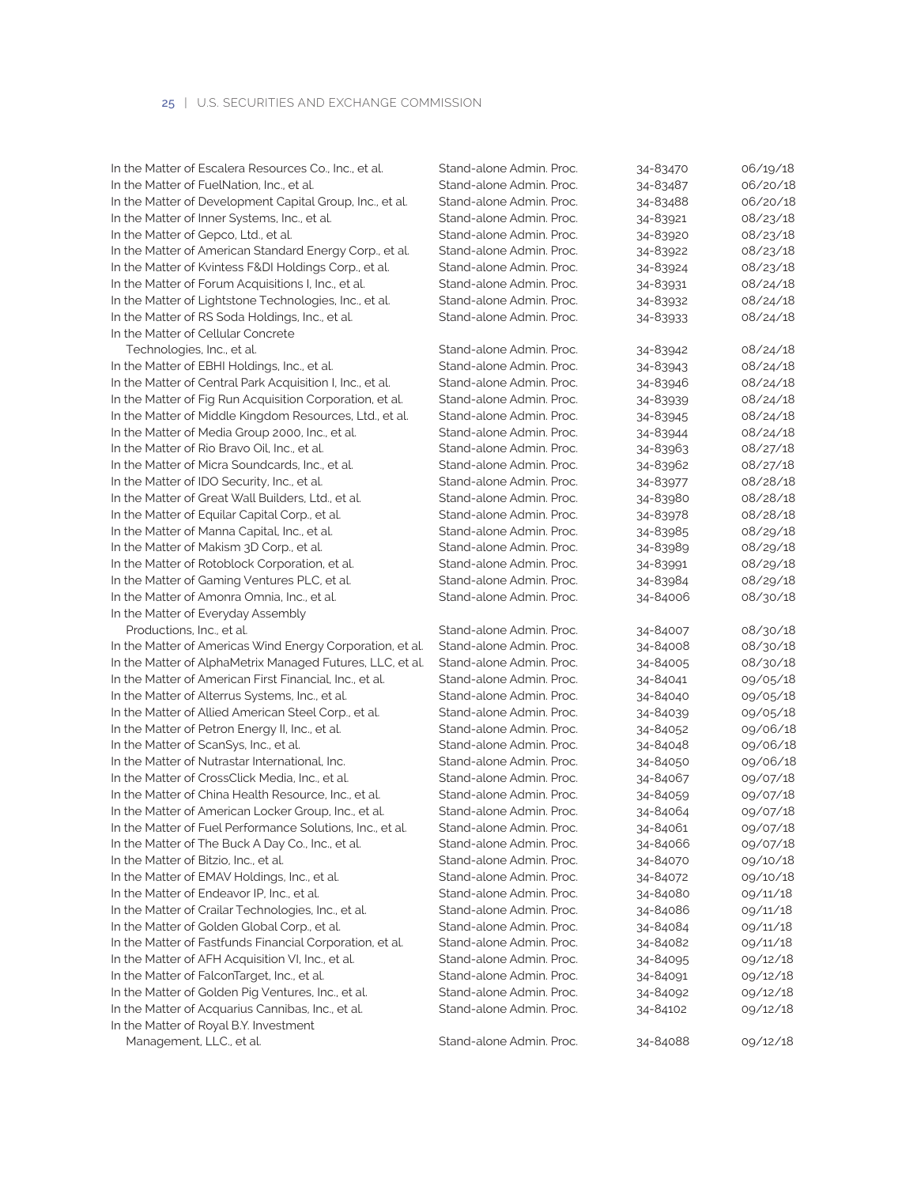| | | | |
|---|---|---|---|
| In the Matter of Escalera Resources Co., Inc., et al. | Stand-alone Admin. Proc. | 34-83470 | 06/19/18 |
| In the Matter of FuelNation, Inc., et al. | Stand-alone Admin. Proc. | 34-83487 | 06/20/18 |
| In the Matter of Development Capital Group, Inc., et al. | Stand-alone Admin. Proc. | 34-83488 | 06/20/18 |
| In the Matter of Inner Systems, Inc., et al. | Stand-alone Admin. Proc. | 34-83921 | 08/23/18 |
| In the Matter of Gepco, Ltd., et al. | Stand-alone Admin. Proc. | 34-83920 | 08/23/18 |
| In the Matter of American Standard Energy Corp., et al. | Stand-alone Admin. Proc. | 34-83922 | 08/23/18 |
| In the Matter of Kvintess F&DI Holdings Corp., et al. | Stand-alone Admin. Proc. | 34-83924 | 08/23/18 |
| In the Matter of Forum Acquisitions I, Inc., et al. | Stand-alone Admin. Proc. | 34-83931 | 08/24/18 |
| In the Matter of Lightstone Technologies, Inc., et al. | Stand-alone Admin. Proc. | 34-83932 | 08/24/18 |
| In the Matter of RS Soda Holdings, Inc., et al. | Stand-alone Admin. Proc. | 34-83933 | 08/24/18 |
| In the Matter of Cellular Concrete Technologies, Inc., et al. | Stand-alone Admin. Proc. | 34-83942 | 08/24/18 |
| In the Matter of EBHI Holdings, Inc., et al. | Stand-alone Admin. Proc. | 34-83943 | 08/24/18 |
| In the Matter of Central Park Acquisition I, Inc., et al. | Stand-alone Admin. Proc. | 34-83946 | 08/24/18 |
| In the Matter of Fig Run Acquisition Corporation, et al. | Stand-alone Admin. Proc. | 34-83939 | 08/24/18 |
| In the Matter of Middle Kingdom Resources, Ltd., et al. | Stand-alone Admin. Proc. | 34-83945 | 08/24/18 |
| In the Matter of Media Group 2000, Inc., et al. | Stand-alone Admin. Proc. | 34-83944 | 08/24/18 |
| In the Matter of Rio Bravo Oil, Inc., et al. | Stand-alone Admin. Proc. | 34-83963 | 08/27/18 |
| In the Matter of Micra Soundcards, Inc., et al. | Stand-alone Admin. Proc. | 34-83962 | 08/27/18 |
| In the Matter of IDO Security, Inc., et al. | Stand-alone Admin. Proc. | 34-83977 | 08/28/18 |
| In the Matter of Great Wall Builders, Ltd., et al. | Stand-alone Admin. Proc. | 34-83980 | 08/28/18 |
| In the Matter of Equilar Capital Corp., et al. | Stand-alone Admin. Proc. | 34-83978 | 08/28/18 |
| In the Matter of Manna Capital, Inc., et al. | Stand-alone Admin. Proc. | 34-83985 | 08/29/18 |
| In the Matter of Makism 3D Corp., et al. | Stand-alone Admin. Proc. | 34-83989 | 08/29/18 |
| In the Matter of Rotoblock Corporation, et al. | Stand-alone Admin. Proc. | 34-83991 | 08/29/18 |
| In the Matter of Gaming Ventures PLC, et al. | Stand-alone Admin. Proc. | 34-83984 | 08/29/18 |
| In the Matter of Amonra Omnia, Inc., et al. | Stand-alone Admin. Proc. | 34-84006 | 08/30/18 |
| In the Matter of Everyday Assembly Productions, Inc., et al. | Stand-alone Admin. Proc. | 34-84007 | 08/30/18 |
| In the Matter of Americas Wind Energy Corporation, et al. | Stand-alone Admin. Proc. | 34-84008 | 08/30/18 |
| In the Matter of AlphaMetrix Managed Futures, LLC, et al. | Stand-alone Admin. Proc. | 34-84005 | 08/30/18 |
| In the Matter of American First Financial, Inc., et al. | Stand-alone Admin. Proc. | 34-84041 | 09/05/18 |
| In the Matter of Alterrus Systems, Inc., et al. | Stand-alone Admin. Proc. | 34-84040 | 09/05/18 |
| In the Matter of Allied American Steel Corp., et al. | Stand-alone Admin. Proc. | 34-84039 | 09/05/18 |
| In the Matter of Petron Energy II, Inc., et al. | Stand-alone Admin. Proc. | 34-84052 | 09/06/18 |
| In the Matter of ScanSys, Inc., et al. | Stand-alone Admin. Proc. | 34-84048 | 09/06/18 |
| In the Matter of Nutrastar International, Inc. | Stand-alone Admin. Proc. | 34-84050 | 09/06/18 |
| In the Matter of CrossClick Media, Inc., et al. | Stand-alone Admin. Proc. | 34-84067 | 09/07/18 |
| In the Matter of China Health Resource, Inc., et al. | Stand-alone Admin. Proc. | 34-84059 | 09/07/18 |
| In the Matter of American Locker Group, Inc., et al. | Stand-alone Admin. Proc. | 34-84064 | 09/07/18 |
| In the Matter of Fuel Performance Solutions, Inc., et al. | Stand-alone Admin. Proc. | 34-84061 | 09/07/18 |
| In the Matter of The Buck A Day Co., Inc., et al. | Stand-alone Admin. Proc. | 34-84066 | 09/07/18 |
| In the Matter of Bitzio, Inc., et al. | Stand-alone Admin. Proc. | 34-84070 | 09/10/18 |
| In the Matter of EMAV Holdings, Inc., et al. | Stand-alone Admin. Proc. | 34-84072 | 09/10/18 |
| In the Matter of Endeavor IP, Inc., et al. | Stand-alone Admin. Proc. | 34-84080 | 09/11/18 |
| In the Matter of Crailar Technologies, Inc., et al. | Stand-alone Admin. Proc. | 34-84086 | 09/11/18 |
| In the Matter of Golden Global Corp., et al. | Stand-alone Admin. Proc. | 34-84084 | 09/11/18 |
| In the Matter of Fastfunds Financial Corporation, et al. | Stand-alone Admin. Proc. | 34-84082 | 09/11/18 |
| In the Matter of AFH Acquisition VI, Inc., et al. | Stand-alone Admin. Proc. | 34-84095 | 09/12/18 |
| In the Matter of FalconTarget, Inc., et al. | Stand-alone Admin. Proc. | 34-84091 | 09/12/18 |
| In the Matter of Golden Pig Ventures, Inc., et al. | Stand-alone Admin. Proc. | 34-84092 | 09/12/18 |
| In the Matter of Acquarius Cannibas, Inc., et al. | Stand-alone Admin. Proc. | 34-84102 | 09/12/18 |
| In the Matter of Royal B.Y. Investment Management, LLC., et al. | Stand-alone Admin. Proc. | 34-84088 | 09/12/18 |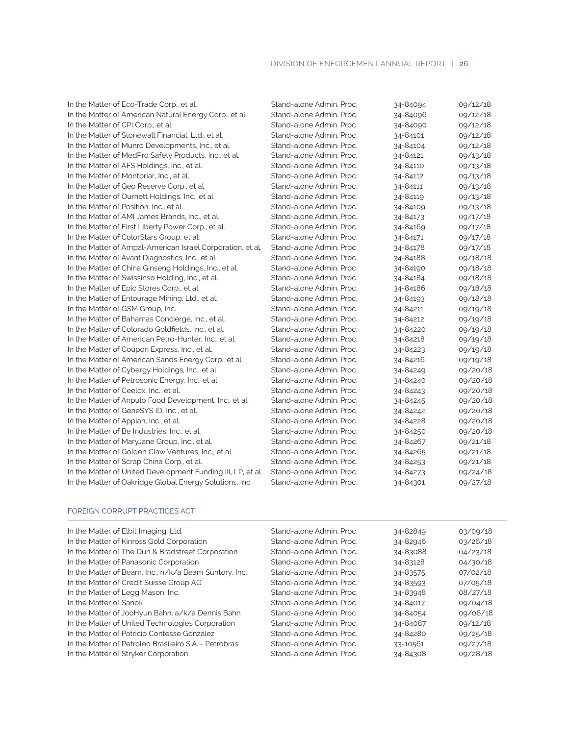| | | | |
|---|---|---|---|
| In the Matter of Eco-Trade Corp., et al. | Stand-alone Admin. Proc. | 34-84094 | 09/12/18 |
| In the Matter of American Natural Energy Corp., et al. | Stand-alone Admin. Proc. | 34-84096 | 09/12/18 |
| In the Matter of CPI Corp., et al. | Stand-alone Admin. Proc. | 34-84090 | 09/12/18 |
| In the Matter of Stonewall Financial, Ltd., et al. | Stand-alone Admin. Proc. | 34-84101 | 09/12/18 |
| In the Matter of Munro Developments, Inc., et al. | Stand-alone Admin. Proc. | 34-84104 | 09/12/18 |
| In the Matter of MedPro Safety Products, Inc., et al. | Stand-alone Admin. Proc. | 34-84121 | 09/13/18 |
| In the Matter of AFS Holdings, Inc., et al. | Stand-alone Admin. Proc. | 34-84110 | 09/13/18 |
| In the Matter of Montbriar, Inc., et al. | Stand-alone Admin. Proc. | 34-84112 | 09/13/18 |
| In the Matter of Geo Reserve Corp., et al. | Stand-alone Admin. Proc. | 34-84111 | 09/13/18 |
| In the Matter of Ournett Holdings, Inc., et al. | Stand-alone Admin. Proc. | 34-84119 | 09/13/18 |
| In the Matter of Position, Inc., et al. | Stand-alone Admin. Proc. | 34-84109 | 09/13/18 |
| In the Matter of AMI James Brands, Inc., et al. | Stand-alone Admin. Proc. | 34-84173 | 09/17/18 |
| In the Matter of First Liberty Power Corp., et al. | Stand-alone Admin. Proc. | 34-84169 | 09/17/18 |
| In the Matter of ColorStars Group, et al. | Stand-alone Admin. Proc. | 34-84171 | 09/17/18 |
| In the Matter of Ampal-American Israel Corporation, et al. | Stand-alone Admin. Proc. | 34-84178 | 09/17/18 |
| In the Matter of Avant Diagnostics, Inc., et al. | Stand-alone Admin. Proc. | 34-84188 | 09/18/18 |
| In the Matter of China Ginseng Holdings, Inc., et al. | Stand-alone Admin. Proc. | 34-84190 | 09/18/18 |
| In the Matter of Swissinso Holding, Inc., et al. | Stand-alone Admin. Proc. | 34-84184 | 09/18/18 |
| In the Matter of Epic Stores Corp., et al. | Stand-alone Admin. Proc. | 34-84186 | 09/18/18 |
| In the Matter of Entourage Mining, Ltd., et al. | Stand-alone Admin. Proc. | 34-84193 | 09/18/18 |
| In the Matter of GSM Group, Inc. | Stand-alone Admin. Proc. | 34-84211 | 09/19/18 |
| In the Matter of Bahamas Concierge, Inc., et al. | Stand-alone Admin. Proc. | 34-84212 | 09/19/18 |
| In the Matter of Colorado Goldfields, Inc., et al. | Stand-alone Admin. Proc. | 34-84220 | 09/19/18 |
| In the Matter of American Petro-Hunter, Inc., et al. | Stand-alone Admin. Proc. | 34-84218 | 09/19/18 |
| In the Matter of Coupon Express, Inc., et al. | Stand-alone Admin. Proc. | 34-84223 | 09/19/18 |
| In the Matter of American Sands Energy Corp., et al. | Stand-alone Admin. Proc. | 34-84216 | 09/19/18 |
| In the Matter of Cybergy Holdings, Inc., et al. | Stand-alone Admin. Proc. | 34-84249 | 09/20/18 |
| In the Matter of Petrosonic Energy, Inc., et al. | Stand-alone Admin. Proc. | 34-84240 | 09/20/18 |
| In the Matter of Ceelox, Inc., et al. | Stand-alone Admin. Proc. | 34-84243 | 09/20/18 |
| In the Matter of Anpulo Food Development, Inc., et al. | Stand-alone Admin. Proc. | 34-84245 | 09/20/18 |
| In the Matter of GeneSYS ID, Inc., et al. | Stand-alone Admin. Proc. | 34-84242 | 09/20/18 |
| In the Matter of Appian, Inc., et al. | Stand-alone Admin. Proc. | 34-84228 | 09/20/18 |
| In the Matter of Be Industries, Inc., et al. | Stand-alone Admin. Proc. | 34-84250 | 09/20/18 |
| In the Matter of MaryJane Group, Inc., et al. | Stand-alone Admin. Proc. | 34-84267 | 09/21/18 |
| In the Matter of Golden Claw Ventures, Inc., et al. | Stand-alone Admin. Proc. | 34-84265 | 09/21/18 |
| In the Matter of Scrap China Corp., et al. | Stand-alone Admin. Proc. | 34-84253 | 09/21/18 |
| In the Matter of United Development Funding III, LP, et al. | Stand-alone Admin. Proc. | 34-84273 | 09/24/18 |
| In the Matter of Oakridge Global Energy Solutions, Inc. | Stand-alone Admin. Proc. | 34-84301 | 09/27/18 |

## FOREIGN CORRUPT PRACTICES ACT

| | | | |
|---|---|---|---|
| In the Matter of Elbit Imaging, Ltd. | Stand-alone Admin. Proc. | 34-82849 | 03/09/18 |
| In the Matter of Kinross Gold Corporation | Stand-alone Admin. Proc. | 34-82946 | 03/26/18 |
| In the Matter of The Dun & Bradstreet Corporation | Stand-alone Admin. Proc. | 34-83088 | 04/23/18 |
| In the Matter of Panasonic Corporation | Stand-alone Admin. Proc. | 34-83128 | 04/30/18 |
| In the Matter of Beam, Inc., n/k/a Beam Suntory, Inc. | Stand-alone Admin. Proc. | 34-83575 | 07/02/18 |
| In the Matter of Credit Suisse Group AG | Stand-alone Admin. Proc. | 34-83593 | 07/05/18 |
| In the Matter of Legg Mason, Inc. | Stand-alone Admin. Proc. | 34-83948 | 08/27/18 |
| In the Matter of Sanofi | Stand-alone Admin. Proc. | 34-84017 | 09/04/18 |
| In the Matter of JooHyun Bahn, a/k/a Dennis Bahn | Stand-alone Admin. Proc. | 34-84054 | 09/06/18 |
| In the Matter of United Technologies Corporation | Stand-alone Admin. Proc. | 34-84087 | 09/12/18 |
| In the Matter of Patricio Contesse Gonzalez | Stand-alone Admin. Proc. | 34-84280 | 09/25/18 |
| In the Matter of Petroleo Brasileiro S.A. - Petrobras | Stand-alone Admin. Proc. | 33-10561 | 09/27/18 |
| In the Matter of Stryker Corporation | Stand-alone Admin. Proc. | 34-84308 | 09/28/18 |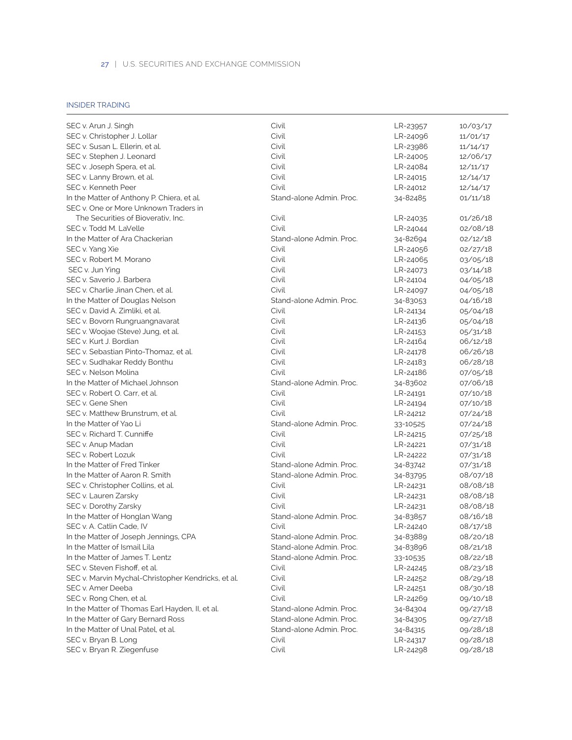## INSIDER TRADING

| | | | |
|---|---|---|---|
| SEC v. Arun J. Singh | Civil | LR-23957 | 10/03/17 |
| SEC v. Christopher J. Lollar | Civil | LR-24096 | 11/01/17 |
| SEC v. Susan L. Ellerin, et al. | Civil | LR-23986 | 11/14/17 |
| SEC v. Stephen J. Leonard | Civil | LR-24005 | 12/06/17 |
| SEC v. Joseph Spera, et al. | Civil | LR-24084 | 12/11/17 |
| SEC v. Lanny Brown, et al. | Civil | LR-24015 | 12/14/17 |
| SEC v. Kenneth Peer | Civil | LR-24012 | 12/14/17 |
| In the Matter of Anthony P. Chiera, et al. | Stand-alone Admin. Proc. | 34-82485 | 01/11/18 |
| SEC v. One or More Unknown Traders in The Securities of Bioverativ, Inc. | Civil | LR-24035 | 01/26/18 |
| SEC v. Todd M. LaVelle | Civil | LR-24044 | 02/08/18 |
| In the Matter of Ara Chackerian | Stand-alone Admin. Proc. | 34-82694 | 02/12/18 |
| SEC v. Yang Xie | Civil | LR-24056 | 02/27/18 |
| SEC v. Robert M. Morano | Civil | LR-24065 | 03/05/18 |
| SEC v. Jun Ying | Civil | LR-24073 | 03/14/18 |
| SEC v. Saverio J. Barbera | Civil | LR-24104 | 04/05/18 |
| SEC v. Charlie Jinan Chen, et al. | Civil | LR-24097 | 04/05/18 |
| In the Matter of Douglas Nelson | Stand-alone Admin. Proc. | 34-83053 | 04/16/18 |
| SEC v. David A. Zimliki, et al. | Civil | LR-24134 | 05/04/18 |
| SEC v. Bovorn Rungruangnavarat | Civil | LR-24136 | 05/04/18 |
| SEC v. Woojae (Steve) Jung, et al. | Civil | LR-24153 | 05/31/18 |
| SEC v. Kurt J. Bordian | Civil | LR-24164 | 06/12/18 |
| SEC v. Sebastian Pinto-Thomaz, et al. | Civil | LR-24178 | 06/26/18 |
| SEC v. Sudhakar Reddy Bonthu | Civil | LR-24183 | 06/28/18 |
| SEC v. Nelson Molina | Civil | LR-24186 | 07/05/18 |
| In the Matter of Michael Johnson | Stand-alone Admin. Proc. | 34-83602 | 07/06/18 |
| SEC v. Robert O. Carr, et al. | Civil | LR-24191 | 07/10/18 |
| SEC v. Gene Shen | Civil | LR-24194 | 07/10/18 |
| SEC v. Matthew Brunstrum, et al. | Civil | LR-24212 | 07/24/18 |
| In the Matter of Yao Li | Stand-alone Admin. Proc. | 33-10525 | 07/24/18 |
| SEC v. Richard T. Cunniffe | Civil | LR-24215 | 07/25/18 |
| SEC v. Anup Madan | Civil | LR-24221 | 07/31/18 |
| SEC v. Robert Lozuk | Civil | LR-24222 | 07/31/18 |
| In the Matter of Fred Tinker | Stand-alone Admin. Proc. | 34-83742 | 07/31/18 |
| In the Matter of Aaron R. Smith | Stand-alone Admin. Proc. | 34-83795 | 08/07/18 |
| SEC v. Christopher Collins, et al. | Civil | LR-24231 | 08/08/18 |
| SEC v. Lauren Zarsky | Civil | LR-24231 | 08/08/18 |
| SEC v. Dorothy Zarsky | Civil | LR-24231 | 08/08/18 |
| In the Matter of Honglan Wang | Stand-alone Admin. Proc. | 34-83857 | 08/16/18 |
| SEC v. A. Catlin Cade, IV | Civil | LR-24240 | 08/17/18 |
| In the Matter of Joseph Jennings, CPA | Stand-alone Admin. Proc. | 34-83889 | 08/20/18 |
| In the Matter of Ismail Lila | Stand-alone Admin. Proc. | 34-83896 | 08/21/18 |
| In the Matter of James T. Lentz | Stand-alone Admin. Proc. | 33-10535 | 08/22/18 |
| SEC v. Steven Fishoff, et al. | Civil | LR-24245 | 08/23/18 |
| SEC v. Marvin Mychal-Christopher Kendricks, et al. | Civil | LR-24252 | 08/29/18 |
| SEC v. Amer Deeba | Civil | LR-24251 | 08/30/18 |
| SEC v. Rong Chen, et al. | Civil | LR-24269 | 09/10/18 |
| In the Matter of Thomas Earl Hayden, II, et al. | Stand-alone Admin. Proc. | 34-84304 | 09/27/18 |
| In the Matter of Gary Bernard Ross | Stand-alone Admin. Proc. | 34-84305 | 09/27/18 |
| In the Matter of Unal Patel, et al. | Stand-alone Admin. Proc. | 34-84315 | 09/28/18 |
| SEC v. Bryan B. Long | Civil | LR-24317 | 09/28/18 |
| SEC v. Bryan R. Ziegenfuse | Civil | LR-24298 | 09/28/18 |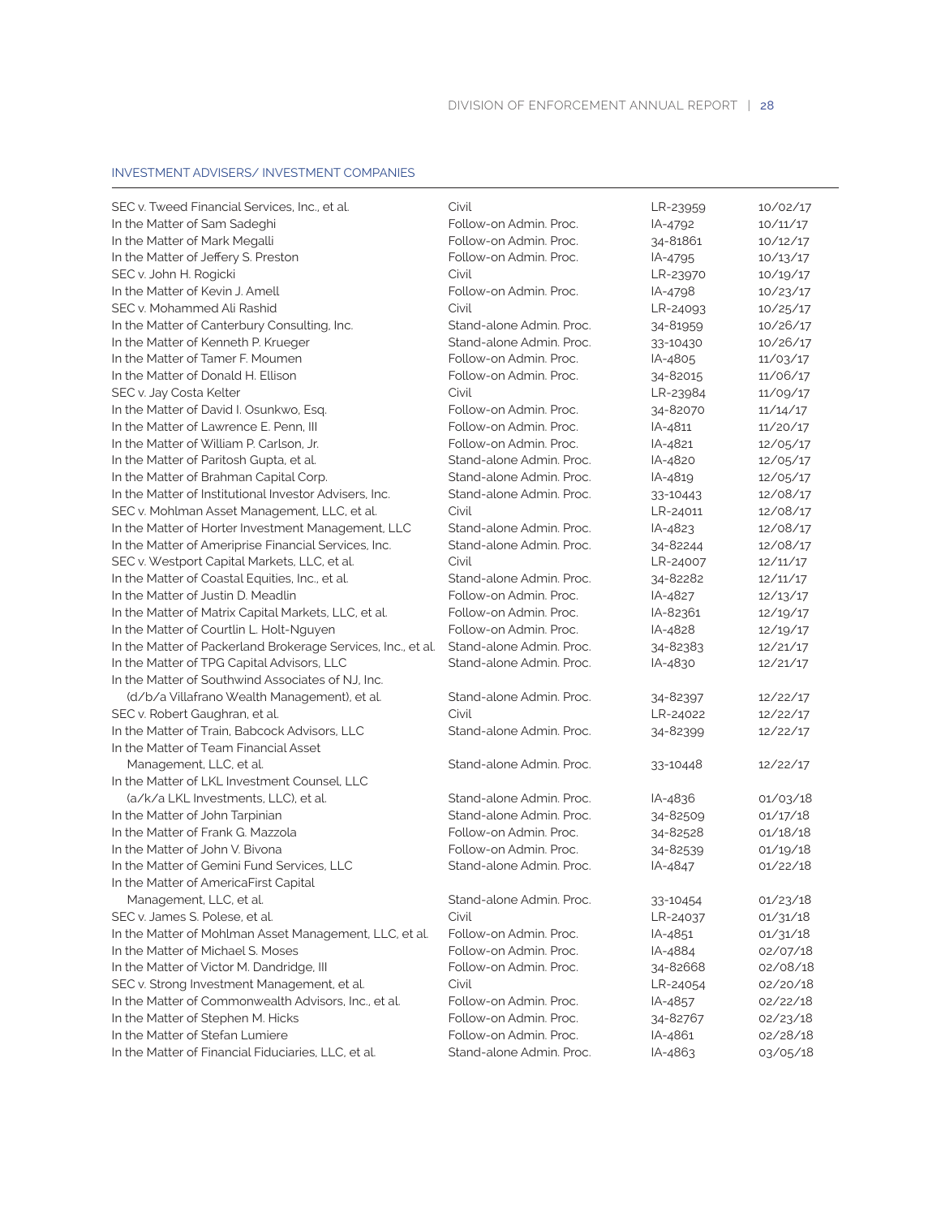## INVESTMENT ADVISERS/ INVESTMENT COMPANIES

| | | | |
|---|---|---|---|
| SEC v. Tweed Financial Services, Inc., et al. | Civil | LR-23959 | 10/02/17 |
| In the Matter of Sam Sadeghi | Follow-on Admin. Proc. | IA-4792 | 10/11/17 |
| In the Matter of Mark Megalli | Follow-on Admin. Proc. | 34-81861 | 10/12/17 |
| In the Matter of Jeffery S. Preston | Follow-on Admin. Proc. | IA-4795 | 10/13/17 |
| SEC v. John H. Rogicki | Civil | LR-23970 | 10/19/17 |
| In the Matter of Kevin J. Amell | Follow-on Admin. Proc. | IA-4798 | 10/23/17 |
| SEC v. Mohammed Ali Rashid | Civil | LR-24093 | 10/25/17 |
| In the Matter of Canterbury Consulting, Inc. | Stand-alone Admin. Proc. | 34-81959 | 10/26/17 |
| In the Matter of Kenneth P. Krueger | Stand-alone Admin. Proc. | 33-10430 | 10/26/17 |
| In the Matter of Tamer F. Moumen | Follow-on Admin. Proc. | IA-4805 | 11/03/17 |
| In the Matter of Donald H. Ellison | Follow-on Admin. Proc. | 34-82015 | 11/06/17 |
| SEC v. Jay Costa Kelter | Civil | LR-23984 | 11/09/17 |
| In the Matter of David I. Osunkwo, Esq. | Follow-on Admin. Proc. | 34-82070 | 11/14/17 |
| In the Matter of Lawrence E. Penn, III | Follow-on Admin. Proc. | IA-4811 | 11/20/17 |
| In the Matter of William P. Carlson, Jr. | Follow-on Admin. Proc. | IA-4821 | 12/05/17 |
| In the Matter of Paritosh Gupta, et al. | Stand-alone Admin. Proc. | IA-4820 | 12/05/17 |
| In the Matter of Brahman Capital Corp. | Stand-alone Admin. Proc. | IA-4819 | 12/05/17 |
| In the Matter of Institutional Investor Advisers, Inc. | Stand-alone Admin. Proc. | 33-10443 | 12/08/17 |
| SEC v. Mohlman Asset Management, LLC, et al. | Civil | LR-24011 | 12/08/17 |
| In the Matter of Horter Investment Management, LLC | Stand-alone Admin. Proc. | IA-4823 | 12/08/17 |
| In the Matter of Ameriprise Financial Services, Inc. | Stand-alone Admin. Proc. | 34-82244 | 12/08/17 |
| SEC v. Westport Capital Markets, LLC, et al. | Civil | LR-24007 | 12/11/17 |
| In the Matter of Coastal Equities, Inc., et al. | Stand-alone Admin. Proc. | 34-82282 | 12/11/17 |
| In the Matter of Justin D. Meadlin | Follow-on Admin. Proc. | IA-4827 | 12/13/17 |
| In the Matter of Matrix Capital Markets, LLC, et al. | Follow-on Admin. Proc. | IA-82361 | 12/19/17 |
| In the Matter of Courtlin L. Holt-Nguyen | Follow-on Admin. Proc. | IA-4828 | 12/19/17 |
| In the Matter of Packerland Brokerage Services, Inc., et al. | Stand-alone Admin. Proc. | 34-82383 | 12/21/17 |
| In the Matter of TPG Capital Advisors, LLC | Stand-alone Admin. Proc. | IA-4830 | 12/21/17 |
| In the Matter of Southwind Associates of NJ, Inc. (d/b/a Villafrano Wealth Management), et al. | Stand-alone Admin. Proc. | 34-82397 | 12/22/17 |
| SEC v. Robert Gaughran, et al. | Civil | LR-24022 | 12/22/17 |
| In the Matter of Train, Babcock Advisors, LLC | Stand-alone Admin. Proc. | 34-82399 | 12/22/17 |
| In the Matter of Team Financial Asset Management, LLC, et al. | Stand-alone Admin. Proc. | 33-10448 | 12/22/17 |
| In the Matter of LKL Investment Counsel, LLC (a/k/a LKL Investments, LLC), et al. | Stand-alone Admin. Proc. | IA-4836 | 01/03/18 |
| In the Matter of John Tarpinian | Stand-alone Admin. Proc. | 34-82509 | 01/17/18 |
| In the Matter of Frank G. Mazzola | Follow-on Admin. Proc. | 34-82528 | 01/18/18 |
| In the Matter of John V. Bivona | Follow-on Admin. Proc. | 34-82539 | 01/19/18 |
| In the Matter of Gemini Fund Services, LLC | Stand-alone Admin. Proc. | IA-4847 | 01/22/18 |
| In the Matter of AmericaFirst Capital Management, LLC, et al. | Stand-alone Admin. Proc. | 33-10454 | 01/23/18 |
| SEC v. James S. Polese, et al. | Civil | LR-24037 | 01/31/18 |
| In the Matter of Mohlman Asset Management, LLC, et al. | Follow-on Admin. Proc. | IA-4851 | 01/31/18 |
| In the Matter of Michael S. Moses | Follow-on Admin. Proc. | IA-4884 | 02/07/18 |
| In the Matter of Victor M. Dandridge, III | Follow-on Admin. Proc. | 34-82668 | 02/08/18 |
| SEC v. Strong Investment Management, et al. | Civil | LR-24054 | 02/20/18 |
| In the Matter of Commonwealth Advisors, Inc., et al. | Follow-on Admin. Proc. | IA-4857 | 02/22/18 |
| In the Matter of Stephen M. Hicks | Follow-on Admin. Proc. | 34-82767 | 02/23/18 |
| In the Matter of Stefan Lumiere | Follow-on Admin. Proc. | IA-4861 | 02/28/18 |
| In the Matter of Financial Fiduciaries, LLC, et al. | Stand-alone Admin. Proc. | IA-4863 | 03/05/18 |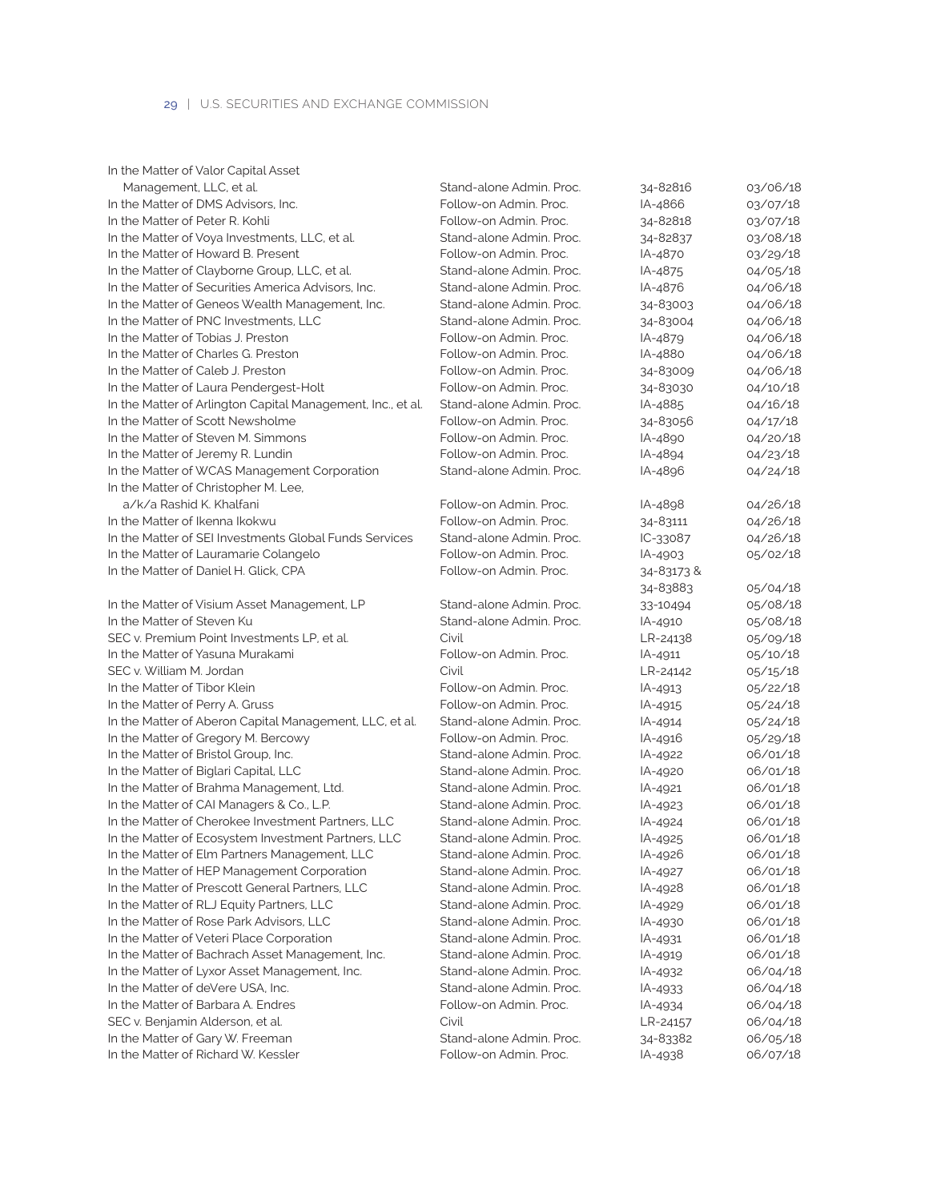| | | | |
|---|---|---|---|
| In the Matter of Valor Capital Asset Management, LLC, et al. | Stand-alone Admin. Proc. | 34-82816 | 03/06/18 |
| In the Matter of DMS Advisors, Inc. | Follow-on Admin. Proc. | IA-4866 | 03/07/18 |
| In the Matter of Peter R. Kohli | Follow-on Admin. Proc. | 34-82818 | 03/07/18 |
| In the Matter of Voya Investments, LLC, et al. | Stand-alone Admin. Proc. | 34-82837 | 03/08/18 |
| In the Matter of Howard B. Present | Follow-on Admin. Proc. | IA-4870 | 03/29/18 |
| In the Matter of Clayborne Group, LLC, et al. | Stand-alone Admin. Proc. | IA-4875 | 04/05/18 |
| In the Matter of Securities America Advisors, Inc. | Stand-alone Admin. Proc. | IA-4876 | 04/06/18 |
| In the Matter of Geneos Wealth Management, Inc. | Stand-alone Admin. Proc. | 34-83003 | 04/06/18 |
| In the Matter of PNC Investments, LLC | Stand-alone Admin. Proc. | 34-83004 | 04/06/18 |
| In the Matter of Tobias J. Preston | Follow-on Admin. Proc. | IA-4879 | 04/06/18 |
| In the Matter of Charles G. Preston | Follow-on Admin. Proc. | IA-4880 | 04/06/18 |
| In the Matter of Caleb J. Preston | Follow-on Admin. Proc. | 34-83009 | 04/06/18 |
| In the Matter of Laura Pendergest-Holt | Follow-on Admin. Proc. | 34-83030 | 04/10/18 |
| In the Matter of Arlington Capital Management, Inc., et al. | Stand-alone Admin. Proc. | IA-4885 | 04/16/18 |
| In the Matter of Scott Newsholme | Follow-on Admin. Proc. | 34-83056 | 04/17/18 |
| In the Matter of Steven M. Simmons | Follow-on Admin. Proc. | IA-4890 | 04/20/18 |
| In the Matter of Jeremy R. Lundin | Follow-on Admin. Proc. | IA-4894 | 04/23/18 |
| In the Matter of WCAS Management Corporation | Stand-alone Admin. Proc. | IA-4896 | 04/24/18 |
| In the Matter of Christopher M. Lee, a/k/a Rashid K. Khalfani | Follow-on Admin. Proc. | IA-4898 | 04/26/18 |
| In the Matter of Ikenna Ikokwu | Follow-on Admin. Proc. | 34-83111 | 04/26/18 |
| In the Matter of SEI Investments Global Funds Services | Stand-alone Admin. Proc. | IC-33087 | 04/26/18 |
| In the Matter of Lauramarie Colangelo | Follow-on Admin. Proc. | IA-4903 | 05/02/18 |
| In the Matter of Daniel H. Glick, CPA | Follow-on Admin. Proc. | 34-83173 & 34-83883 | 05/04/18 |
| In the Matter of Visium Asset Management, LP | Stand-alone Admin. Proc. | 33-10494 | 05/08/18 |
| In the Matter of Steven Ku | Stand-alone Admin. Proc. | IA-4910 | 05/08/18 |
| SEC v. Premium Point Investments LP, et al. | Civil | LR-24138 | 05/09/18 |
| In the Matter of Yasuna Murakami | Follow-on Admin. Proc. | IA-4911 | 05/10/18 |
| SEC v. William M. Jordan | Civil | LR-24142 | 05/15/18 |
| In the Matter of Tibor Klein | Follow-on Admin. Proc. | IA-4913 | 05/22/18 |
| In the Matter of Perry A. Gruss | Follow-on Admin. Proc. | IA-4915 | 05/24/18 |
| In the Matter of Aberon Capital Management, LLC, et al. | Stand-alone Admin. Proc. | IA-4914 | 05/24/18 |
| In the Matter of Gregory M. Bercowy | Follow-on Admin. Proc. | IA-4916 | 05/29/18 |
| In the Matter of Bristol Group, Inc. | Stand-alone Admin. Proc. | IA-4922 | 06/01/18 |
| In the Matter of Biglari Capital, LLC | Stand-alone Admin. Proc. | IA-4920 | 06/01/18 |
| In the Matter of Brahma Management, Ltd. | Stand-alone Admin. Proc. | IA-4921 | 06/01/18 |
| In the Matter of CAI Managers & Co., L.P. | Stand-alone Admin. Proc. | IA-4923 | 06/01/18 |
| In the Matter of Cherokee Investment Partners, LLC | Stand-alone Admin. Proc. | IA-4924 | 06/01/18 |
| In the Matter of Ecosystem Investment Partners, LLC | Stand-alone Admin. Proc. | IA-4925 | 06/01/18 |
| In the Matter of Elm Partners Management, LLC | Stand-alone Admin. Proc. | IA-4926 | 06/01/18 |
| In the Matter of HEP Management Corporation | Stand-alone Admin. Proc. | IA-4927 | 06/01/18 |
| In the Matter of Prescott General Partners, LLC | Stand-alone Admin. Proc. | IA-4928 | 06/01/18 |
| In the Matter of RLJ Equity Partners, LLC | Stand-alone Admin. Proc. | IA-4929 | 06/01/18 |
| In the Matter of Rose Park Advisors, LLC | Stand-alone Admin. Proc. | IA-4930 | 06/01/18 |
| In the Matter of Veteri Place Corporation | Stand-alone Admin. Proc. | IA-4931 | 06/01/18 |
| In the Matter of Bachrach Asset Management, Inc. | Stand-alone Admin. Proc. | IA-4919 | 06/01/18 |
| In the Matter of Lyxor Asset Management, Inc. | Stand-alone Admin. Proc. | IA-4932 | 06/04/18 |
| In the Matter of deVere USA, Inc. | Stand-alone Admin. Proc. | IA-4933 | 06/04/18 |
| In the Matter of Barbara A. Endres | Follow-on Admin. Proc. | IA-4934 | 06/04/18 |
| SEC v. Benjamin Alderson, et al. | Civil | LR-24157 | 06/04/18 |
| In the Matter of Gary W. Freeman | Stand-alone Admin. Proc. | 34-83382 | 06/05/18 |
| In the Matter of Richard W. Kessler | Follow-on Admin. Proc. | IA-4938 | 06/07/18 |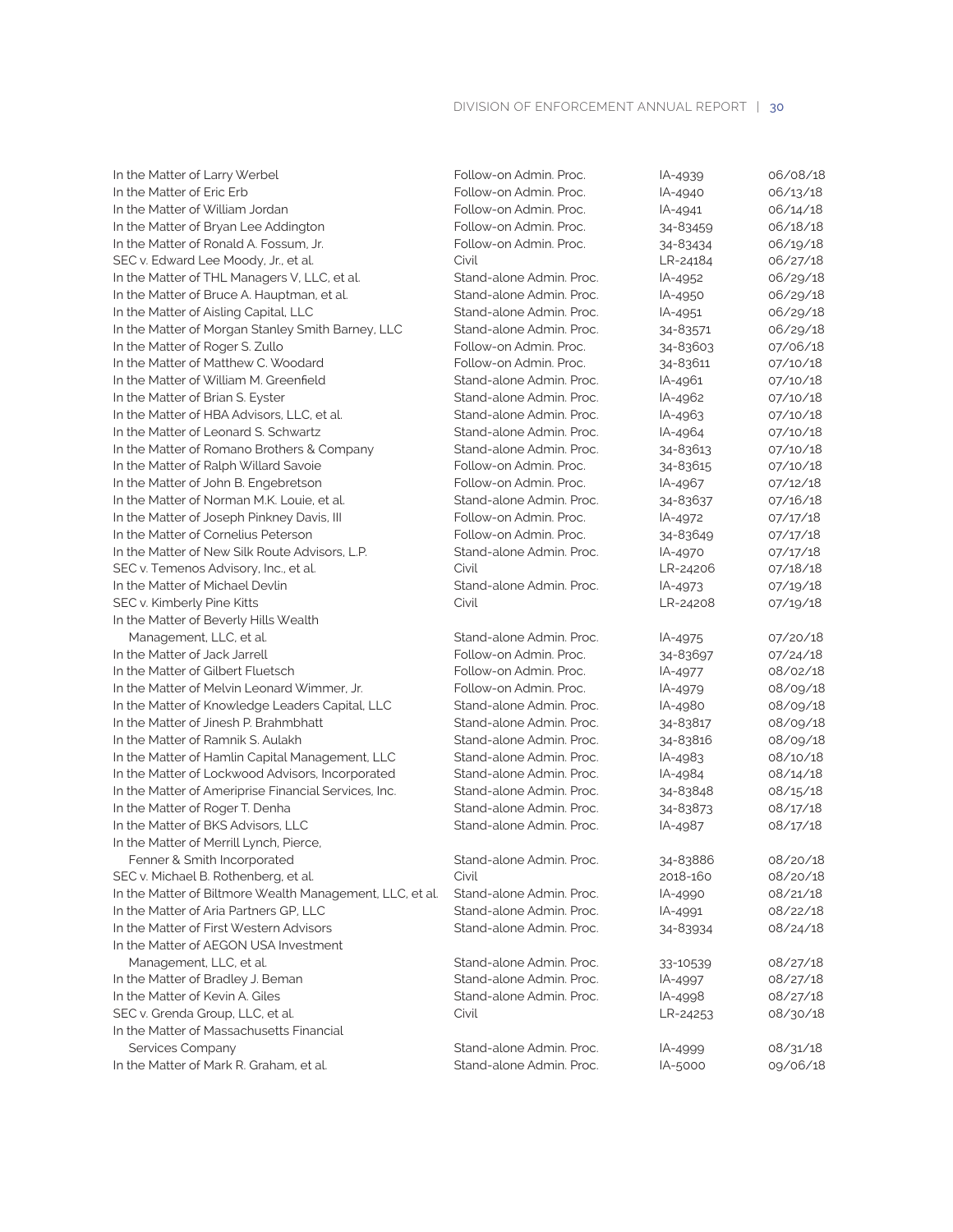| | | | |
|---|---|---|---|
| In the Matter of Larry Werbel | Follow-on Admin. Proc. | IA-4939 | 06/08/18 |
| In the Matter of Eric Erb | Follow-on Admin. Proc. | IA-4940 | 06/13/18 |
| In the Matter of William Jordan | Follow-on Admin. Proc. | IA-4941 | 06/14/18 |
| In the Matter of Bryan Lee Addington | Follow-on Admin. Proc. | 34-83459 | 06/18/18 |
| In the Matter of Ronald A. Fossum, Jr. | Follow-on Admin. Proc. | 34-83434 | 06/19/18 |
| SEC v. Edward Lee Moody, Jr., et al. | Civil | LR-24184 | 06/27/18 |
| In the Matter of THL Managers V, LLC, et al. | Stand-alone Admin. Proc. | IA-4952 | 06/29/18 |
| In the Matter of Bruce A. Hauptman, et al. | Stand-alone Admin. Proc. | IA-4950 | 06/29/18 |
| In the Matter of Aisling Capital, LLC | Stand-alone Admin. Proc. | IA-4951 | 06/29/18 |
| In the Matter of Morgan Stanley Smith Barney, LLC | Stand-alone Admin. Proc. | 34-83571 | 06/29/18 |
| In the Matter of Roger S. Zullo | Follow-on Admin. Proc. | 34-83603 | 07/06/18 |
| In the Matter of Matthew C. Woodard | Follow-on Admin. Proc. | 34-83611 | 07/10/18 |
| In the Matter of William M. Greenfield | Stand-alone Admin. Proc. | IA-4961 | 07/10/18 |
| In the Matter of Brian S. Eyster | Stand-alone Admin. Proc. | IA-4962 | 07/10/18 |
| In the Matter of HBA Advisors, LLC, et al. | Stand-alone Admin. Proc. | IA-4963 | 07/10/18 |
| In the Matter of Leonard S. Schwartz | Stand-alone Admin. Proc. | IA-4964 | 07/10/18 |
| In the Matter of Romano Brothers & Company | Stand-alone Admin. Proc. | 34-83613 | 07/10/18 |
| In the Matter of Ralph Willard Savoie | Follow-on Admin. Proc. | 34-83615 | 07/10/18 |
| In the Matter of John B. Engebretson | Follow-on Admin. Proc. | IA-4967 | 07/12/18 |
| In the Matter of Norman M.K. Louie, et al. | Stand-alone Admin. Proc. | 34-83637 | 07/16/18 |
| In the Matter of Joseph Pinkney Davis, III | Follow-on Admin. Proc. | IA-4972 | 07/17/18 |
| In the Matter of Cornelius Peterson | Follow-on Admin. Proc. | 34-83649 | 07/17/18 |
| In the Matter of New Silk Route Advisors, L.P. | Stand-alone Admin. Proc. | IA-4970 | 07/17/18 |
| SEC v. Temenos Advisory, Inc., et al. | Civil | LR-24206 | 07/18/18 |
| In the Matter of Michael Devlin | Stand-alone Admin. Proc. | IA-4973 | 07/19/18 |
| SEC v. Kimberly Pine Kitts | Civil | LR-24208 | 07/19/18 |
| In the Matter of Beverly Hills Wealth Management, LLC, et al. | Stand-alone Admin. Proc. | IA-4975 | 07/20/18 |
| In the Matter of Jack Jarrell | Follow-on Admin. Proc. | 34-83697 | 07/24/18 |
| In the Matter of Gilbert Fluetsch | Follow-on Admin. Proc. | IA-4977 | 08/02/18 |
| In the Matter of Melvin Leonard Wimmer, Jr. | Follow-on Admin. Proc. | IA-4979 | 08/09/18 |
| In the Matter of Knowledge Leaders Capital, LLC | Stand-alone Admin. Proc. | IA-4980 | 08/09/18 |
| In the Matter of Jinesh P. Brahmbhatt | Stand-alone Admin. Proc. | 34-83817 | 08/09/18 |
| In the Matter of Ramnik S. Aulakh | Stand-alone Admin. Proc. | 34-83816 | 08/09/18 |
| In the Matter of Hamlin Capital Management, LLC | Stand-alone Admin. Proc. | IA-4983 | 08/10/18 |
| In the Matter of Lockwood Advisors, Incorporated | Stand-alone Admin. Proc. | IA-4984 | 08/14/18 |
| In the Matter of Ameriprise Financial Services, Inc. | Stand-alone Admin. Proc. | 34-83848 | 08/15/18 |
| In the Matter of Roger T. Denha | Stand-alone Admin. Proc. | 34-83873 | 08/17/18 |
| In the Matter of BKS Advisors, LLC | Stand-alone Admin. Proc. | IA-4987 | 08/17/18 |
| In the Matter of Merrill Lynch, Pierce, Fenner & Smith Incorporated | Stand-alone Admin. Proc. | 34-83886 | 08/20/18 |
| SEC v. Michael B. Rothenberg, et al. | Civil | 2018-160 | 08/20/18 |
| In the Matter of Biltmore Wealth Management, LLC, et al. | Stand-alone Admin. Proc. | IA-4990 | 08/21/18 |
| In the Matter of Aria Partners GP, LLC | Stand-alone Admin. Proc. | IA-4991 | 08/22/18 |
| In the Matter of First Western Advisors | Stand-alone Admin. Proc. | 34-83934 | 08/24/18 |
| In the Matter of AEGON USA Investment Management, LLC, et al. | Stand-alone Admin. Proc. | 33-10539 | 08/27/18 |
| In the Matter of Bradley J. Beman | Stand-alone Admin. Proc. | IA-4997 | 08/27/18 |
| In the Matter of Kevin A. Giles | Stand-alone Admin. Proc. | IA-4998 | 08/27/18 |
| SEC v. Grenda Group, LLC, et al. | Civil | LR-24253 | 08/30/18 |
| In the Matter of Massachusetts Financial Services Company | Stand-alone Admin. Proc. | IA-4999 | 08/31/18 |
| In the Matter of Mark R. Graham, et al. | Stand-alone Admin. Proc. | IA-5000 | 09/06/18 |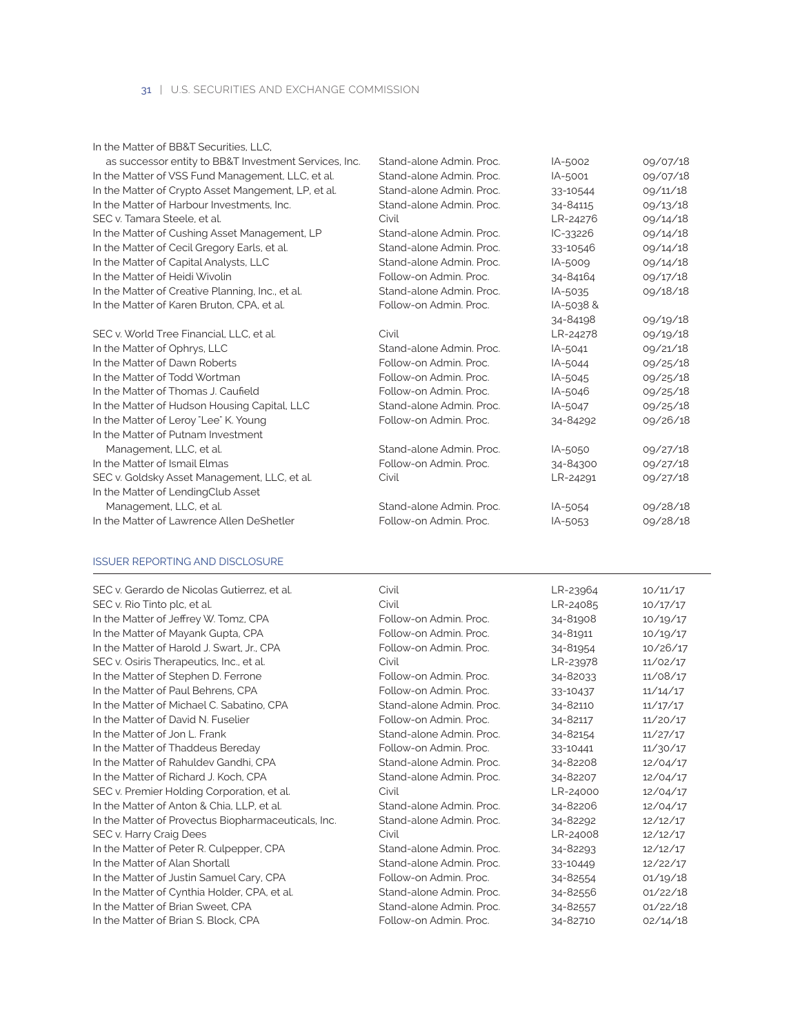| | | | |
|---|---|---|---|
| In the Matter of BB&T Securities, LLC, as successor entity to BB&T Investment Services, Inc. | Stand-alone Admin. Proc. | IA-5002 | 09/07/18 |
| In the Matter of VSS Fund Management, LLC, et al. | Stand-alone Admin. Proc. | IA-5001 | 09/07/18 |
| In the Matter of Crypto Asset Mangement, LP, et al. | Stand-alone Admin. Proc. | 33-10544 | 09/11/18 |
| In the Matter of Harbour Investments, Inc. | Stand-alone Admin. Proc. | 34-84115 | 09/13/18 |
| SEC v. Tamara Steele, et al. | Civil | LR-24276 | 09/14/18 |
| In the Matter of Cushing Asset Management, LP | Stand-alone Admin. Proc. | IC-33226 | 09/14/18 |
| In the Matter of Cecil Gregory Earls, et al. | Stand-alone Admin. Proc. | 33-10546 | 09/14/18 |
| In the Matter of Capital Analysts, LLC | Stand-alone Admin. Proc. | IA-5009 | 09/14/18 |
| In the Matter of Heidi Wivolin | Follow-on Admin. Proc. | 34-84164 | 09/17/18 |
| In the Matter of Creative Planning, Inc., et al. | Stand-alone Admin. Proc. | IA-5035 | 09/18/18 |
| In the Matter of Karen Bruton, CPA, et al. | Follow-on Admin. Proc. | IA-5038 & 34-84198 | 09/19/18 |
| SEC v. World Tree Financial, LLC, et al. | Civil | LR-24278 | 09/19/18 |
| In the Matter of Ophrys, LLC | Stand-alone Admin. Proc. | IA-5041 | 09/21/18 |
| In the Matter of Dawn Roberts | Follow-on Admin. Proc. | IA-5044 | 09/25/18 |
| In the Matter of Todd Wortman | Follow-on Admin. Proc. | IA-5045 | 09/25/18 |
| In the Matter of Thomas J. Caufield | Follow-on Admin. Proc. | IA-5046 | 09/25/18 |
| In the Matter of Hudson Housing Capital, LLC | Stand-alone Admin. Proc. | IA-5047 | 09/25/18 |
| In the Matter of Leroy "Lee" K. Young | Follow-on Admin. Proc. | 34-84292 | 09/26/18 |
| In the Matter of Putnam Investment Management, LLC, et al. | Stand-alone Admin. Proc. | IA-5050 | 09/27/18 |
| In the Matter of Ismail Elmas | Follow-on Admin. Proc. | 34-84300 | 09/27/18 |
| SEC v. Goldsky Asset Management, LLC, et al. | Civil | LR-24291 | 09/27/18 |
| In the Matter of LendingClub Asset Management, LLC, et al. | Stand-alone Admin. Proc. | IA-5054 | 09/28/18 |
| In the Matter of Lawrence Allen DeShetler | Follow-on Admin. Proc. | IA-5053 | 09/28/18 |

## ISSUER REPORTING AND DISCLOSURE

| | | | |
|---|---|---|---|
| SEC v. Gerardo de Nicolas Gutierrez, et al. | Civil | LR-23964 | 10/11/17 |
| SEC v. Rio Tinto plc, et al. | Civil | LR-24085 | 10/17/17 |
| In the Matter of Jeffrey W. Tomz, CPA | Follow-on Admin. Proc. | 34-81908 | 10/19/17 |
| In the Matter of Mayank Gupta, CPA | Follow-on Admin. Proc. | 34-81911 | 10/19/17 |
| In the Matter of Harold J. Swart, Jr., CPA | Follow-on Admin. Proc. | 34-81954 | 10/26/17 |
| SEC v. Osiris Therapeutics, Inc., et al. | Civil | LR-23978 | 11/02/17 |
| In the Matter of Stephen D. Ferrone | Follow-on Admin. Proc. | 34-82033 | 11/08/17 |
| In the Matter of Paul Behrens, CPA | Follow-on Admin. Proc. | 33-10437 | 11/14/17 |
| In the Matter of Michael C. Sabatino, CPA | Stand-alone Admin. Proc. | 34-82110 | 11/17/17 |
| In the Matter of David N. Fuselier | Follow-on Admin. Proc. | 34-82117 | 11/20/17 |
| In the Matter of Jon L. Frank | Stand-alone Admin. Proc. | 34-82154 | 11/27/17 |
| In the Matter of Thaddeus Bereday | Follow-on Admin. Proc. | 33-10441 | 11/30/17 |
| In the Matter of Rahuldev Gandhi, CPA | Stand-alone Admin. Proc. | 34-82208 | 12/04/17 |
| In the Matter of Richard J. Koch, CPA | Stand-alone Admin. Proc. | 34-82207 | 12/04/17 |
| SEC v. Premier Holding Corporation, et al. | Civil | LR-24000 | 12/04/17 |
| In the Matter of Anton & Chia, LLP, et al. | Stand-alone Admin. Proc. | 34-82206 | 12/04/17 |
| In the Matter of Provectus Biopharmaceuticals, Inc. | Stand-alone Admin. Proc. | 34-82292 | 12/12/17 |
| SEC v. Harry Craig Dees | Civil | LR-24008 | 12/12/17 |
| In the Matter of Peter R. Culpepper, CPA | Stand-alone Admin. Proc. | 34-82293 | 12/12/17 |
| In the Matter of Alan Shortall | Stand-alone Admin. Proc. | 33-10449 | 12/22/17 |
| In the Matter of Justin Samuel Cary, CPA | Follow-on Admin. Proc. | 34-82554 | 01/19/18 |
| In the Matter of Cynthia Holder, CPA, et al. | Stand-alone Admin. Proc. | 34-82556 | 01/22/18 |
| In the Matter of Brian Sweet, CPA | Stand-alone Admin. Proc. | 34-82557 | 01/22/18 |
| In the Matter of Brian S. Block, CPA | Follow-on Admin. Proc. | 34-82710 | 02/14/18 |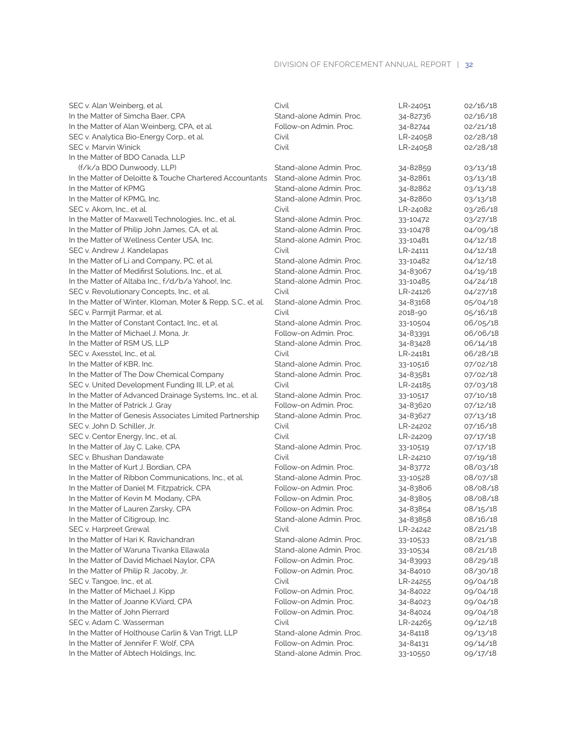| | | | |
|---|---|---|---|
| SEC v. Alan Weinberg, et al. | Civil | LR-24051 | 02/16/18 |
| In the Matter of Simcha Baer, CPA | Stand-alone Admin. Proc. | 34-82736 | 02/16/18 |
| In the Matter of Alan Weinberg, CPA, et al. | Follow-on Admin. Proc. | 34-82744 | 02/21/18 |
| SEC v. Analytica Bio-Energy Corp., et al. | Civil | LR-24058 | 02/28/18 |
| SEC v. Marvin Winick | Civil | LR-24058 | 02/28/18 |
| In the Matter of BDO Canada, LLP (f/k/a BDO Dunwoody, LLP) | Stand-alone Admin. Proc. | 34-82859 | 03/13/18 |
| In the Matter of Deloitte & Touche Chartered Accountants | Stand-alone Admin. Proc. | 34-82861 | 03/13/18 |
| In the Matter of KPMG | Stand-alone Admin. Proc. | 34-82862 | 03/13/18 |
| In the Matter of KPMG, Inc. | Stand-alone Admin. Proc. | 34-82860 | 03/13/18 |
| SEC v. Akorn, Inc., et al. | Civil | LR-24082 | 03/26/18 |
| In the Matter of Maxwell Technologies, Inc., et al. | Stand-alone Admin. Proc. | 33-10472 | 03/27/18 |
| In the Matter of Philip John James, CA, et al. | Stand-alone Admin. Proc. | 33-10478 | 04/09/18 |
| In the Matter of Wellness Center USA, Inc. | Stand-alone Admin. Proc. | 33-10481 | 04/12/18 |
| SEC v. Andrew J. Kandelapas | Civil | LR-24111 | 04/12/18 |
| In the Matter of Li and Company, PC, et al. | Stand-alone Admin. Proc. | 33-10482 | 04/12/18 |
| In the Matter of Medifirst Solutions, Inc., et al. | Stand-alone Admin. Proc. | 34-83067 | 04/19/18 |
| In the Matter of Altaba Inc., f/d/b/a Yahoo!, Inc. | Stand-alone Admin. Proc. | 33-10485 | 04/24/18 |
| SEC v. Revolutionary Concepts, Inc., et al. | Civil | LR-24126 | 04/27/18 |
| In the Matter of Winter, Kloman, Moter & Repp, S.C., et al. | Stand-alone Admin. Proc. | 34-83168 | 05/04/18 |
| SEC v. Parmjit Parmar, et al. | Civil | 2018-90 | 05/16/18 |
| In the Matter of Constant Contact, Inc., et al. | Stand-alone Admin. Proc. | 33-10504 | 06/05/18 |
| In the Matter of Michael J. Mona, Jr. | Follow-on Admin. Proc. | 34-83391 | 06/06/18 |
| In the Matter of RSM US, LLP | Stand-alone Admin. Proc. | 34-83428 | 06/14/18 |
| SEC v. Axesstel, Inc., et al. | Civil | LR-24181 | 06/28/18 |
| In the Matter of KBR, Inc. | Stand-alone Admin. Proc. | 33-10516 | 07/02/18 |
| In the Matter of The Dow Chemical Company | Stand-alone Admin. Proc. | 34-83581 | 07/02/18 |
| SEC v. United Development Funding III, LP, et al. | Civil | LR-24185 | 07/03/18 |
| In the Matter of Advanced Drainage Systems, Inc., et al. | Stand-alone Admin. Proc. | 33-10517 | 07/10/18 |
| In the Matter of Patrick J. Gray | Follow-on Admin. Proc. | 34-83620 | 07/12/18 |
| In the Matter of Genesis Associates Limited Partnership | Stand-alone Admin. Proc. | 34-83627 | 07/13/18 |
| SEC v. John D. Schiller, Jr. | Civil | LR-24202 | 07/16/18 |
| SEC v. Centor Energy, Inc., et al. | Civil | LR-24209 | 07/17/18 |
| In the Matter of Jay C. Lake, CPA | Stand-alone Admin. Proc. | 33-10519 | 07/17/18 |
| SEC v. Bhushan Dandawate | Civil | LR-24210 | 07/19/18 |
| In the Matter of Kurt J. Bordian, CPA | Follow-on Admin. Proc. | 34-83772 | 08/03/18 |
| In the Matter of Ribbon Communications, Inc., et al. | Stand-alone Admin. Proc. | 33-10528 | 08/07/18 |
| In the Matter of Daniel M. Fitzpatrick, CPA | Follow-on Admin. Proc. | 34-83806 | 08/08/18 |
| In the Matter of Kevin M. Modany, CPA | Follow-on Admin. Proc. | 34-83805 | 08/08/18 |
| In the Matter of Lauren Zarsky, CPA | Follow-on Admin. Proc. | 34-83854 | 08/15/18 |
| In the Matter of Citigroup, Inc. | Stand-alone Admin. Proc. | 34-83858 | 08/16/18 |
| SEC v. Harpreet Grewal | Civil | LR-24242 | 08/21/18 |
| In the Matter of Hari K. Ravichandran | Stand-alone Admin. Proc. | 33-10533 | 08/21/18 |
| In the Matter of Waruna Tivanka Ellawala | Stand-alone Admin. Proc. | 33-10534 | 08/21/18 |
| In the Matter of David Michael Naylor, CPA | Follow-on Admin. Proc. | 34-83993 | 08/29/18 |
| In the Matter of Philip R. Jacoby, Jr. | Follow-on Admin. Proc. | 34-84010 | 08/30/18 |
| SEC v. Tangoe, Inc., et al. | Civil | LR-24255 | 09/04/18 |
| In the Matter of Michael J. Kipp | Follow-on Admin. Proc. | 34-84022 | 09/04/18 |
| In the Matter of Joanne K.Viard, CPA | Follow-on Admin. Proc. | 34-84023 | 09/04/18 |
| In the Matter of John Pierrard | Follow-on Admin. Proc. | 34-84024 | 09/04/18 |
| SEC v. Adam C. Wasserman | Civil | LR-24265 | 09/12/18 |
| In the Matter of Holthouse Carlin & Van Trigt, LLP | Stand-alone Admin. Proc. | 34-84118 | 09/13/18 |
| In the Matter of Jennifer F. Wolf, CPA | Follow-on Admin. Proc. | 34-84131 | 09/14/18 |
| In the Matter of Abtech Holdings, Inc. | Stand-alone Admin. Proc. | 33-10550 | 09/17/18 |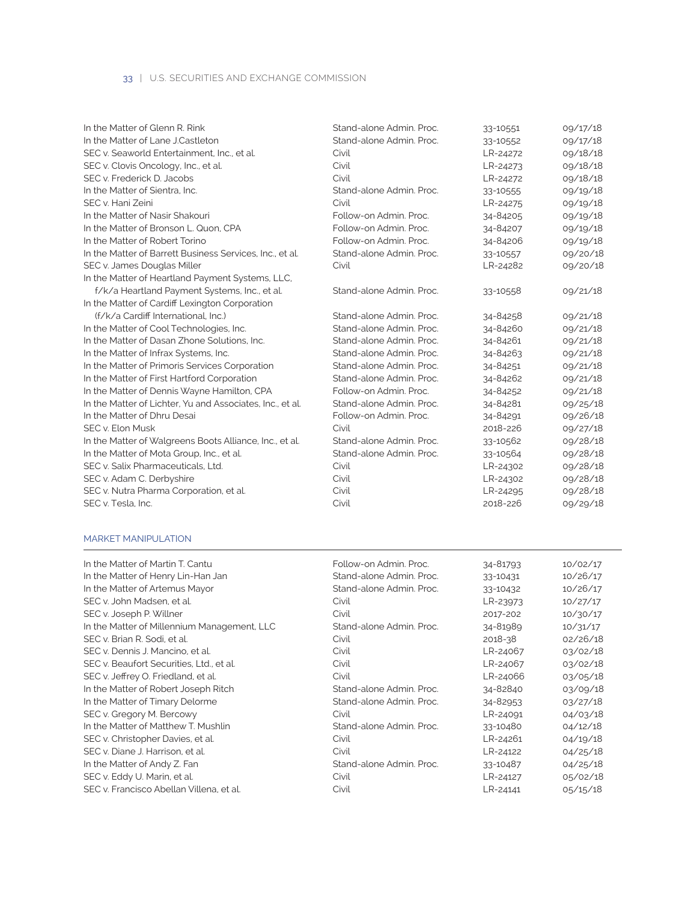| | | | |
|---|---|---|---|
| In the Matter of Glenn R. Rink | Stand-alone Admin. Proc. | 33-10551 | 09/17/18 |
| In the Matter of Lane J.Castleton | Stand-alone Admin. Proc. | 33-10552 | 09/17/18 |
| SEC v. Seaworld Entertainment, Inc., et al. | Civil | LR-24272 | 09/18/18 |
| SEC v. Clovis Oncology, Inc., et al. | Civil | LR-24273 | 09/18/18 |
| SEC v. Frederick D. Jacobs | Civil | LR-24272 | 09/18/18 |
| In the Matter of Sientra, Inc. | Stand-alone Admin. Proc. | 33-10555 | 09/19/18 |
| SEC v. Hani Zeini | Civil | LR-24275 | 09/19/18 |
| In the Matter of Nasir Shakouri | Follow-on Admin. Proc. | 34-84205 | 09/19/18 |
| In the Matter of Bronson L. Quon, CPA | Follow-on Admin. Proc. | 34-84207 | 09/19/18 |
| In the Matter of Robert Torino | Follow-on Admin. Proc. | 34-84206 | 09/19/18 |
| In the Matter of Barrett Business Services, Inc., et al. | Stand-alone Admin. Proc. | 33-10557 | 09/20/18 |
| SEC v. James Douglas Miller | Civil | LR-24282 | 09/20/18 |
| In the Matter of Heartland Payment Systems, LLC, f/k/a Heartland Payment Systems, Inc., et al. | Stand-alone Admin. Proc. | 33-10558 | 09/21/18 |
| In the Matter of Cardiff Lexington Corporation (f/k/a Cardiff International, Inc.) | Stand-alone Admin. Proc. | 34-84258 | 09/21/18 |
| In the Matter of Cool Technologies, Inc. | Stand-alone Admin. Proc. | 34-84260 | 09/21/18 |
| In the Matter of Dasan Zhone Solutions, Inc. | Stand-alone Admin. Proc. | 34-84261 | 09/21/18 |
| In the Matter of Infrax Systems, Inc. | Stand-alone Admin. Proc. | 34-84263 | 09/21/18 |
| In the Matter of Primoris Services Corporation | Stand-alone Admin. Proc. | 34-84251 | 09/21/18 |
| In the Matter of First Hartford Corporation | Stand-alone Admin. Proc. | 34-84262 | 09/21/18 |
| In the Matter of Dennis Wayne Hamilton, CPA | Follow-on Admin. Proc. | 34-84252 | 09/21/18 |
| In the Matter of Lichter, Yu and Associates, Inc., et al. | Stand-alone Admin. Proc. | 34-84281 | 09/25/18 |
| In the Matter of Dhru Desai | Follow-on Admin. Proc. | 34-84291 | 09/26/18 |
| SEC v. Elon Musk | Civil | 2018-226 | 09/27/18 |
| In the Matter of Walgreens Boots Alliance, Inc., et al. | Stand-alone Admin. Proc. | 33-10562 | 09/28/18 |
| In the Matter of Mota Group, Inc., et al. | Stand-alone Admin. Proc. | 33-10564 | 09/28/18 |
| SEC v. Salix Pharmaceuticals, Ltd. | Civil | LR-24302 | 09/28/18 |
| SEC v. Adam C. Derbyshire | Civil | LR-24302 | 09/28/18 |
| SEC v. Nutra Pharma Corporation, et al. | Civil | LR-24295 | 09/28/18 |
| SEC v. Tesla, Inc. | Civil | 2018-226 | 09/29/18 |

## MARKET MANIPULATION

| | | | |
|---|---|---|---|
| In the Matter of Martin T. Cantu | Follow-on Admin. Proc. | 34-81793 | 10/02/17 |
| In the Matter of Henry Lin-Han Jan | Stand-alone Admin. Proc. | 33-10431 | 10/26/17 |
| In the Matter of Artemus Mayor | Stand-alone Admin. Proc. | 33-10432 | 10/26/17 |
| SEC v. John Madsen, et al. | Civil | LR-23973 | 10/27/17 |
| SEC v. Joseph P. Willner | Civil | 2017-202 | 10/30/17 |
| In the Matter of Millennium Management, LLC | Stand-alone Admin. Proc. | 34-81989 | 10/31/17 |
| SEC v. Brian R. Sodi, et al. | Civil | 2018-38 | 02/26/18 |
| SEC v. Dennis J. Mancino, et al. | Civil | LR-24067 | 03/02/18 |
| SEC v. Beaufort Securities, Ltd., et al. | Civil | LR-24067 | 03/02/18 |
| SEC v. Jeffrey O. Friedland, et al. | Civil | LR-24066 | 03/05/18 |
| In the Matter of Robert Joseph Ritch | Stand-alone Admin. Proc. | 34-82840 | 03/09/18 |
| In the Matter of Timary Delorme | Stand-alone Admin. Proc. | 34-82953 | 03/27/18 |
| SEC v. Gregory M. Bercowy | Civil | LR-24091 | 04/03/18 |
| In the Matter of Matthew T. Mushlin | Stand-alone Admin. Proc. | 33-10480 | 04/12/18 |
| SEC v. Christopher Davies, et al. | Civil | LR-24261 | 04/19/18 |
| SEC v. Diane J. Harrison, et al. | Civil | LR-24122 | 04/25/18 |
| In the Matter of Andy Z. Fan | Stand-alone Admin. Proc. | 33-10487 | 04/25/18 |
| SEC v. Eddy U. Marin, et al. | Civil | LR-24127 | 05/02/18 |
| SEC v. Francisco Abellan Villena, et al. | Civil | LR-24141 | 05/15/18 |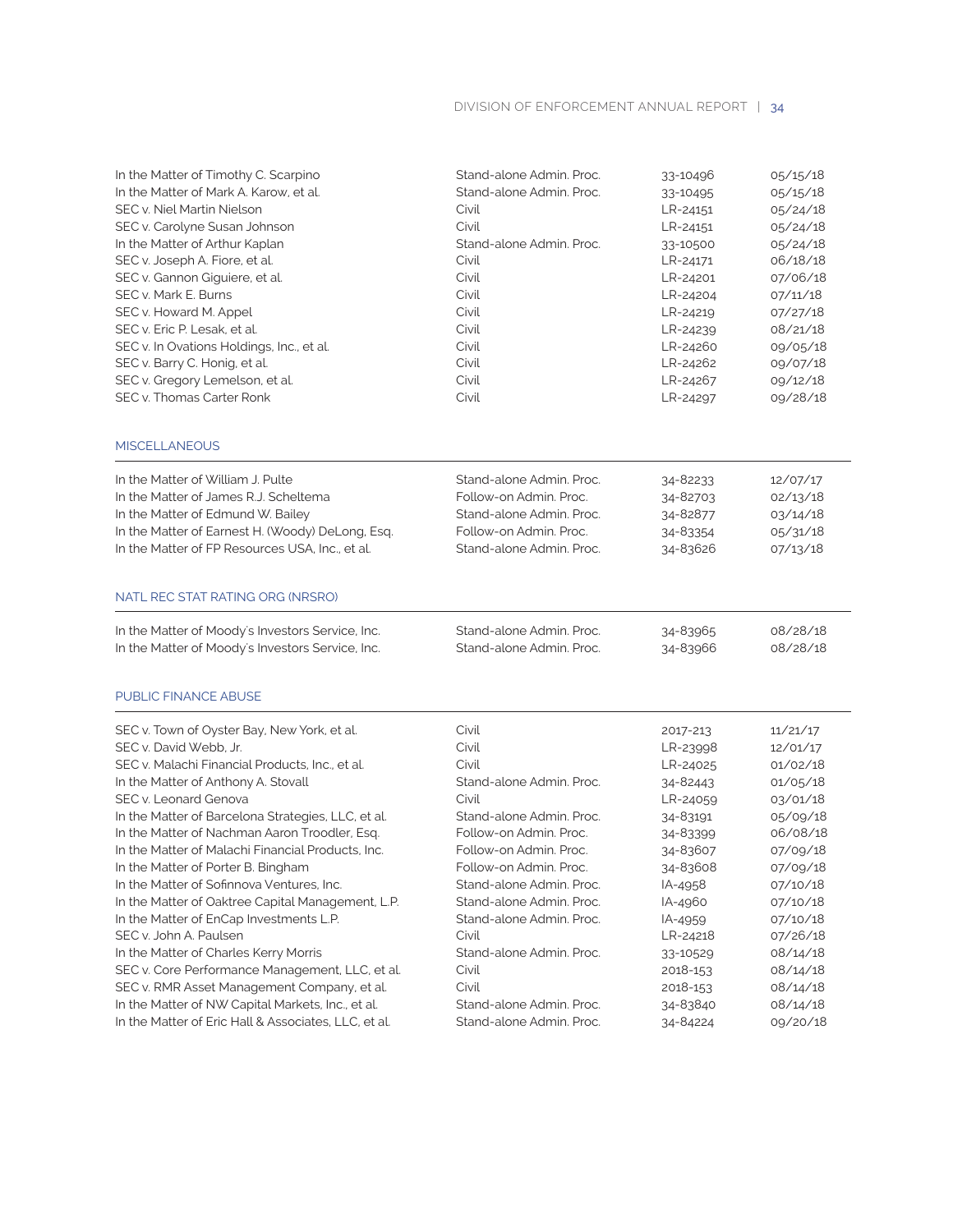| | | | |
|---|---|---|---|
| In the Matter of Timothy C. Scarpino | Stand-alone Admin. Proc. | 33-10496 | 05/15/18 |
| In the Matter of Mark A. Karow, et al. | Stand-alone Admin. Proc. | 33-10495 | 05/15/18 |
| SEC v. Niel Martin Nielson | Civil | LR-24151 | 05/24/18 |
| SEC v. Carolyne Susan Johnson | Civil | LR-24151 | 05/24/18 |
| In the Matter of Arthur Kaplan | Stand-alone Admin. Proc. | 33-10500 | 05/24/18 |
| SEC v. Joseph A. Fiore, et al. | Civil | LR-24171 | 06/18/18 |
| SEC v. Gannon Giguiere, et al. | Civil | LR-24201 | 07/06/18 |
| SEC v. Mark E. Burns | Civil | LR-24204 | 07/11/18 |
| SEC v. Howard M. Appel | Civil | LR-24219 | 07/27/18 |
| SEC v. Eric P. Lesak, et al. | Civil | LR-24239 | 08/21/18 |
| SEC v. In Ovations Holdings, Inc., et al. | Civil | LR-24260 | 09/05/18 |
| SEC v. Barry C. Honig, et al. | Civil | LR-24262 | 09/07/18 |
| SEC v. Gregory Lemelson, et al. | Civil | LR-24267 | 09/12/18 |
| SEC v. Thomas Carter Ronk | Civil | LR-24297 | 09/28/18 |

## MISCELLANEOUS

| | | | |
|---|---|---|---|
| In the Matter of William J. Pulte | Stand-alone Admin. Proc. | 34-82233 | 12/07/17 |
| In the Matter of James R.J. Scheltema | Follow-on Admin. Proc. | 34-82703 | 02/13/18 |
| In the Matter of Edmund W. Bailey | Stand-alone Admin. Proc. | 34-82877 | 03/14/18 |
| In the Matter of Earnest H. (Woody) DeLong, Esq. | Follow-on Admin. Proc. | 34-83354 | 05/31/18 |
| In the Matter of FP Resources USA, Inc., et al. | Stand-alone Admin. Proc. | 34-83626 | 07/13/18 |

## NATL REC STAT RATING ORG (NRSRO)

| | | | |
|---|---|---|---|
| In the Matter of Moody's Investors Service, Inc. | Stand-alone Admin. Proc. | 34-83965 | 08/28/18 |
| In the Matter of Moody's Investors Service, Inc. | Stand-alone Admin. Proc. | 34-83966 | 08/28/18 |

## PUBLIC FINANCE ABUSE

| | | | |
|---|---|---|---|
| SEC v. Town of Oyster Bay, New York, et al. | Civil | 2017-213 | 11/21/17 |
| SEC v. David Webb, Jr. | Civil | LR-23998 | 12/01/17 |
| SEC v. Malachi Financial Products, Inc., et al. | Civil | LR-24025 | 01/02/18 |
| In the Matter of Anthony A. Stovall | Stand-alone Admin. Proc. | 34-82443 | 01/05/18 |
| SEC v. Leonard Genova | Civil | LR-24059 | 03/01/18 |
| In the Matter of Barcelona Strategies, LLC, et al. | Stand-alone Admin. Proc. | 34-83191 | 05/09/18 |
| In the Matter of Nachman Aaron Troodler, Esq. | Follow-on Admin. Proc. | 34-83399 | 06/08/18 |
| In the Matter of Malachi Financial Products, Inc. | Follow-on Admin. Proc. | 34-83607 | 07/09/18 |
| In the Matter of Porter B. Bingham | Follow-on Admin. Proc. | 34-83608 | 07/09/18 |
| In the Matter of Sofinnova Ventures, Inc. | Stand-alone Admin. Proc. | IA-4958 | 07/10/18 |
| In the Matter of Oaktree Capital Management, L.P. | Stand-alone Admin. Proc. | IA-4960 | 07/10/18 |
| In the Matter of EnCap Investments L.P. | Stand-alone Admin. Proc. | IA-4959 | 07/10/18 |
| SEC v. John A. Paulsen | Civil | LR-24218 | 07/26/18 |
| In the Matter of Charles Kerry Morris | Stand-alone Admin. Proc. | 33-10529 | 08/14/18 |
| SEC v. Core Performance Management, LLC, et al. | Civil | 2018-153 | 08/14/18 |
| SEC v. RMR Asset Management Company, et al. | Civil | 2018-153 | 08/14/18 |
| In the Matter of NW Capital Markets, Inc., et al. | Stand-alone Admin. Proc. | 34-83840 | 08/14/18 |
| In the Matter of Eric Hall & Associates, LLC, et al. | Stand-alone Admin. Proc. | 34-84224 | 09/20/18 |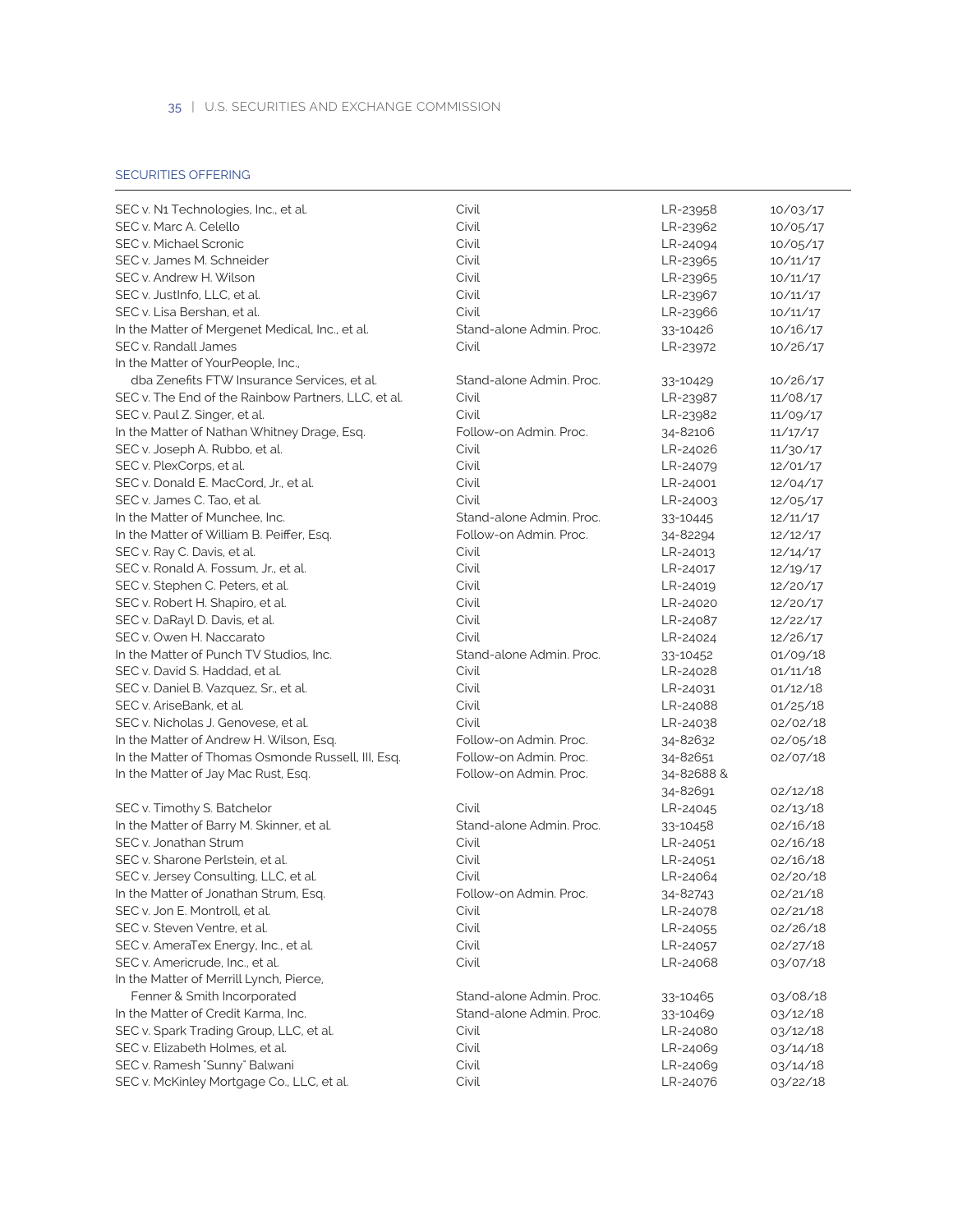## SECURITIES OFFERING

| | | | |
|---|---|---|---|
| SEC v. N1 Technologies, Inc., et al. | Civil | LR-23958 | 10/03/17 |
| SEC v. Marc A. Celello | Civil | LR-23962 | 10/05/17 |
| SEC v. Michael Scronic | Civil | LR-24094 | 10/05/17 |
| SEC v. James M. Schneider | Civil | LR-23965 | 10/11/17 |
| SEC v. Andrew H. Wilson | Civil | LR-23965 | 10/11/17 |
| SEC v. JustInfo, LLC, et al. | Civil | LR-23967 | 10/11/17 |
| SEC v. Lisa Bershan, et al. | Civil | LR-23966 | 10/11/17 |
| In the Matter of Mergenet Medical, Inc., et al. | Stand-alone Admin. Proc. | 33-10426 | 10/16/17 |
| SEC v. Randall James | Civil | LR-23972 | 10/26/17 |
| In the Matter of YourPeople, Inc., dba Zenefits FTW Insurance Services, et al. | Stand-alone Admin. Proc. | 33-10429 | 10/26/17 |
| SEC v. The End of the Rainbow Partners, LLC, et al. | Civil | LR-23987 | 11/08/17 |
| SEC v. Paul Z. Singer, et al. | Civil | LR-23982 | 11/09/17 |
| In the Matter of Nathan Whitney Drage, Esq. | Follow-on Admin. Proc. | 34-82106 | 11/17/17 |
| SEC v. Joseph A. Rubbo, et al. | Civil | LR-24026 | 11/30/17 |
| SEC v. PlexCorps, et al. | Civil | LR-24079 | 12/01/17 |
| SEC v. Donald E. MacCord, Jr., et al. | Civil | LR-24001 | 12/04/17 |
| SEC v. James C. Tao, et al. | Civil | LR-24003 | 12/05/17 |
| In the Matter of Munchee, Inc. | Stand-alone Admin. Proc. | 33-10445 | 12/11/17 |
| In the Matter of William B. Peiffer, Esq. | Follow-on Admin. Proc. | 34-82294 | 12/12/17 |
| SEC v. Ray C. Davis, et al. | Civil | LR-24013 | 12/14/17 |
| SEC v. Ronald A. Fossum, Jr., et al. | Civil | LR-24017 | 12/19/17 |
| SEC v. Stephen C. Peters, et al. | Civil | LR-24019 | 12/20/17 |
| SEC v. Robert H. Shapiro, et al. | Civil | LR-24020 | 12/20/17 |
| SEC v. DaRayl D. Davis, et al. | Civil | LR-24087 | 12/22/17 |
| SEC v. Owen H. Naccarato | Civil | LR-24024 | 12/26/17 |
| In the Matter of Punch TV Studios, Inc. | Stand-alone Admin. Proc. | 33-10452 | 01/09/18 |
| SEC v. David S. Haddad, et al. | Civil | LR-24028 | 01/11/18 |
| SEC v. Daniel B. Vazquez, Sr., et al. | Civil | LR-24031 | 01/12/18 |
| SEC v. AriseBank, et al. | Civil | LR-24088 | 01/25/18 |
| SEC v. Nicholas J. Genovese, et al. | Civil | LR-24038 | 02/02/18 |
| In the Matter of Andrew H. Wilson, Esq. | Follow-on Admin. Proc. | 34-82632 | 02/05/18 |
| In the Matter of Thomas Osmonde Russell, III, Esq. | Follow-on Admin. Proc. | 34-82651 | 02/07/18 |
| In the Matter of Jay Mac Rust, Esq. | Follow-on Admin. Proc. | 34-82688 & 34-82691 | 02/12/18 |
| SEC v. Timothy S. Batchelor | Civil | LR-24045 | 02/13/18 |
| In the Matter of Barry M. Skinner, et al. | Stand-alone Admin. Proc. | 33-10458 | 02/16/18 |
| SEC v. Jonathan Strum | Civil | LR-24051 | 02/16/18 |
| SEC v. Sharone Perlstein, et al. | Civil | LR-24051 | 02/16/18 |
| SEC v. Jersey Consulting, LLC, et al. | Civil | LR-24064 | 02/20/18 |
| In the Matter of Jonathan Strum, Esq. | Follow-on Admin. Proc. | 34-82743 | 02/21/18 |
| SEC v. Jon E. Montroll, et al. | Civil | LR-24078 | 02/21/18 |
| SEC v. Steven Ventre, et al. | Civil | LR-24055 | 02/26/18 |
| SEC v. AmeraTex Energy, Inc., et al. | Civil | LR-24057 | 02/27/18 |
| SEC v. Americrude, Inc., et al. | Civil | LR-24068 | 03/07/18 |
| In the Matter of Merrill Lynch, Pierce, Fenner & Smith Incorporated | Stand-alone Admin. Proc. | 33-10465 | 03/08/18 |
| In the Matter of Credit Karma, Inc. | Stand-alone Admin. Proc. | 33-10469 | 03/12/18 |
| SEC v. Spark Trading Group, LLC, et al. | Civil | LR-24080 | 03/12/18 |
| SEC v. Elizabeth Holmes, et al. | Civil | LR-24069 | 03/14/18 |
| SEC v. Ramesh "Sunny" Balwani | Civil | LR-24069 | 03/14/18 |
| SEC v. McKinley Mortgage Co., LLC, et al. | Civil | LR-24076 | 03/22/18 |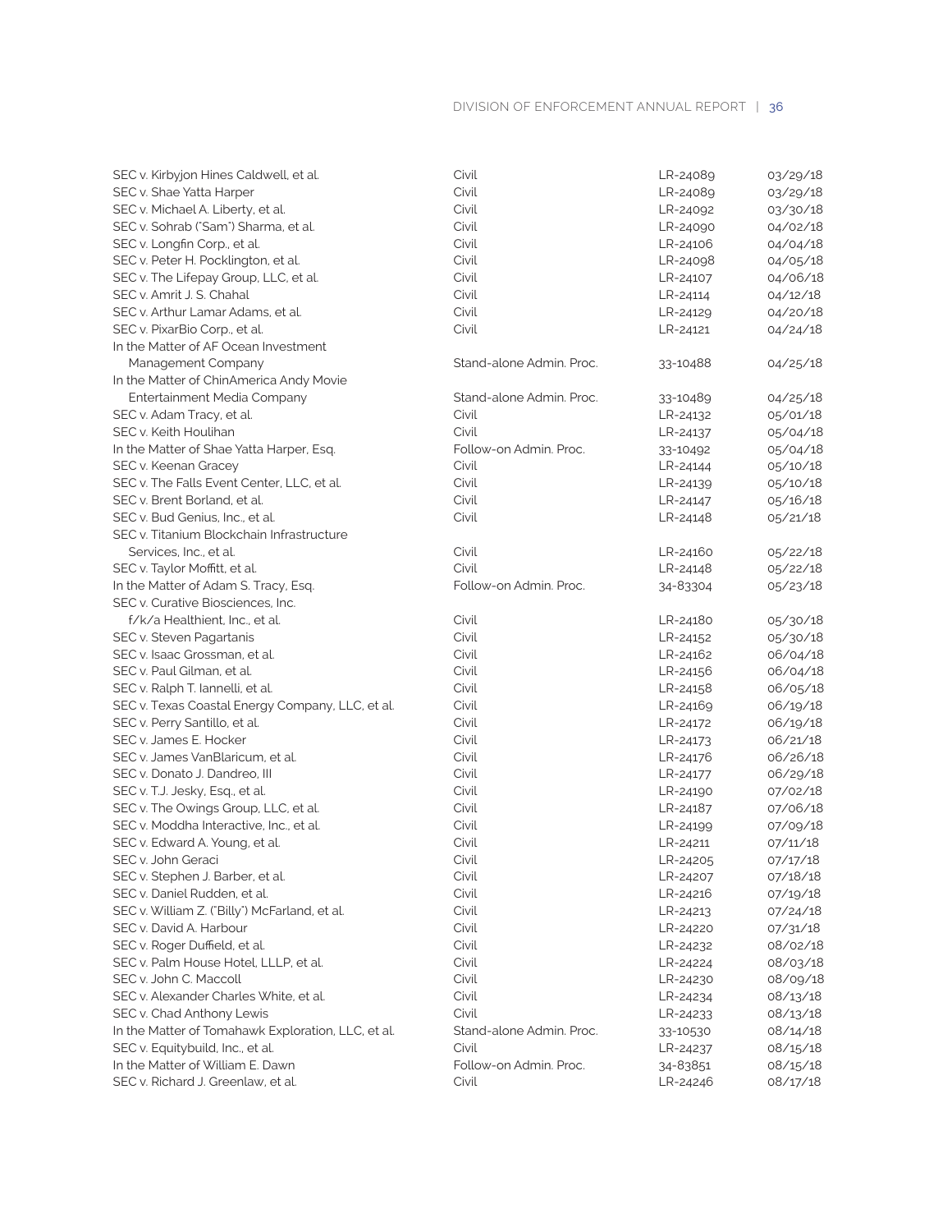| | | | |
|---|---|---|---|
| SEC v. Kirbyjon Hines Caldwell, et al. | Civil | LR-24089 | 03/29/18 |
| SEC v. Shae Yatta Harper | Civil | LR-24089 | 03/29/18 |
| SEC v. Michael A. Liberty, et al. | Civil | LR-24092 | 03/30/18 |
| SEC v. Sohrab ("Sam") Sharma, et al. | Civil | LR-24090 | 04/02/18 |
| SEC v. Longfin Corp., et al. | Civil | LR-24106 | 04/04/18 |
| SEC v. Peter H. Pocklington, et al. | Civil | LR-24098 | 04/05/18 |
| SEC v. The Lifepay Group, LLC, et al. | Civil | LR-24107 | 04/06/18 |
| SEC v. Amrit J. S. Chahal | Civil | LR-24114 | 04/12/18 |
| SEC v. Arthur Lamar Adams, et al. | Civil | LR-24129 | 04/20/18 |
| SEC v. PixarBio Corp., et al. | Civil | LR-24121 | 04/24/18 |
| In the Matter of AF Ocean Investment Management Company | Stand-alone Admin. Proc. | 33-10488 | 04/25/18 |
| In the Matter of ChinAmerica Andy Movie Entertainment Media Company | Stand-alone Admin. Proc. | 33-10489 | 04/25/18 |
| SEC v. Adam Tracy, et al. | Civil | LR-24132 | 05/01/18 |
| SEC v. Keith Houlihan | Civil | LR-24137 | 05/04/18 |
| In the Matter of Shae Yatta Harper, Esq. | Follow-on Admin. Proc. | 33-10492 | 05/04/18 |
| SEC v. Keenan Gracey | Civil | LR-24144 | 05/10/18 |
| SEC v. The Falls Event Center, LLC, et al. | Civil | LR-24139 | 05/10/18 |
| SEC v. Brent Borland, et al. | Civil | LR-24147 | 05/16/18 |
| SEC v. Bud Genius, Inc., et al. | Civil | LR-24148 | 05/21/18 |
| SEC v. Titanium Blockchain Infrastructure Services, Inc., et al. | Civil | LR-24160 | 05/22/18 |
| SEC v. Taylor Moffitt, et al. | Civil | LR-24148 | 05/22/18 |
| In the Matter of Adam S. Tracy, Esq. | Follow-on Admin. Proc. | 34-83304 | 05/23/18 |
| SEC v. Curative Biosciences, Inc. f/k/a Healthient, Inc., et al. | Civil | LR-24180 | 05/30/18 |
| SEC v. Steven Pagartanis | Civil | LR-24152 | 05/30/18 |
| SEC v. Isaac Grossman, et al. | Civil | LR-24162 | 06/04/18 |
| SEC v. Paul Gilman, et al. | Civil | LR-24156 | 06/04/18 |
| SEC v. Ralph T. Iannelli, et al. | Civil | LR-24158 | 06/05/18 |
| SEC v. Texas Coastal Energy Company, LLC, et al. | Civil | LR-24169 | 06/19/18 |
| SEC v. Perry Santillo, et al. | Civil | LR-24172 | 06/19/18 |
| SEC v. James E. Hocker | Civil | LR-24173 | 06/21/18 |
| SEC v. James VanBlaricum, et al. | Civil | LR-24176 | 06/26/18 |
| SEC v. Donato J. Dandreo, III | Civil | LR-24177 | 06/29/18 |
| SEC v. T.J. Jesky, Esq., et al. | Civil | LR-24190 | 07/02/18 |
| SEC v. The Owings Group, LLC, et al. | Civil | LR-24187 | 07/06/18 |
| SEC v. Moddha Interactive, Inc., et al. | Civil | LR-24199 | 07/09/18 |
| SEC v. Edward A. Young, et al. | Civil | LR-24211 | 07/11/18 |
| SEC v. John Geraci | Civil | LR-24205 | 07/17/18 |
| SEC v. Stephen J. Barber, et al. | Civil | LR-24207 | 07/18/18 |
| SEC v. Daniel Rudden, et al. | Civil | LR-24216 | 07/19/18 |
| SEC v. William Z. ("Billy") McFarland, et al. | Civil | LR-24213 | 07/24/18 |
| SEC v. David A. Harbour | Civil | LR-24220 | 07/31/18 |
| SEC v. Roger Duffield, et al. | Civil | LR-24232 | 08/02/18 |
| SEC v. Palm House Hotel, LLLP, et al. | Civil | LR-24224 | 08/03/18 |
| SEC v. John C. Maccoll | Civil | LR-24230 | 08/09/18 |
| SEC v. Alexander Charles White, et al. | Civil | LR-24234 | 08/13/18 |
| SEC v. Chad Anthony Lewis | Civil | LR-24233 | 08/13/18 |
| In the Matter of Tomahawk Exploration, LLC, et al. | Stand-alone Admin. Proc. | 33-10530 | 08/14/18 |
| SEC v. Equitybuild, Inc., et al. | Civil | LR-24237 | 08/15/18 |
| In the Matter of William E. Dawn | Follow-on Admin. Proc. | 34-83851 | 08/15/18 |
| SEC v. Richard J. Greenlaw, et al. | Civil | LR-24246 | 08/17/18 |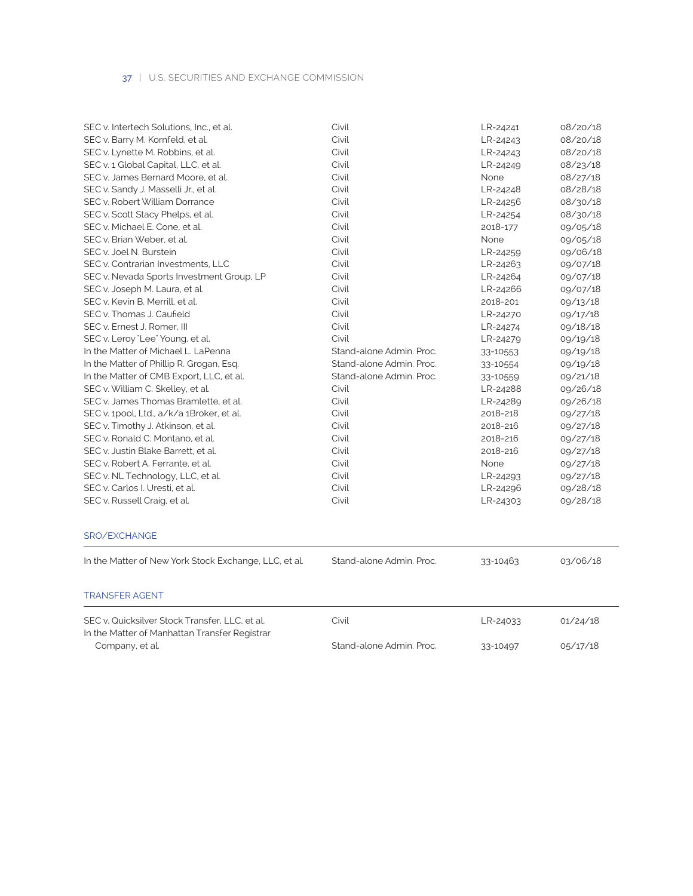| | | | |
|---|---|---|---|
| SEC v. Intertech Solutions, Inc., et al. | Civil | LR-24241 | 08/20/18 |
| SEC v. Barry M. Kornfeld, et al. | Civil | LR-24243 | 08/20/18 |
| SEC v. Lynette M. Robbins, et al. | Civil | LR-24243 | 08/20/18 |
| SEC v. 1 Global Capital, LLC, et al. | Civil | LR-24249 | 08/23/18 |
| SEC v. James Bernard Moore, et al. | Civil | None | 08/27/18 |
| SEC v. Sandy J. Masselli Jr., et al. | Civil | LR-24248 | 08/28/18 |
| SEC v. Robert William Dorrance | Civil | LR-24256 | 08/30/18 |
| SEC v. Scott Stacy Phelps, et al. | Civil | LR-24254 | 08/30/18 |
| SEC v. Michael E. Cone, et al. | Civil | 2018-177 | 09/05/18 |
| SEC v. Brian Weber, et al. | Civil | None | 09/05/18 |
| SEC v. Joel N. Burstein | Civil | LR-24259 | 09/06/18 |
| SEC v. Contrarian Investments, LLC | Civil | LR-24263 | 09/07/18 |
| SEC v. Nevada Sports Investment Group, LP | Civil | LR-24264 | 09/07/18 |
| SEC v. Joseph M. Laura, et al. | Civil | LR-24266 | 09/07/18 |
| SEC v. Kevin B. Merrill, et al. | Civil | 2018-201 | 09/13/18 |
| SEC v. Thomas J. Caufield | Civil | LR-24270 | 09/17/18 |
| SEC v. Ernest J. Romer, III | Civil | LR-24274 | 09/18/18 |
| SEC v. Leroy "Lee" Young, et al. | Civil | LR-24279 | 09/19/18 |
| In the Matter of Michael L. LaPenna | Stand-alone Admin. Proc. | 33-10553 | 09/19/18 |
| In the Matter of Phillip R. Grogan, Esq. | Stand-alone Admin. Proc. | 33-10554 | 09/19/18 |
| In the Matter of CMB Export, LLC, et al. | Stand-alone Admin. Proc. | 33-10559 | 09/21/18 |
| SEC v. William C. Skelley, et al. | Civil | LR-24288 | 09/26/18 |
| SEC v. James Thomas Bramlette, et al. | Civil | LR-24289 | 09/26/18 |
| SEC v. 1pool, Ltd., a/k/a 1Broker, et al. | Civil | 2018-218 | 09/27/18 |
| SEC v. Timothy J. Atkinson, et al. | Civil | 2018-216 | 09/27/18 |
| SEC v. Ronald C. Montano, et al. | Civil | 2018-216 | 09/27/18 |
| SEC v. Justin Blake Barrett, et al. | Civil | 2018-216 | 09/27/18 |
| SEC v. Robert A. Ferrante, et al. | Civil | None | 09/27/18 |
| SEC v. NL Technology, LLC, et al. | Civil | LR-24293 | 09/27/18 |
| SEC v. Carlos I. Uresti, et al. | Civil | LR-24296 | 09/28/18 |
| SEC v. Russell Craig, et al. | Civil | LR-24303 | 09/28/18 |

## SRO/EXCHANGE

| | | | |
|---|---|---|---|
| In the Matter of New York Stock Exchange, LLC, et al. | Stand-alone Admin. Proc. | 33-10463 | 03/06/18 |

## TRANSFER AGENT

| | | | |
|---|---|---|---|
| SEC v. Quicksilver Stock Transfer, LLC, et al. | Civil | LR-24033 | 01/24/18 |
| In the Matter of Manhattan Transfer Registrar Company, et al. | Stand-alone Admin. Proc. | 33-10497 | 05/17/18 |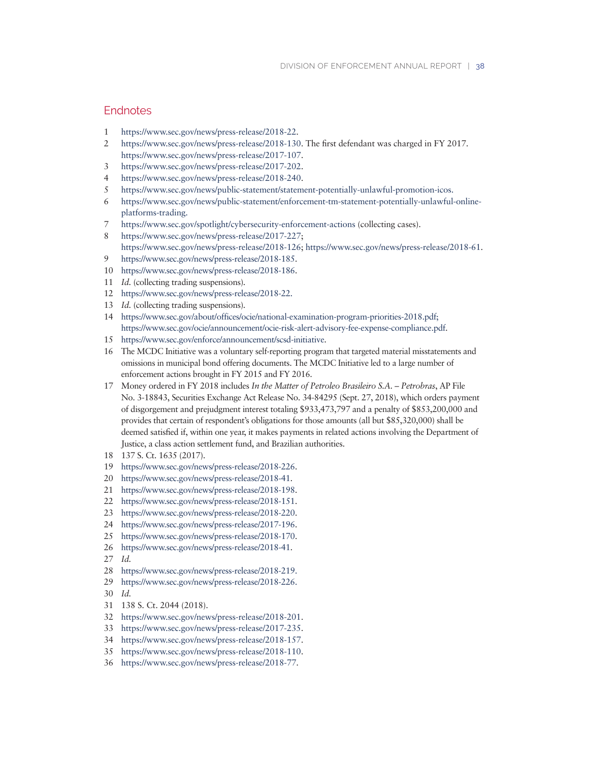## Endnotes

1 https://www.sec.gov/news/press-release/2018-22.
2 https://www.sec.gov/news/press-release/2018-130. The first defendant was charged in FY 2017. https://www.sec.gov/news/press-release/2017-107.
3 https://www.sec.gov/news/press-release/2017-202.
4 https://www.sec.gov/news/press-release/2018-240.
5 https://www.sec.gov/news/public-statement/statement-potentially-unlawful-promotion-icos.
6 https://www.sec.gov/news/public-statement/enforcement-tm-statement-potentially-unlawful-online-platforms-trading.
7 https://www.sec.gov/spotlight/cybersecurity-enforcement-actions (collecting cases).
8 https://www.sec.gov/news/press-release/2017-227; https://www.sec.gov/news/press-release/2018-126; https://www.sec.gov/news/press-release/2018-61.
9 https://www.sec.gov/news/press-release/2018-185.
10 https://www.sec.gov/news/press-release/2018-186.
11 *Id.* (collecting trading suspensions).
12 https://www.sec.gov/news/press-release/2018-22.
13 *Id.* (collecting trading suspensions).
14 https://www.sec.gov/about/offices/ocie/national-examination-program-priorities-2018.pdf; https://www.sec.gov/ocie/announcement/ocie-risk-alert-advisory-fee-expense-compliance.pdf.
15 https://www.sec.gov/enforce/announcement/scsd-initiative.
16 The MCDC Initiative was a voluntary self-reporting program that targeted material misstatements and omissions in municipal bond offering documents. The MCDC Initiative led to a large number of enforcement actions brought in FY 2015 and FY 2016.
17 Money ordered in FY 2018 includes *In the Matter of Petroleo Brasileiro S.A. – Petrobras*, AP File No. 3-18843, Securities Exchange Act Release No. 34-84295 (Sept. 27, 2018), which orders payment of disgorgement and prejudgment interest totaling $933,473,797 and a penalty of $853,200,000 and provides that certain of respondent's obligations for those amounts (all but $85,320,000) shall be deemed satisfied if, within one year, it makes payments in related actions involving the Department of Justice, a class action settlement fund, and Brazilian authorities.
18 137 S. Ct. 1635 (2017).
19 https://www.sec.gov/news/press-release/2018-226.
20 https://www.sec.gov/news/press-release/2018-41.
21 https://www.sec.gov/news/press-release/2018-198.
22 https://www.sec.gov/news/press-release/2018-151.
23 https://www.sec.gov/news/press-release/2018-220.
24 https://www.sec.gov/news/press-release/2017-196.
25 https://www.sec.gov/news/press-release/2018-170.
26 https://www.sec.gov/news/press-release/2018-41.
27 *Id.*
28 https://www.sec.gov/news/press-release/2018-219.
29 https://www.sec.gov/news/press-release/2018-226.
30 *Id.*
31 138 S. Ct. 2044 (2018).
32 https://www.sec.gov/news/press-release/2018-201.
33 https://www.sec.gov/news/press-release/2017-235.
34 https://www.sec.gov/news/press-release/2018-157.
35 https://www.sec.gov/news/press-release/2018-110.
36 https://www.sec.gov/news/press-release/2018-77.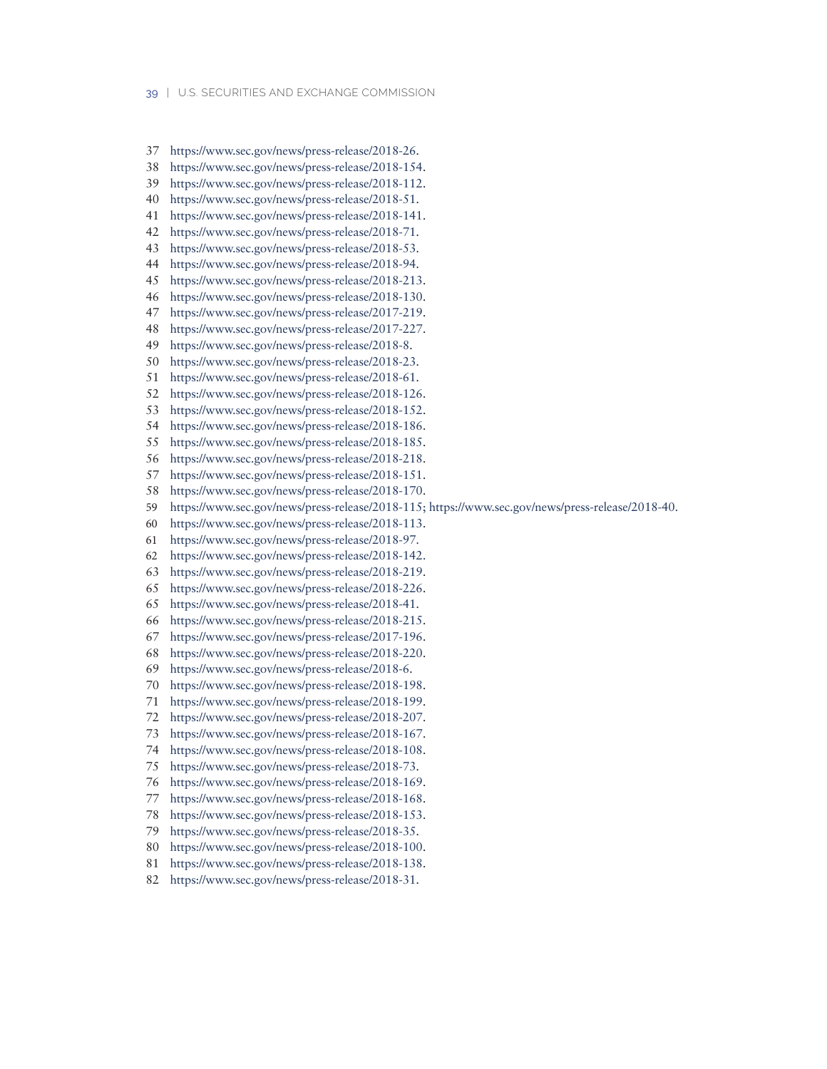37 https://www.sec.gov/news/press-release/2018-26.
38 https://www.sec.gov/news/press-release/2018-154.
39 https://www.sec.gov/news/press-release/2018-112.
40 https://www.sec.gov/news/press-release/2018-51.
41 https://www.sec.gov/news/press-release/2018-141.
42 https://www.sec.gov/news/press-release/2018-71.
43 https://www.sec.gov/news/press-release/2018-53.
44 https://www.sec.gov/news/press-release/2018-94.
45 https://www.sec.gov/news/press-release/2018-213.
46 https://www.sec.gov/news/press-release/2018-130.
47 https://www.sec.gov/news/press-release/2017-219.
48 https://www.sec.gov/news/press-release/2017-227.
49 https://www.sec.gov/news/press-release/2018-8.
50 https://www.sec.gov/news/press-release/2018-23.
51 https://www.sec.gov/news/press-release/2018-61.
52 https://www.sec.gov/news/press-release/2018-126.
53 https://www.sec.gov/news/press-release/2018-152.
54 https://www.sec.gov/news/press-release/2018-186.
55 https://www.sec.gov/news/press-release/2018-185.
56 https://www.sec.gov/news/press-release/2018-218.
57 https://www.sec.gov/news/press-release/2018-151.
58 https://www.sec.gov/news/press-release/2018-170.
59 https://www.sec.gov/news/press-release/2018-115; https://www.sec.gov/news/press-release/2018-40.
60 https://www.sec.gov/news/press-release/2018-113.
61 https://www.sec.gov/news/press-release/2018-97.
62 https://www.sec.gov/news/press-release/2018-142.
63 https://www.sec.gov/news/press-release/2018-219.
65 https://www.sec.gov/news/press-release/2018-226.
65 https://www.sec.gov/news/press-release/2018-41.
66 https://www.sec.gov/news/press-release/2018-215.
67 https://www.sec.gov/news/press-release/2017-196.
68 https://www.sec.gov/news/press-release/2018-220.
69 https://www.sec.gov/news/press-release/2018-6.
70 https://www.sec.gov/news/press-release/2018-198.
71 https://www.sec.gov/news/press-release/2018-199.
72 https://www.sec.gov/news/press-release/2018-207.
73 https://www.sec.gov/news/press-release/2018-167.
74 https://www.sec.gov/news/press-release/2018-108.
75 https://www.sec.gov/news/press-release/2018-73.
76 https://www.sec.gov/news/press-release/2018-169.
77 https://www.sec.gov/news/press-release/2018-168.
78 https://www.sec.gov/news/press-release/2018-153.
79 https://www.sec.gov/news/press-release/2018-35.
80 https://www.sec.gov/news/press-release/2018-100.
81 https://www.sec.gov/news/press-release/2018-138.
82 https://www.sec.gov/news/press-release/2018-31.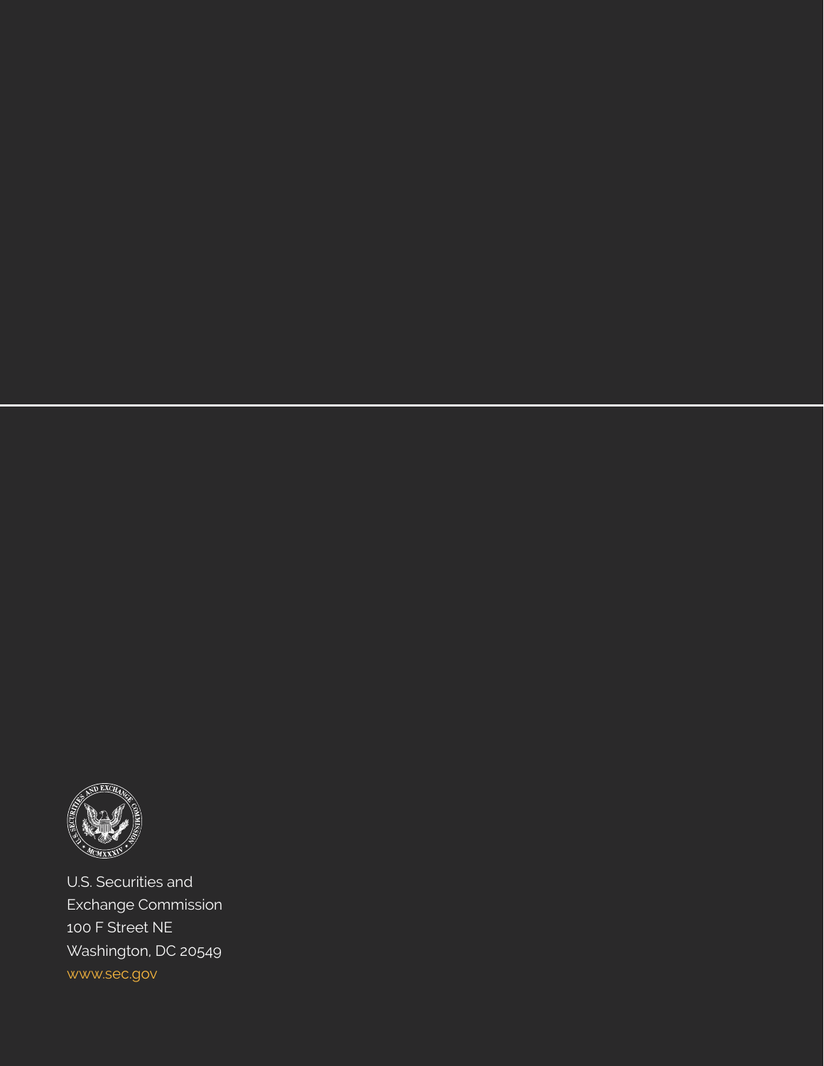U.S. Securities and
Exchange Commission
100 F Street NE
Washington, DC 20549
www.sec.gov